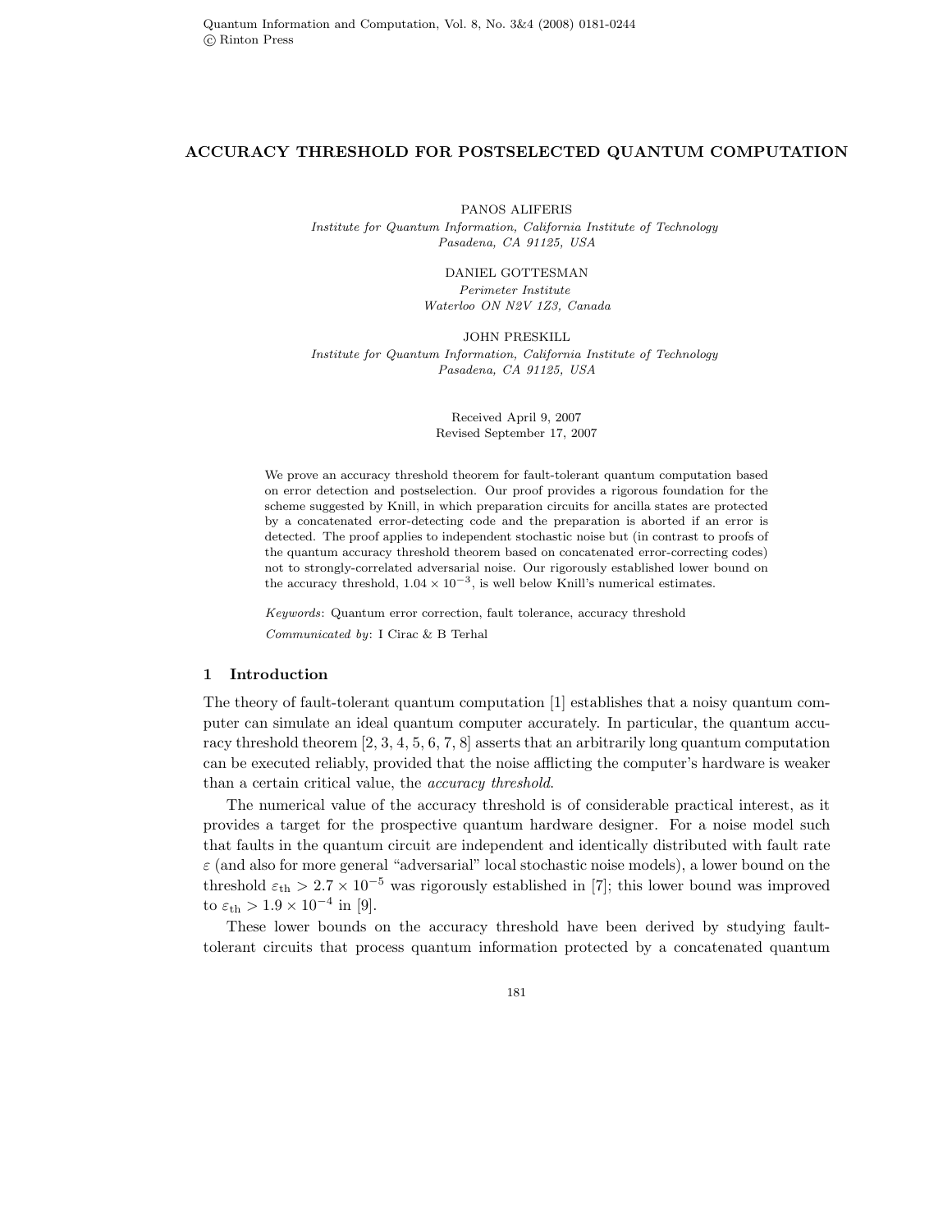# ACCURACY THRESHOLD FOR POSTSELECTED QUANTUM COMPUTATION

PANOS ALIFERIS

*Institute for Quantum Information, California Institute of Technology*
*Pasadena, CA 91125, USA*

DANIEL GOTTESMAN

*Perimeter Institute*
*Waterloo ON N2V 1Z3, Canada*

JOHN PRESKILL

*Institute for Quantum Information, California Institute of Technology*
*Pasadena, CA 91125, USA*

Received April 9, 2007
Revised September 17, 2007

We prove an accuracy threshold theorem for fault-tolerant quantum computation based on error detection and postselection. Our proof provides a rigorous foundation for the scheme suggested by Knill, in which preparation circuits for ancilla states are protected by a concatenated error-detecting code and the preparation is aborted if an error is detected. The proof applies to independent stochastic noise but (in contrast to proofs of the quantum accuracy threshold theorem based on concatenated error-correcting codes) not to strongly-correlated adversarial noise. Our rigorously established lower bound on the accuracy threshold, $1.04 \times 10^{-3}$, is well below Knill's numerical estimates.

*Keywords*: Quantum error correction, fault tolerance, accuracy threshold

*Communicated by*: I Cirac & B Terhal

## 1 Introduction

The theory of fault-tolerant quantum computation [1] establishes that a noisy quantum computer can simulate an ideal quantum computer accurately. In particular, the quantum accuracy threshold theorem [2, 3, 4, 5, 6, 7, 8] asserts that an arbitrarily long quantum computation can be executed reliably, provided that the noise afflicting the computer's hardware is weaker than a certain critical value, the *accuracy threshold*.

The numerical value of the accuracy threshold is of considerable practical interest, as it provides a target for the prospective quantum hardware designer. For a noise model such that faults in the quantum circuit are independent and identically distributed with fault rate $\varepsilon$ (and also for more general "adversarial" local stochastic noise models), a lower bound on the threshold $\varepsilon_{\rm th} > 2.7 \times 10^{-5}$ was rigorously established in [7]; this lower bound was improved to $\varepsilon_{\rm th} > 1.9 \times 10^{-4}$ in [9].

These lower bounds on the accuracy threshold have been derived by studying fault-tolerant circuits that process quantum information protected by a concatenated quantum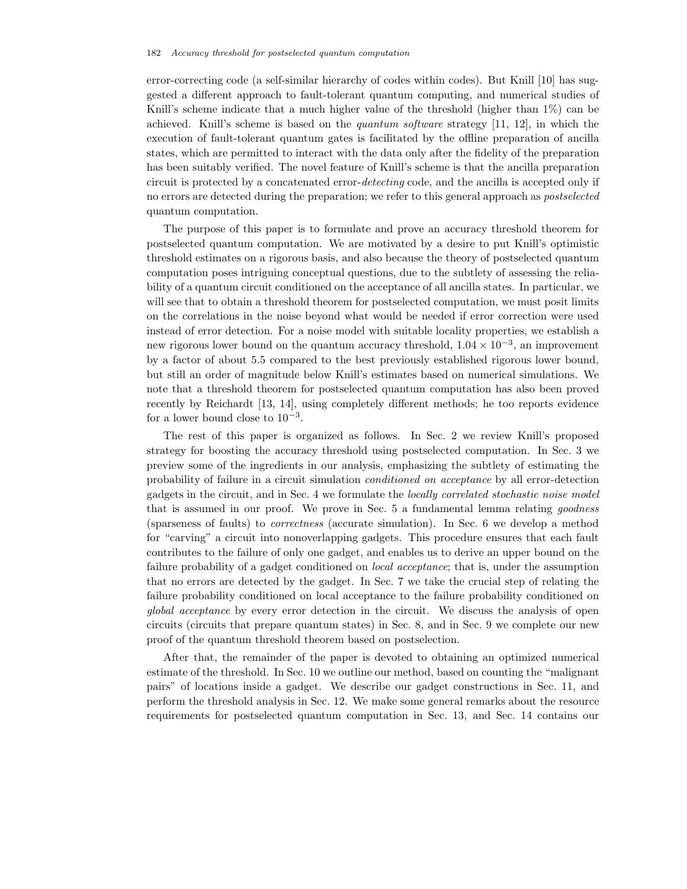error-correcting code (a self-similar hierarchy of codes within codes). But Knill [10] has suggested a different approach to fault-tolerant quantum computing, and numerical studies of Knill's scheme indicate that a much higher value of the threshold (higher than 1%) can be achieved. Knill's scheme is based on the *quantum software* strategy [11, 12], in which the execution of fault-tolerant quantum gates is facilitated by the offline preparation of ancilla states, which are permitted to interact with the data only after the fidelity of the preparation has been suitably verified. The novel feature of Knill's scheme is that the ancilla preparation circuit is protected by a concatenated error-*detecting* code, and the ancilla is accepted only if no errors are detected during the preparation; we refer to this general approach as *postselected* quantum computation.

The purpose of this paper is to formulate and prove an accuracy threshold theorem for postselected quantum computation. We are motivated by a desire to put Knill's optimistic threshold estimates on a rigorous basis, and also because the theory of postselected quantum computation poses intriguing conceptual questions, due to the subtlety of assessing the reliability of a quantum circuit conditioned on the acceptance of all ancilla states. In particular, we will see that to obtain a threshold theorem for postselected computation, we must posit limits on the correlations in the noise beyond what would be needed if error correction were used instead of error detection. For a noise model with suitable locality properties, we establish a new rigorous lower bound on the quantum accuracy threshold, $1.04 \times 10^{-3}$, an improvement by a factor of about 5.5 compared to the best previously established rigorous lower bound, but still an order of magnitude below Knill's estimates based on numerical simulations. We note that a threshold theorem for postselected quantum computation has also been proved recently by Reichardt [13, 14], using completely different methods; he too reports evidence for a lower bound close to $10^{-3}$.

The rest of this paper is organized as follows. In Sec. 2 we review Knill's proposed strategy for boosting the accuracy threshold using postselected computation. In Sec. 3 we preview some of the ingredients in our analysis, emphasizing the subtlety of estimating the probability of failure in a circuit simulation *conditioned on acceptance* by all error-detection gadgets in the circuit, and in Sec. 4 we formulate the *locally correlated stochastic noise model* that is assumed in our proof. We prove in Sec. 5 a fundamental lemma relating *goodness* (sparseness of faults) to *correctness* (accurate simulation). In Sec. 6 we develop a method for "carving" a circuit into nonoverlapping gadgets. This procedure ensures that each fault contributes to the failure of only one gadget, and enables us to derive an upper bound on the failure probability of a gadget conditioned on *local acceptance*; that is, under the assumption that no errors are detected by the gadget. In Sec. 7 we take the crucial step of relating the failure probability conditioned on local acceptance to the failure probability conditioned on *global acceptance* by every error detection in the circuit. We discuss the analysis of open circuits (circuits that prepare quantum states) in Sec. 8, and in Sec. 9 we complete our new proof of the quantum threshold theorem based on postselection.

After that, the remainder of the paper is devoted to obtaining an optimized numerical estimate of the threshold. In Sec. 10 we outline our method, based on counting the "malignant pairs" of locations inside a gadget. We describe our gadget constructions in Sec. 11, and perform the threshold analysis in Sec. 12. We make some general remarks about the resource requirements for postselected quantum computation in Sec. 13, and Sec. 14 contains our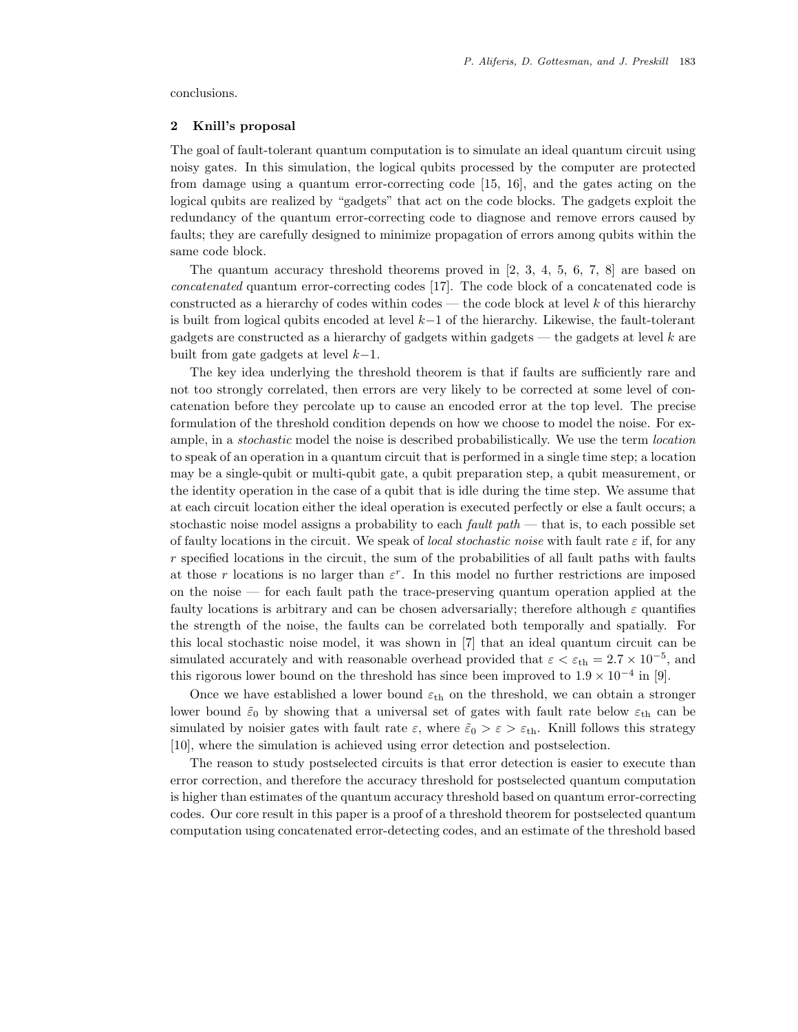conclusions.

## 2 Knill's proposal

The goal of fault-tolerant quantum computation is to simulate an ideal quantum circuit using noisy gates. In this simulation, the logical qubits processed by the computer are protected from damage using a quantum error-correcting code [15, 16], and the gates acting on the logical qubits are realized by "gadgets" that act on the code blocks. The gadgets exploit the redundancy of the quantum error-correcting code to diagnose and remove errors caused by faults; they are carefully designed to minimize propagation of errors among qubits within the same code block.

The quantum accuracy threshold theorems proved in [2, 3, 4, 5, 6, 7, 8] are based on *concatenated* quantum error-correcting codes [17]. The code block of a concatenated code is constructed as a hierarchy of codes within codes — the code block at level $k$ of this hierarchy is built from logical qubits encoded at level $k-1$ of the hierarchy. Likewise, the fault-tolerant gadgets are constructed as a hierarchy of gadgets within gadgets — the gadgets at level $k$ are built from gate gadgets at level $k-1$.

The key idea underlying the threshold theorem is that if faults are sufficiently rare and not too strongly correlated, then errors are very likely to be corrected at some level of concatenation before they percolate up to cause an encoded error at the top level. The precise formulation of the threshold condition depends on how we choose to model the noise. For example, in a *stochastic* model the noise is described probabilistically. We use the term *location* to speak of an operation in a quantum circuit that is performed in a single time step; a location may be a single-qubit or multi-qubit gate, a qubit preparation step, a qubit measurement, or the identity operation in the case of a qubit that is idle during the time step. We assume that at each circuit location either the ideal operation is executed perfectly or else a fault occurs; a stochastic noise model assigns a probability to each *fault path* — that is, to each possible set of faulty locations in the circuit. We speak of *local stochastic noise* with fault rate $\varepsilon$ if, for any $r$ specified locations in the circuit, the sum of the probabilities of all fault paths with faults at those $r$ locations is no larger than $\varepsilon^r$. In this model no further restrictions are imposed on the noise — for each fault path the trace-preserving quantum operation applied at the faulty locations is arbitrary and can be chosen adversarially; therefore although $\varepsilon$ quantifies the strength of the noise, the faults can be correlated both temporally and spatially. For this local stochastic noise model, it was shown in [7] that an ideal quantum circuit can be simulated accurately and with reasonable overhead provided that $\varepsilon < \varepsilon_{\rm th} = 2.7 \times 10^{-5}$, and this rigorous lower bound on the threshold has since been improved to $1.9 \times 10^{-4}$ in [9].

Once we have established a lower bound $\varepsilon_{\rm th}$ on the threshold, we can obtain a stronger lower bound $\tilde{\varepsilon}_0$ by showing that a universal set of gates with fault rate below $\varepsilon_{\rm th}$ can be simulated by noisier gates with fault rate $\varepsilon$, where $\tilde{\varepsilon}_0 > \varepsilon > \varepsilon_{\rm th}$. Knill follows this strategy [10], where the simulation is achieved using error detection and postselection.

The reason to study postselected circuits is that error detection is easier to execute than error correction, and therefore the accuracy threshold for postselected quantum computation is higher than estimates of the quantum accuracy threshold based on quantum error-correcting codes. Our core result in this paper is a proof of a threshold theorem for postselected quantum computation using concatenated error-detecting codes, and an estimate of the threshold based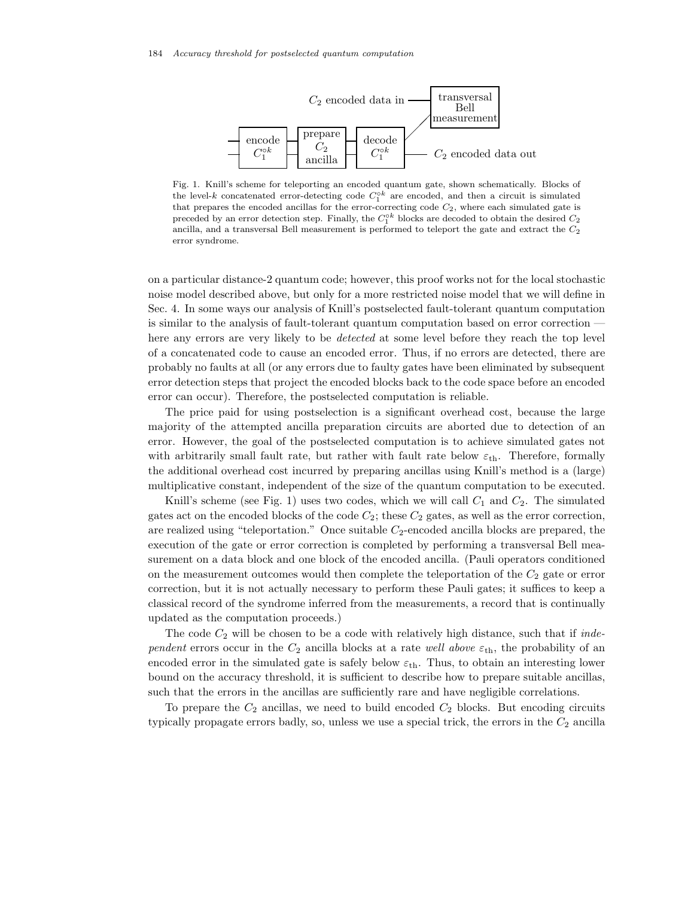Fig. 1. Knill's scheme for teleporting an encoded quantum gate, shown schematically. Blocks of the level-$k$ concatenated error-detecting code $C_1^{\circ k}$ are encoded, and then a circuit is simulated that prepares the encoded ancillas for the error-correcting code $C_2$, where each simulated gate is preceded by an error detection step. Finally, the $C_1^{\circ k}$ blocks are decoded to obtain the desired $C_2$ ancilla, and a transversal Bell measurement is performed to teleport the gate and extract the $C_2$ error syndrome.

on a particular distance-2 quantum code; however, this proof works not for the local stochastic noise model described above, but only for a more restricted noise model that we will define in Sec. 4. In some ways our analysis of Knill's postselected fault-tolerant quantum computation is similar to the analysis of fault-tolerant quantum computation based on error correction — here any errors are very likely to be *detected* at some level before they reach the top level of a concatenated code to cause an encoded error. Thus, if no errors are detected, there are probably no faults at all (or any errors due to faulty gates have been eliminated by subsequent error detection steps that project the encoded blocks back to the code space before an encoded error can occur). Therefore, the postselected computation is reliable.

The price paid for using postselection is a significant overhead cost, because the large majority of the attempted ancilla preparation circuits are aborted due to detection of an error. However, the goal of the postselected computation is to achieve simulated gates not with arbitrarily small fault rate, but rather with fault rate below $\varepsilon_{\rm th}$. Therefore, formally the additional overhead cost incurred by preparing ancillas using Knill's method is a (large) multiplicative constant, independent of the size of the quantum computation to be executed.

Knill's scheme (see Fig. 1) uses two codes, which we will call $C_1$ and $C_2$. The simulated gates act on the encoded blocks of the code $C_2$; these $C_2$ gates, as well as the error correction, are realized using "teleportation." Once suitable $C_2$-encoded ancilla blocks are prepared, the execution of the gate or error correction is completed by performing a transversal Bell measurement on a data block and one block of the encoded ancilla. (Pauli operators conditioned on the measurement outcomes would then complete the teleportation of the $C_2$ gate or error correction, but it is not actually necessary to perform these Pauli gates; it suffices to keep a classical record of the syndrome inferred from the measurements, a record that is continually updated as the computation proceeds.)

The code $C_2$ will be chosen to be a code with relatively high distance, such that if *independent* errors occur in the $C_2$ ancilla blocks at a rate *well above* $\varepsilon_{\rm th}$, the probability of an encoded error in the simulated gate is safely below $\varepsilon_{\rm th}$. Thus, to obtain an interesting lower bound on the accuracy threshold, it is sufficient to describe how to prepare suitable ancillas, such that the errors in the ancillas are sufficiently rare and have negligible correlations.

To prepare the $C_2$ ancillas, we need to build encoded $C_2$ blocks. But encoding circuits typically propagate errors badly, so, unless we use a special trick, the errors in the $C_2$ ancilla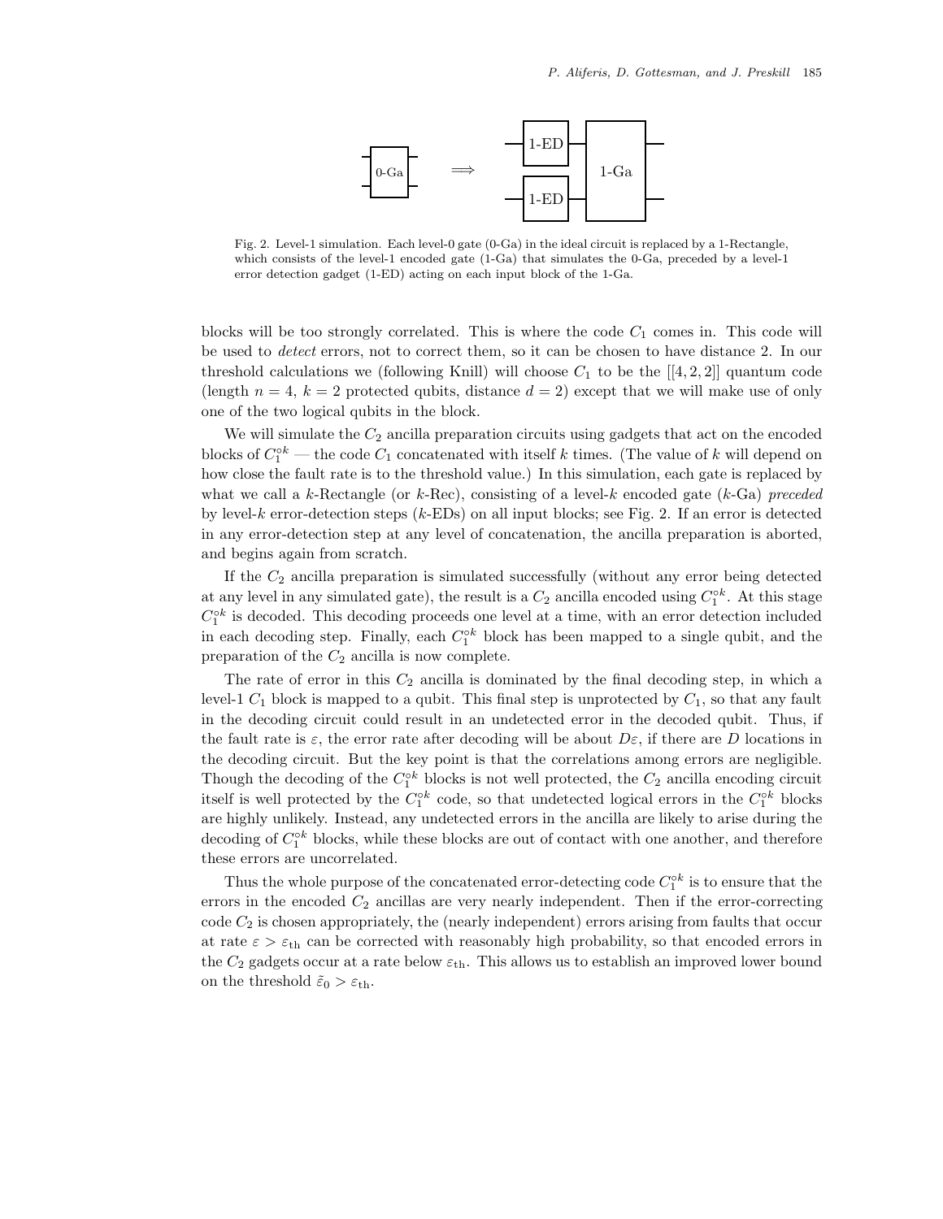Fig. 2. Level-1 simulation. Each level-0 gate (0-Ga) in the ideal circuit is replaced by a 1-Rectangle, which consists of the level-1 encoded gate (1-Ga) that simulates the 0-Ga, preceded by a level-1 error detection gadget (1-ED) acting on each input block of the 1-Ga.

blocks will be too strongly correlated. This is where the code $C_1$ comes in. This code will be used to *detect* errors, not to correct them, so it can be chosen to have distance 2. In our threshold calculations we (following Knill) will choose $C_1$ to be the $[[4, 2, 2]]$ quantum code (length $n = 4$, $k = 2$ protected qubits, distance $d = 2$) except that we will make use of only one of the two logical qubits in the block.

We will simulate the $C_2$ ancilla preparation circuits using gadgets that act on the encoded blocks of $C_1^{\circ k}$ — the code $C_1$ concatenated with itself $k$ times. (The value of $k$ will depend on how close the fault rate is to the threshold value.) In this simulation, each gate is replaced by what we call a $k$-Rectangle (or $k$-Rec), consisting of a level-$k$ encoded gate ($k$-Ga) *preceded* by level-$k$ error-detection steps ($k$-EDs) on all input blocks; see Fig. 2. If an error is detected in any error-detection step at any level of concatenation, the ancilla preparation is aborted, and begins again from scratch.

If the $C_2$ ancilla preparation is simulated successfully (without any error being detected at any level in any simulated gate), the result is a $C_2$ ancilla encoded using $C_1^{\circ k}$. At this stage $C_1^{\circ k}$ is decoded. This decoding proceeds one level at a time, with an error detection included in each decoding step. Finally, each $C_1^{\circ k}$ block has been mapped to a single qubit, and the preparation of the $C_2$ ancilla is now complete.

The rate of error in this $C_2$ ancilla is dominated by the final decoding step, in which a level-1 $C_1$ block is mapped to a qubit. This final step is unprotected by $C_1$, so that any fault in the decoding circuit could result in an undetected error in the decoded qubit. Thus, if the fault rate is $\varepsilon$, the error rate after decoding will be about $D\varepsilon$, if there are $D$ locations in the decoding circuit. But the key point is that the correlations among errors are negligible. Though the decoding of the $C_1^{\circ k}$ blocks is not well protected, the $C_2$ ancilla encoding circuit itself is well protected by the $C_1^{\circ k}$ code, so that undetected logical errors in the $C_1^{\circ k}$ blocks are highly unlikely. Instead, any undetected errors in the ancilla are likely to arise during the decoding of $C_1^{\circ k}$ blocks, while these blocks are out of contact with one another, and therefore these errors are uncorrelated.

Thus the whole purpose of the concatenated error-detecting code $C_1^{\circ k}$ is to ensure that the errors in the encoded $C_2$ ancillas are very nearly independent. Then if the error-correcting code $C_2$ is chosen appropriately, the (nearly independent) errors arising from faults that occur at rate $\varepsilon > \varepsilon_{\text{th}}$ can be corrected with reasonably high probability, so that encoded errors in the $C_2$ gadgets occur at a rate below $\varepsilon_{\text{th}}$. This allows us to establish an improved lower bound on the threshold $\tilde{\varepsilon}_0 > \varepsilon_{\text{th}}$.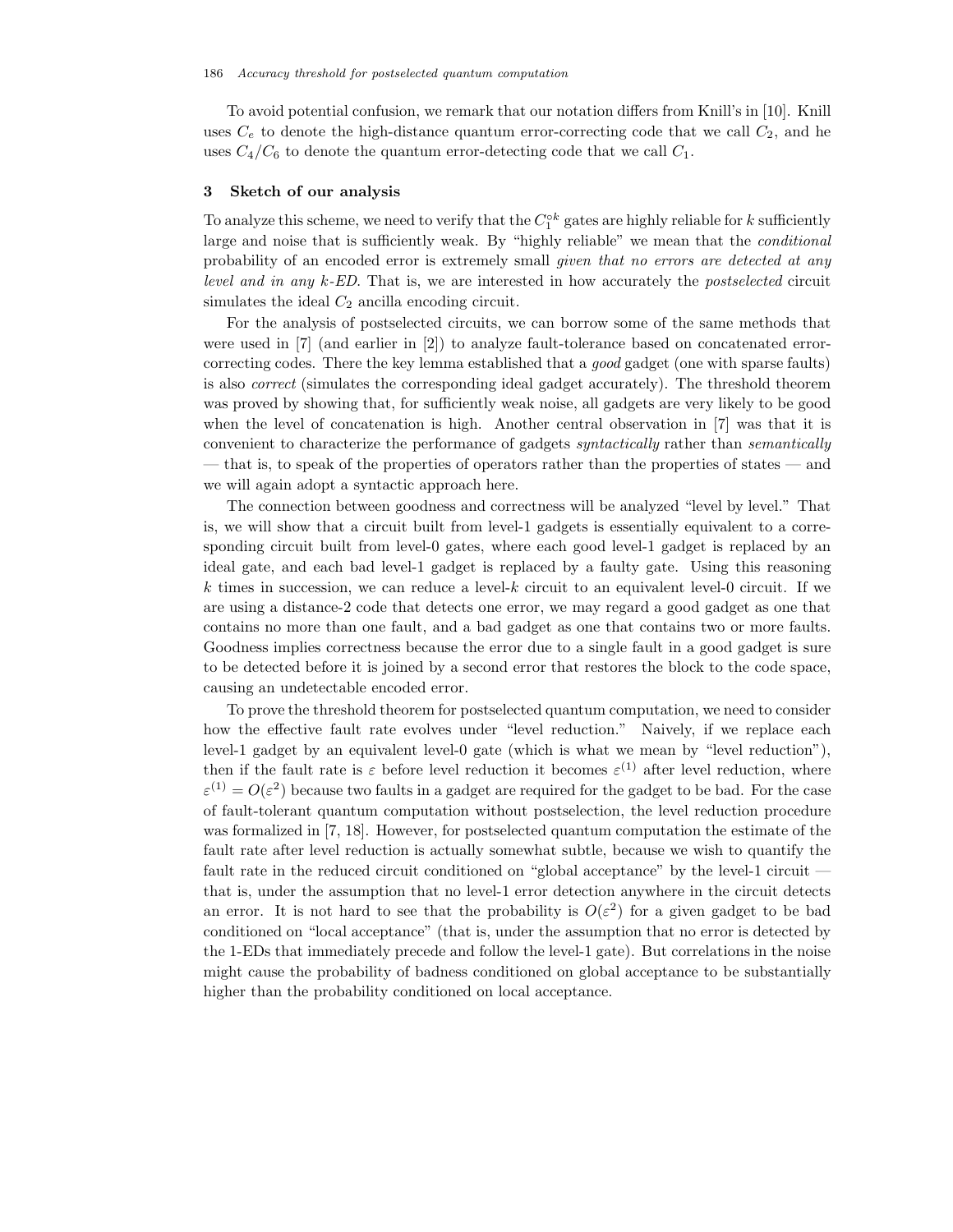To avoid potential confusion, we remark that our notation differs from Knill's in [10]. Knill uses $C_e$ to denote the high-distance quantum error-correcting code that we call $C_2$, and he uses $C_4/C_6$ to denote the quantum error-detecting code that we call $C_1$.

## 3 Sketch of our analysis

To analyze this scheme, we need to verify that the $C_1^{\circ k}$ gates are highly reliable for $k$ sufficiently large and noise that is sufficiently weak. By "highly reliable" we mean that the *conditional* probability of an encoded error is extremely small *given that no errors are detected at any level and in any k-ED*. That is, we are interested in how accurately the *postselected* circuit simulates the ideal $C_2$ ancilla encoding circuit.

For the analysis of postselected circuits, we can borrow some of the same methods that were used in [7] (and earlier in [2]) to analyze fault-tolerance based on concatenated error-correcting codes. There the key lemma established that a *good* gadget (one with sparse faults) is also *correct* (simulates the corresponding ideal gadget accurately). The threshold theorem was proved by showing that, for sufficiently weak noise, all gadgets are very likely to be good when the level of concatenation is high. Another central observation in [7] was that it is convenient to characterize the performance of gadgets *syntactically* rather than *semantically* — that is, to speak of the properties of operators rather than the properties of states — and we will again adopt a syntactic approach here.

The connection between goodness and correctness will be analyzed "level by level." That is, we will show that a circuit built from level-1 gadgets is essentially equivalent to a corresponding circuit built from level-0 gates, where each good level-1 gadget is replaced by an ideal gate, and each bad level-1 gadget is replaced by a faulty gate. Using this reasoning $k$ times in succession, we can reduce a level-$k$ circuit to an equivalent level-0 circuit. If we are using a distance-2 code that detects one error, we may regard a good gadget as one that contains no more than one fault, and a bad gadget as one that contains two or more faults. Goodness implies correctness because the error due to a single fault in a good gadget is sure to be detected before it is joined by a second error that restores the block to the code space, causing an undetectable encoded error.

To prove the threshold theorem for postselected quantum computation, we need to consider how the effective fault rate evolves under "level reduction." Naively, if we replace each level-1 gadget by an equivalent level-0 gate (which is what we mean by "level reduction"), then if the fault rate is $\varepsilon$ before level reduction it becomes $\varepsilon^{(1)}$ after level reduction, where $\varepsilon^{(1)} = O(\varepsilon^2)$ because two faults in a gadget are required for the gadget to be bad. For the case of fault-tolerant quantum computation without postselection, the level reduction procedure was formalized in [7, 18]. However, for postselected quantum computation the estimate of the fault rate after level reduction is actually somewhat subtle, because we wish to quantify the fault rate in the reduced circuit conditioned on "global acceptance" by the level-1 circuit — that is, under the assumption that no level-1 error detection anywhere in the circuit detects an error. It is not hard to see that the probability is $O(\varepsilon^2)$ for a given gadget to be bad conditioned on "local acceptance" (that is, under the assumption that no error is detected by the 1-EDs that immediately precede and follow the level-1 gate). But correlations in the noise might cause the probability of badness conditioned on global acceptance to be substantially higher than the probability conditioned on local acceptance.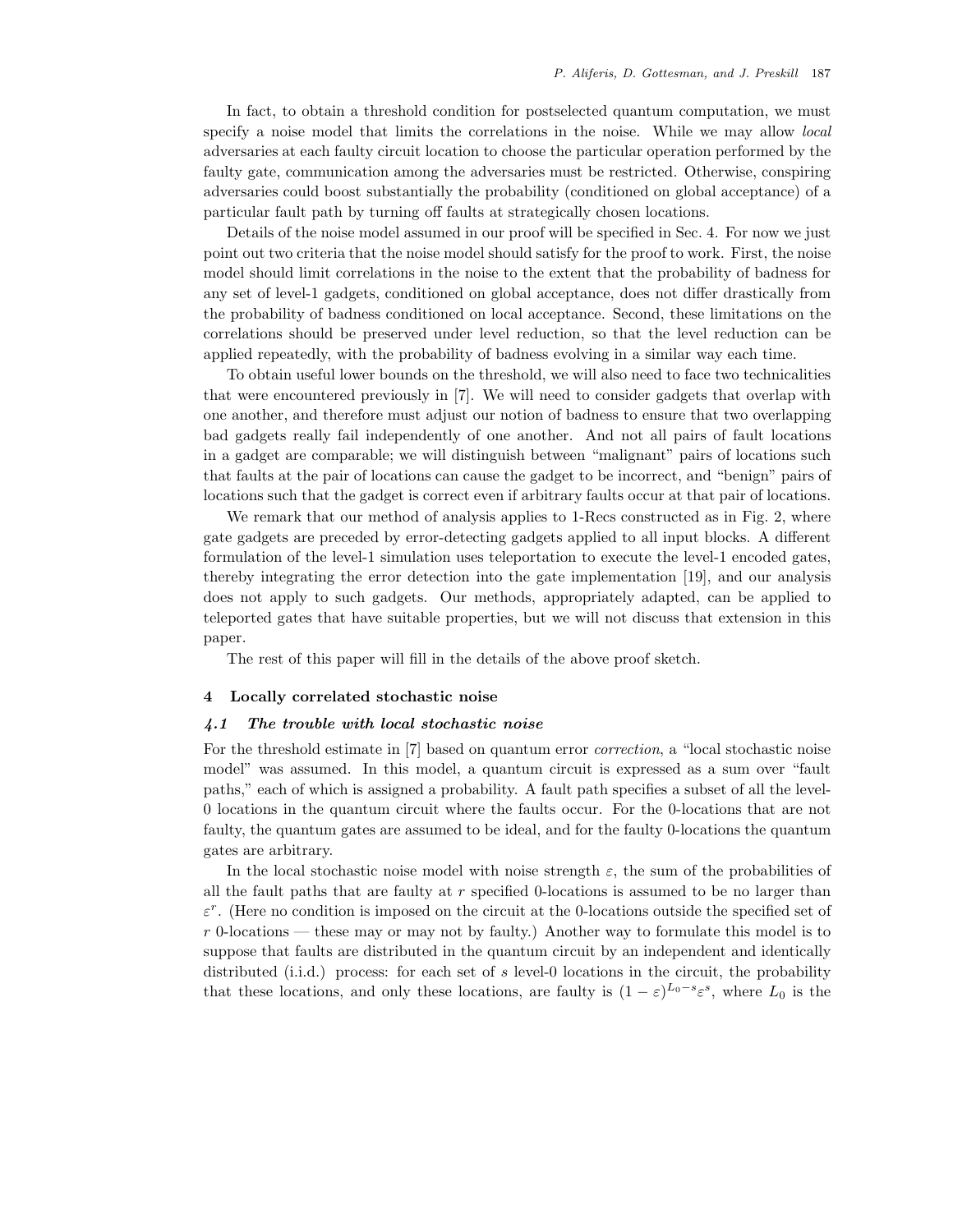In fact, to obtain a threshold condition for postselected quantum computation, we must specify a noise model that limits the correlations in the noise. While we may allow *local* adversaries at each faulty circuit location to choose the particular operation performed by the faulty gate, communication among the adversaries must be restricted. Otherwise, conspiring adversaries could boost substantially the probability (conditioned on global acceptance) of a particular fault path by turning off faults at strategically chosen locations.

Details of the noise model assumed in our proof will be specified in Sec. 4. For now we just point out two criteria that the noise model should satisfy for the proof to work. First, the noise model should limit correlations in the noise to the extent that the probability of badness for any set of level-1 gadgets, conditioned on global acceptance, does not differ drastically from the probability of badness conditioned on local acceptance. Second, these limitations on the correlations should be preserved under level reduction, so that the level reduction can be applied repeatedly, with the probability of badness evolving in a similar way each time.

To obtain useful lower bounds on the threshold, we will also need to face two technicalities that were encountered previously in [7]. We will need to consider gadgets that overlap with one another, and therefore must adjust our notion of badness to ensure that two overlapping bad gadgets really fail independently of one another. And not all pairs of fault locations in a gadget are comparable; we will distinguish between "malignant" pairs of locations such that faults at the pair of locations can cause the gadget to be incorrect, and "benign" pairs of locations such that the gadget is correct even if arbitrary faults occur at that pair of locations.

We remark that our method of analysis applies to 1-Recs constructed as in Fig. 2, where gate gadgets are preceded by error-detecting gadgets applied to all input blocks. A different formulation of the level-1 simulation uses teleportation to execute the level-1 encoded gates, thereby integrating the error detection into the gate implementation [19], and our analysis does not apply to such gadgets. Our methods, appropriately adapted, can be applied to teleported gates that have suitable properties, but we will not discuss that extension in this paper.

The rest of this paper will fill in the details of the above proof sketch.

## 4 Locally correlated stochastic noise

### 4.1 The trouble with local stochastic noise

For the threshold estimate in [7] based on quantum error *correction*, a "local stochastic noise model" was assumed. In this model, a quantum circuit is expressed as a sum over "fault paths," each of which is assigned a probability. A fault path specifies a subset of all the level-0 locations in the quantum circuit where the faults occur. For the 0-locations that are not faulty, the quantum gates are assumed to be ideal, and for the faulty 0-locations the quantum gates are arbitrary.

In the local stochastic noise model with noise strength $\varepsilon$, the sum of the probabilities of all the fault paths that are faulty at $r$ specified 0-locations is assumed to be no larger than $\varepsilon^r$. (Here no condition is imposed on the circuit at the 0-locations outside the specified set of $r$ 0-locations — these may or may not by faulty.) Another way to formulate this model is to suppose that faults are distributed in the quantum circuit by an independent and identically distributed (i.i.d.) process: for each set of $s$ level-0 locations in the circuit, the probability that these locations, and only these locations, are faulty is $(1-\varepsilon)^{L_0-s}\varepsilon^s$, where $L_0$ is the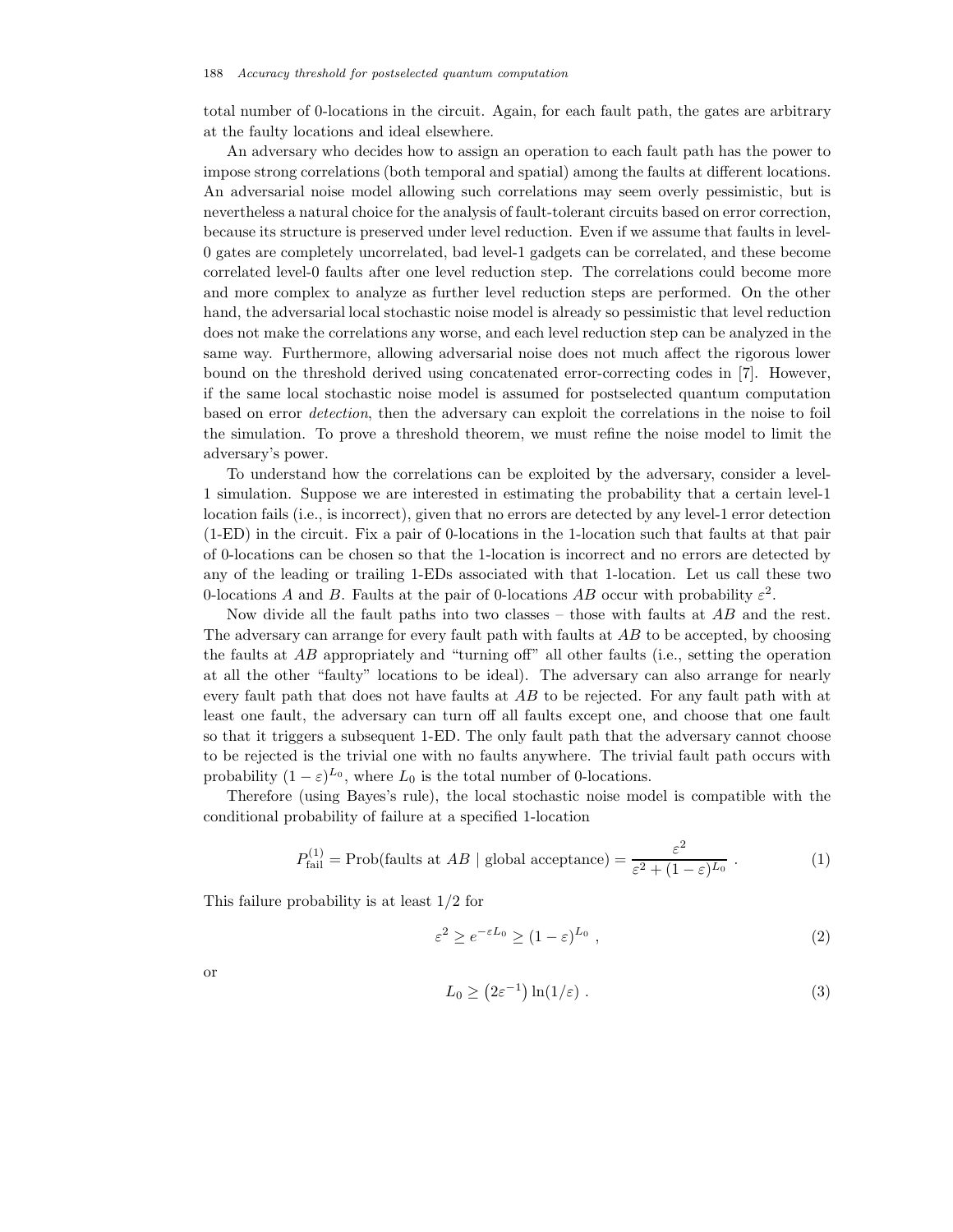total number of 0-locations in the circuit. Again, for each fault path, the gates are arbitrary at the faulty locations and ideal elsewhere.

An adversary who decides how to assign an operation to each fault path has the power to impose strong correlations (both temporal and spatial) among the faults at different locations. An adversarial noise model allowing such correlations may seem overly pessimistic, but is nevertheless a natural choice for the analysis of fault-tolerant circuits based on error correction, because its structure is preserved under level reduction. Even if we assume that faults in level-0 gates are completely uncorrelated, bad level-1 gadgets can be correlated, and these become correlated level-0 faults after one level reduction step. The correlations could become more and more complex to analyze as further level reduction steps are performed. On the other hand, the adversarial local stochastic noise model is already so pessimistic that level reduction does not make the correlations any worse, and each level reduction step can be analyzed in the same way. Furthermore, allowing adversarial noise does not much affect the rigorous lower bound on the threshold derived using concatenated error-correcting codes in [7]. However, if the same local stochastic noise model is assumed for postselected quantum computation based on error *detection*, then the adversary can exploit the correlations in the noise to foil the simulation. To prove a threshold theorem, we must refine the noise model to limit the adversary's power.

To understand how the correlations can be exploited by the adversary, consider a level-1 simulation. Suppose we are interested in estimating the probability that a certain level-1 location fails (i.e., is incorrect), given that no errors are detected by any level-1 error detection (1-ED) in the circuit. Fix a pair of 0-locations in the 1-location such that faults at that pair of 0-locations can be chosen so that the 1-location is incorrect and no errors are detected by any of the leading or trailing 1-EDs associated with that 1-location. Let us call these two 0-locations $A$ and $B$. Faults at the pair of 0-locations $AB$ occur with probability $\varepsilon^2$.

Now divide all the fault paths into two classes – those with faults at $AB$ and the rest. The adversary can arrange for every fault path with faults at $AB$ to be accepted, by choosing the faults at $AB$ appropriately and "turning off" all other faults (i.e., setting the operation at all the other "faulty" locations to be ideal). The adversary can also arrange for nearly every fault path that does not have faults at $AB$ to be rejected. For any fault path with at least one fault, the adversary can turn off all faults except one, and choose that one fault so that it triggers a subsequent 1-ED. The only fault path that the adversary cannot choose to be rejected is the trivial one with no faults anywhere. The trivial fault path occurs with probability $(1-\varepsilon)^{L_0}$, where $L_0$ is the total number of 0-locations.

Therefore (using Bayes's rule), the local stochastic noise model is compatible with the conditional probability of failure at a specified 1-location

$$P_{\text{fail}}^{(1)} = \text{Prob}(\text{faults at } AB \mid \text{global acceptance}) = \frac{\varepsilon^2}{\varepsilon^2 + (1-\varepsilon)^{L_0}} \ . \tag{1}$$

This failure probability is at least 1/2 for

$$\varepsilon^2 \geq e^{-\varepsilon L_0} \geq (1-\varepsilon)^{L_0} \ , \tag{2}$$

or

$$L_0 \geq \left(2\varepsilon^{-1}\right) \ln(1/\varepsilon) \ . \tag{3}$$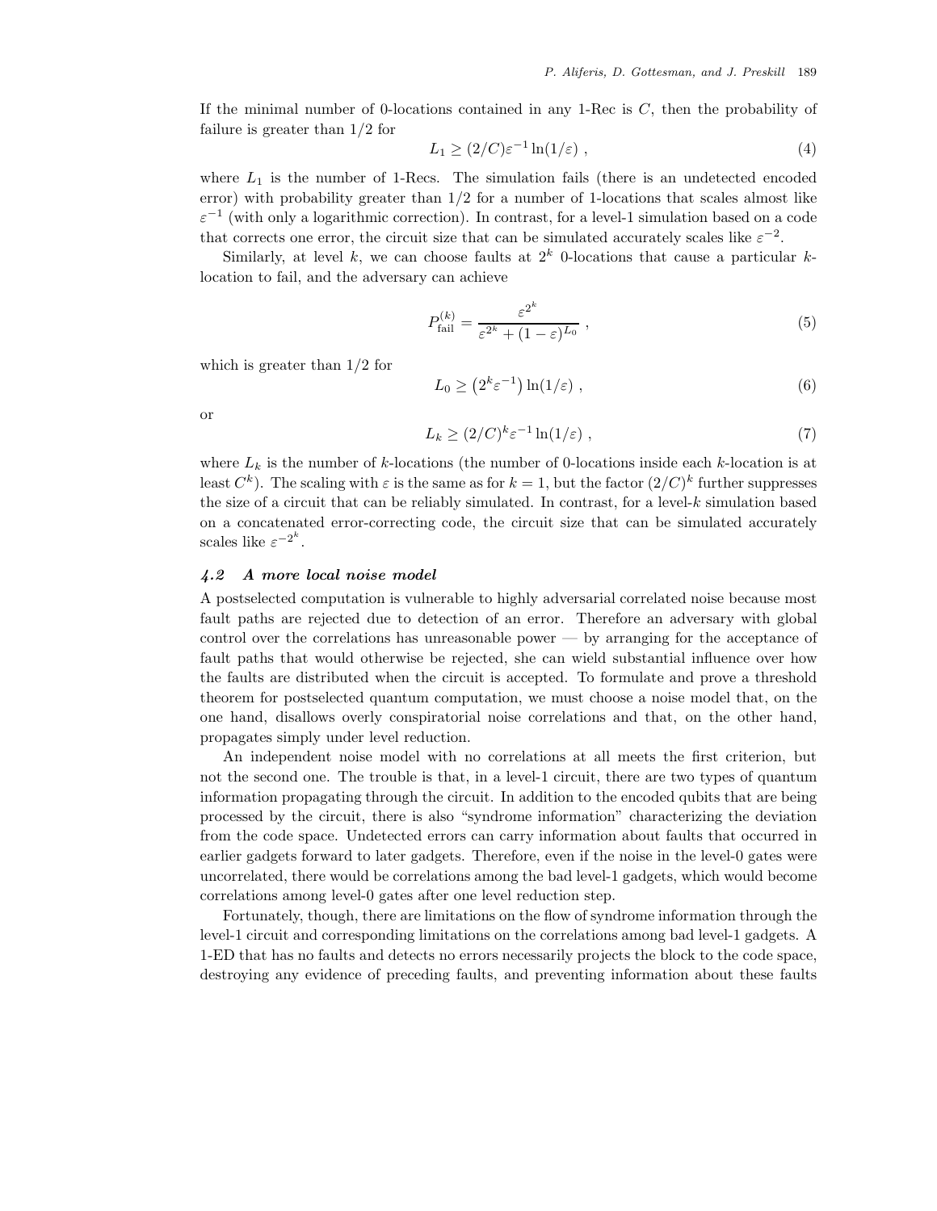If the minimal number of 0-locations contained in any 1-Rec is $C$, then the probability of failure is greater than 1/2 for

$$L_1 \geq (2/C)\varepsilon^{-1}\ln(1/\varepsilon) \ , \tag{4}$$

where $L_1$ is the number of 1-Recs. The simulation fails (there is an undetected encoded error) with probability greater than 1/2 for a number of 1-locations that scales almost like $\varepsilon^{-1}$ (with only a logarithmic correction). In contrast, for a level-1 simulation based on a code that corrects one error, the circuit size that can be simulated accurately scales like $\varepsilon^{-2}$.

Similarly, at level $k$, we can choose faults at $2^k$ 0-locations that cause a particular $k$-location to fail, and the adversary can achieve

$$P_{\rm fail}^{(k)} = \frac{\varepsilon^{2^k}}{\varepsilon^{2^k} + (1-\varepsilon)^{L_0}} \ , \tag{5}$$

which is greater than 1/2 for

$$L_0 \geq \left(2^k \varepsilon^{-1}\right)\ln(1/\varepsilon) \ , \tag{6}$$

or

$$L_k \geq (2/C)^k \varepsilon^{-1}\ln(1/\varepsilon) \ , \tag{7}$$

where $L_k$ is the number of $k$-locations (the number of 0-locations inside each $k$-location is at least $C^k$). The scaling with $\varepsilon$ is the same as for $k=1$, but the factor $(2/C)^k$ further suppresses the size of a circuit that can be reliably simulated. In contrast, for a level-$k$ simulation based on a concatenated error-correcting code, the circuit size that can be simulated accurately scales like $\varepsilon^{-2^k}$.

### *4.2 A more local noise model*

A postselected computation is vulnerable to highly adversarial correlated noise because most fault paths are rejected due to detection of an error. Therefore an adversary with global control over the correlations has unreasonable power — by arranging for the acceptance of fault paths that would otherwise be rejected, she can wield substantial influence over how the faults are distributed when the circuit is accepted. To formulate and prove a threshold theorem for postselected quantum computation, we must choose a noise model that, on the one hand, disallows overly conspiratorial noise correlations and that, on the other hand, propagates simply under level reduction.

An independent noise model with no correlations at all meets the first criterion, but not the second one. The trouble is that, in a level-1 circuit, there are two types of quantum information propagating through the circuit. In addition to the encoded qubits that are being processed by the circuit, there is also "syndrome information" characterizing the deviation from the code space. Undetected errors can carry information about faults that occurred in earlier gadgets forward to later gadgets. Therefore, even if the noise in the level-0 gates were uncorrelated, there would be correlations among the bad level-1 gadgets, which would become correlations among level-0 gates after one level reduction step.

Fortunately, though, there are limitations on the flow of syndrome information through the level-1 circuit and corresponding limitations on the correlations among bad level-1 gadgets. A 1-ED that has no faults and detects no errors necessarily projects the block to the code space, destroying any evidence of preceding faults, and preventing information about these faults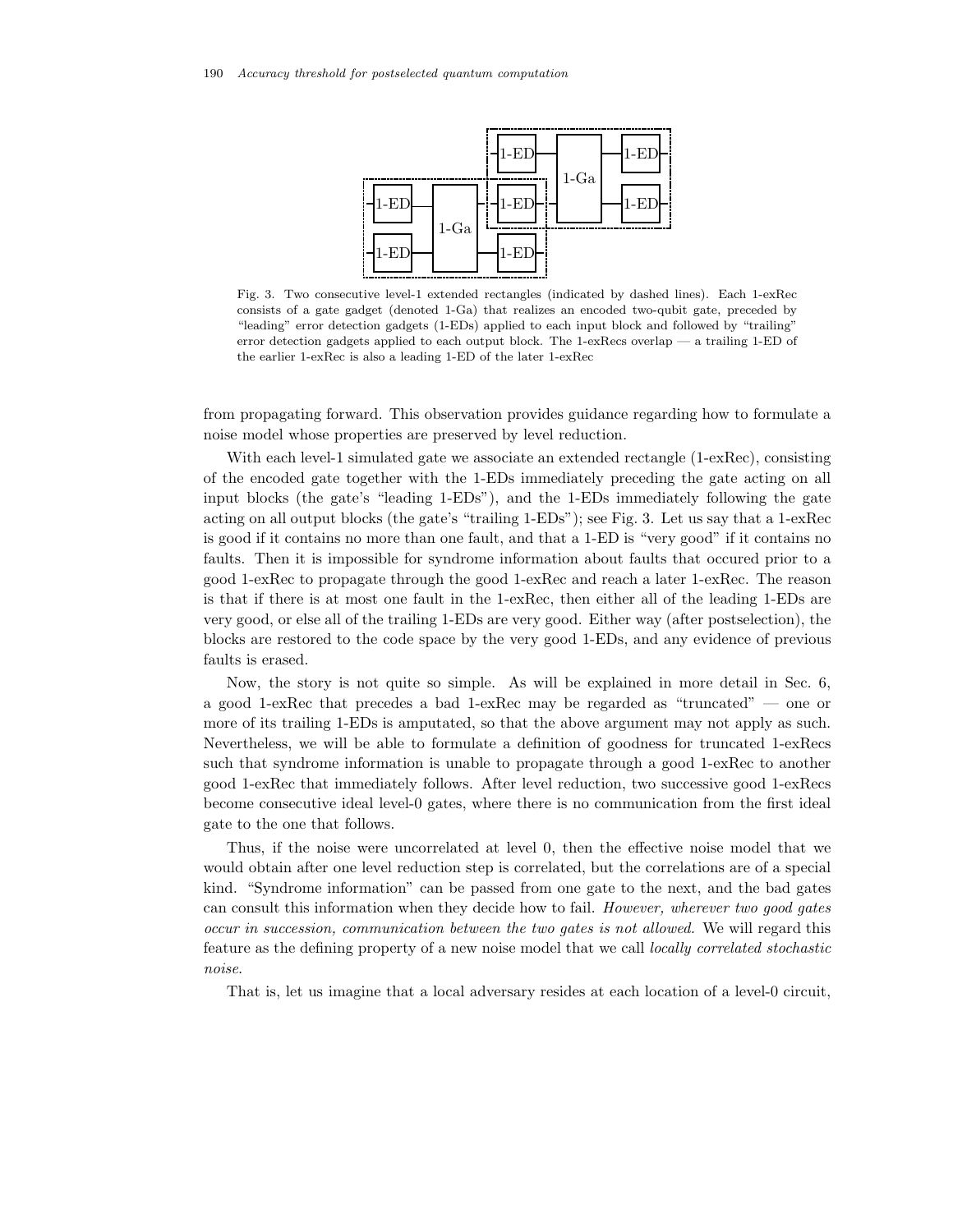Fig. 3. Two consecutive level-1 extended rectangles (indicated by dashed lines). Each 1-exRec consists of a gate gadget (denoted 1-Ga) that realizes an encoded two-qubit gate, preceded by "leading" error detection gadgets (1-EDs) applied to each input block and followed by "trailing" error detection gadgets applied to each output block. The 1-exRecs overlap — a trailing 1-ED of the earlier 1-exRec is also a leading 1-ED of the later 1-exRec

from propagating forward. This observation provides guidance regarding how to formulate a noise model whose properties are preserved by level reduction.

With each level-1 simulated gate we associate an extended rectangle (1-exRec), consisting of the encoded gate together with the 1-EDs immediately preceding the gate acting on all input blocks (the gate's "leading 1-EDs"), and the 1-EDs immediately following the gate acting on all output blocks (the gate's "trailing 1-EDs"); see Fig. 3. Let us say that a 1-exRec is good if it contains no more than one fault, and that a 1-ED is "very good" if it contains no faults. Then it is impossible for syndrome information about faults that occured prior to a good 1-exRec to propagate through the good 1-exRec and reach a later 1-exRec. The reason is that if there is at most one fault in the 1-exRec, then either all of the leading 1-EDs are very good, or else all of the trailing 1-EDs are very good. Either way (after postselection), the blocks are restored to the code space by the very good 1-EDs, and any evidence of previous faults is erased.

Now, the story is not quite so simple. As will be explained in more detail in Sec. 6, a good 1-exRec that precedes a bad 1-exRec may be regarded as "truncated" — one or more of its trailing 1-EDs is amputated, so that the above argument may not apply as such. Nevertheless, we will be able to formulate a definition of goodness for truncated 1-exRecs such that syndrome information is unable to propagate through a good 1-exRec to another good 1-exRec that immediately follows. After level reduction, two successive good 1-exRecs become consecutive ideal level-0 gates, where there is no communication from the first ideal gate to the one that follows.

Thus, if the noise were uncorrelated at level 0, then the effective noise model that we would obtain after one level reduction step is correlated, but the correlations are of a special kind. "Syndrome information" can be passed from one gate to the next, and the bad gates can consult this information when they decide how to fail. *However, wherever two good gates occur in succession, communication between the two gates is not allowed.* We will regard this feature as the defining property of a new noise model that we call *locally correlated stochastic noise*.

That is, let us imagine that a local adversary resides at each location of a level-0 circuit,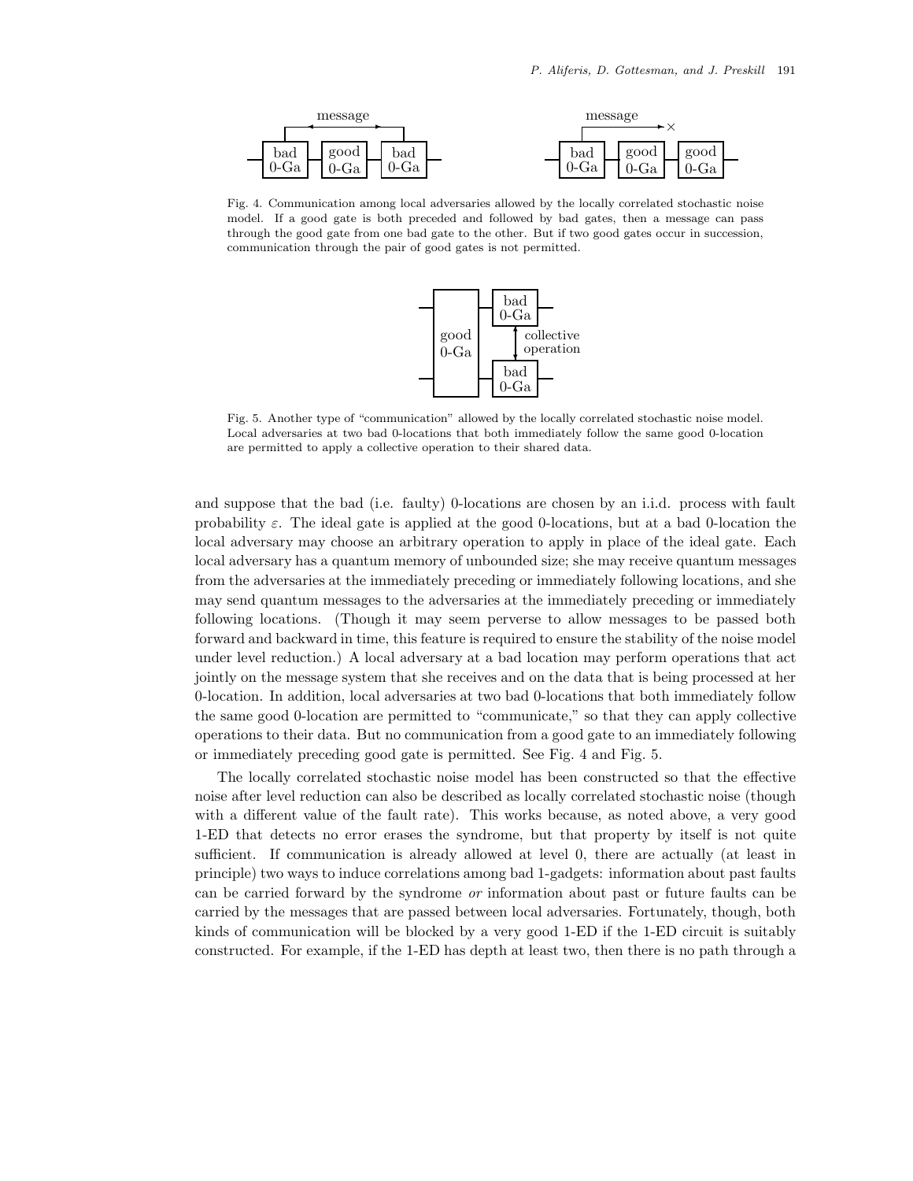Fig. 4. Communication among local adversaries allowed by the locally correlated stochastic noise model. If a good gate is both preceded and followed by bad gates, then a message can pass through the good gate from one bad gate to the other. But if two good gates occur in succession, communication through the pair of good gates is not permitted.

Fig. 5. Another type of "communication" allowed by the locally correlated stochastic noise model. Local adversaries at two bad 0-locations that both immediately follow the same good 0-location are permitted to apply a collective operation to their shared data.

and suppose that the bad (i.e. faulty) 0-locations are chosen by an i.i.d. process with fault probability $\varepsilon$. The ideal gate is applied at the good 0-locations, but at a bad 0-location the local adversary may choose an arbitrary operation to apply in place of the ideal gate. Each local adversary has a quantum memory of unbounded size; she may receive quantum messages from the adversaries at the immediately preceding or immediately following locations, and she may send quantum messages to the adversaries at the immediately preceding or immediately following locations. (Though it may seem perverse to allow messages to be passed both forward and backward in time, this feature is required to ensure the stability of the noise model under level reduction.) A local adversary at a bad location may perform operations that act jointly on the message system that she receives and on the data that is being processed at her 0-location. In addition, local adversaries at two bad 0-locations that both immediately follow the same good 0-location are permitted to "communicate," so that they can apply collective operations to their data. But no communication from a good gate to an immediately following or immediately preceding good gate is permitted. See Fig. 4 and Fig. 5.

The locally correlated stochastic noise model has been constructed so that the effective noise after level reduction can also be described as locally correlated stochastic noise (though with a different value of the fault rate). This works because, as noted above, a very good 1-ED that detects no error erases the syndrome, but that property by itself is not quite sufficient. If communication is already allowed at level 0, there are actually (at least in principle) two ways to induce correlations among bad 1-gadgets: information about past faults can be carried forward by the syndrome *or* information about past or future faults can be carried by the messages that are passed between local adversaries. Fortunately, though, both kinds of communication will be blocked by a very good 1-ED if the 1-ED circuit is suitably constructed. For example, if the 1-ED has depth at least two, then there is no path through a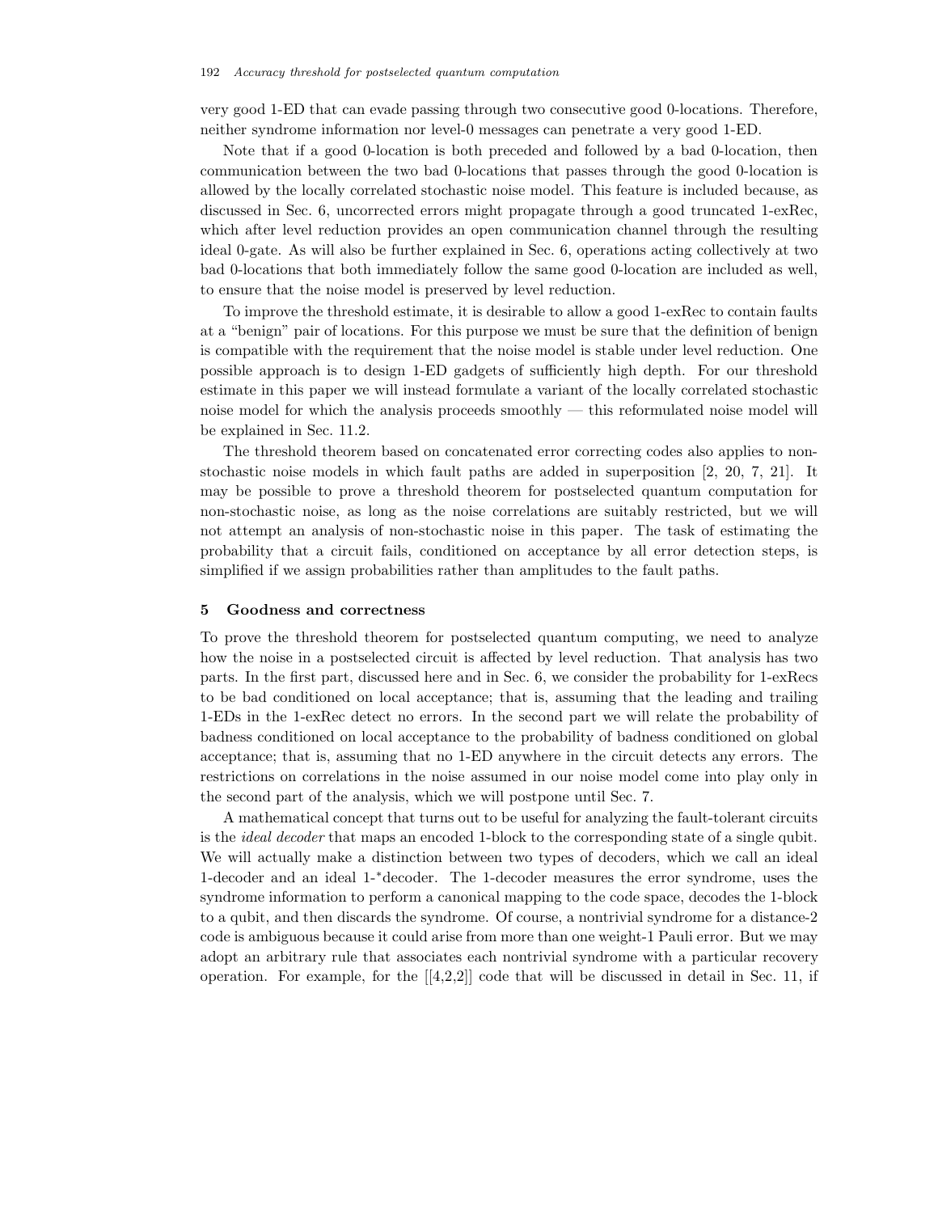very good 1-ED that can evade passing through two consecutive good 0-locations. Therefore, neither syndrome information nor level-0 messages can penetrate a very good 1-ED.

Note that if a good 0-location is both preceded and followed by a bad 0-location, then communication between the two bad 0-locations that passes through the good 0-location is allowed by the locally correlated stochastic noise model. This feature is included because, as discussed in Sec. 6, uncorrected errors might propagate through a good truncated 1-exRec, which after level reduction provides an open communication channel through the resulting ideal 0-gate. As will also be further explained in Sec. 6, operations acting collectively at two bad 0-locations that both immediately follow the same good 0-location are included as well, to ensure that the noise model is preserved by level reduction.

To improve the threshold estimate, it is desirable to allow a good 1-exRec to contain faults at a "benign" pair of locations. For this purpose we must be sure that the definition of benign is compatible with the requirement that the noise model is stable under level reduction. One possible approach is to design 1-ED gadgets of sufficiently high depth. For our threshold estimate in this paper we will instead formulate a variant of the locally correlated stochastic noise model for which the analysis proceeds smoothly — this reformulated noise model will be explained in Sec. 11.2.

The threshold theorem based on concatenated error correcting codes also applies to non-stochastic noise models in which fault paths are added in superposition [2, 20, 7, 21]. It may be possible to prove a threshold theorem for postselected quantum computation for non-stochastic noise, as long as the noise correlations are suitably restricted, but we will not attempt an analysis of non-stochastic noise in this paper. The task of estimating the probability that a circuit fails, conditioned on acceptance by all error detection steps, is simplified if we assign probabilities rather than amplitudes to the fault paths.

## 5 Goodness and correctness

To prove the threshold theorem for postselected quantum computing, we need to analyze how the noise in a postselected circuit is affected by level reduction. That analysis has two parts. In the first part, discussed here and in Sec. 6, we consider the probability for 1-exRecs to be bad conditioned on local acceptance; that is, assuming that the leading and trailing 1-EDs in the 1-exRec detect no errors. In the second part we will relate the probability of badness conditioned on local acceptance to the probability of badness conditioned on global acceptance; that is, assuming that no 1-ED anywhere in the circuit detects any errors. The restrictions on correlations in the noise assumed in our noise model come into play only in the second part of the analysis, which we will postpone until Sec. 7.

A mathematical concept that turns out to be useful for analyzing the fault-tolerant circuits is the *ideal decoder* that maps an encoded 1-block to the corresponding state of a single qubit. We will actually make a distinction between two types of decoders, which we call an ideal 1-decoder and an ideal 1-$^*$decoder. The 1-decoder measures the error syndrome, uses the syndrome information to perform a canonical mapping to the code space, decodes the 1-block to a qubit, and then discards the syndrome. Of course, a nontrivial syndrome for a distance-2 code is ambiguous because it could arise from more than one weight-1 Pauli error. But we may adopt an arbitrary rule that associates each nontrivial syndrome with a particular recovery operation. For example, for the [[4,2,2]] code that will be discussed in detail in Sec. 11, if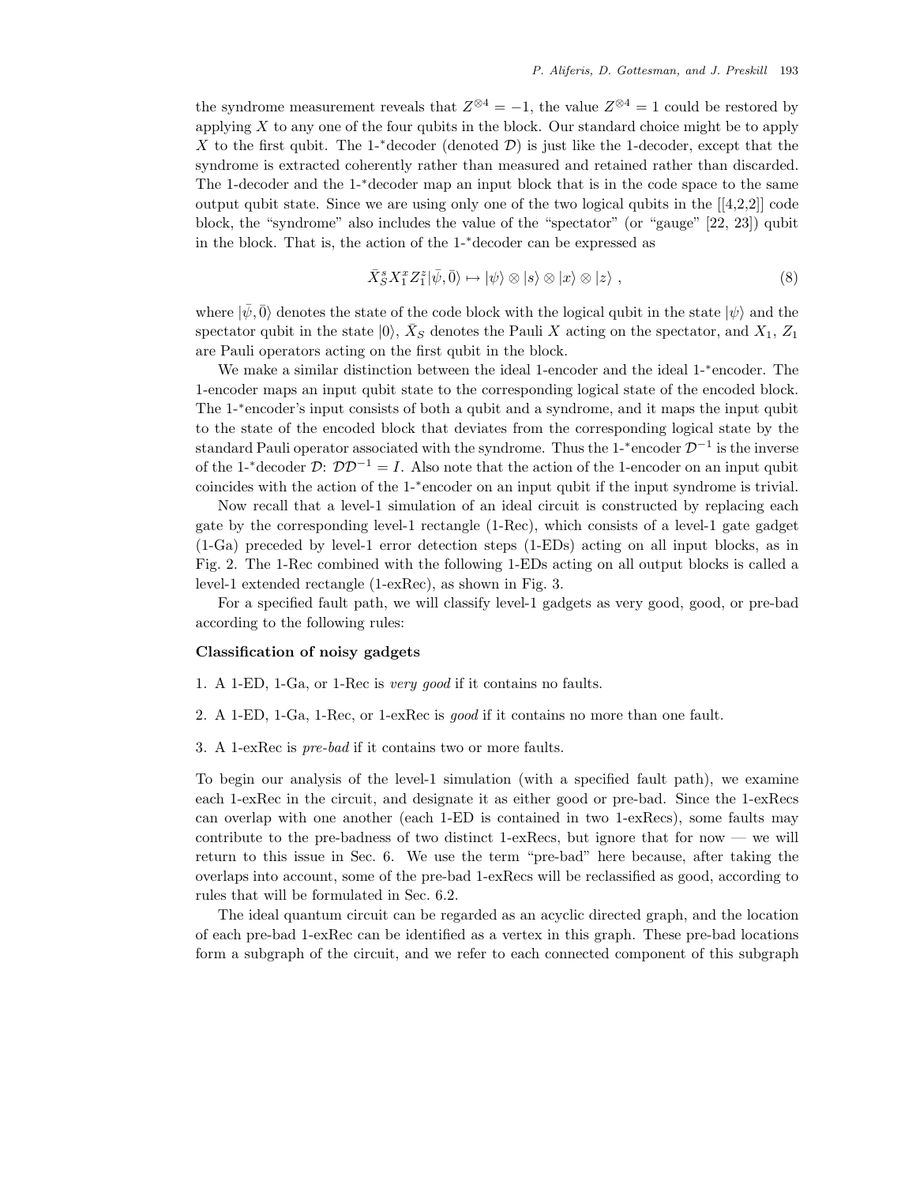the syndrome measurement reveals that $Z^{\otimes 4} = -1$, the value $Z^{\otimes 4} = 1$ could be restored by applying $X$ to any one of the four qubits in the block. Our standard choice might be to apply $X$ to the first qubit. The 1-*decoder (denoted $\mathcal{D}$) is just like the 1-decoder, except that the syndrome is extracted coherently rather than measured and retained rather than discarded. The 1-decoder and the 1-*decoder map an input block that is in the code space to the same output qubit state. Since we are using only one of the two logical qubits in the [[4,2,2]] code block, the "syndrome" also includes the value of the "spectator" (or "gauge" [22, 23]) qubit in the block. That is, the action of the 1-*decoder can be expressed as

$$\bar{X}_S^s X_1^x Z_1^z |\bar{\psi}, \bar{0}\rangle \mapsto |\psi\rangle \otimes |s\rangle \otimes |x\rangle \otimes |z\rangle \ , \tag{8}$$

where $|\bar{\psi}, \bar{0}\rangle$ denotes the state of the code block with the logical qubit in the state $|\psi\rangle$ and the spectator qubit in the state $|0\rangle$, $\bar{X}_S$ denotes the Pauli $X$ acting on the spectator, and $X_1$, $Z_1$ are Pauli operators acting on the first qubit in the block.

We make a similar distinction between the ideal 1-encoder and the ideal 1-*encoder. The 1-encoder maps an input qubit state to the corresponding logical state of the encoded block. The 1-*encoder's input consists of both a qubit and a syndrome, and it maps the input qubit to the state of the encoded block that deviates from the corresponding logical state by the standard Pauli operator associated with the syndrome. Thus the 1-*encoder $\mathcal{D}^{-1}$ is the inverse of the 1-*decoder $\mathcal{D}$: $\mathcal{D}\mathcal{D}^{-1} = I$. Also note that the action of the 1-encoder on an input qubit coincides with the action of the 1-*encoder on an input qubit if the input syndrome is trivial.

Now recall that a level-1 simulation of an ideal circuit is constructed by replacing each gate by the corresponding level-1 rectangle (1-Rec), which consists of a level-1 gate gadget (1-Ga) preceded by level-1 error detection steps (1-EDs) acting on all input blocks, as in Fig. 2. The 1-Rec combined with the following 1-EDs acting on all output blocks is called a level-1 extended rectangle (1-exRec), as shown in Fig. 3.

For a specified fault path, we will classify level-1 gadgets as very good, good, or pre-bad according to the following rules:

**Classification of noisy gadgets**

1. A 1-ED, 1-Ga, or 1-Rec is *very good* if it contains no faults.
2. A 1-ED, 1-Ga, 1-Rec, or 1-exRec is *good* if it contains no more than one fault.
3. A 1-exRec is *pre-bad* if it contains two or more faults.

To begin our analysis of the level-1 simulation (with a specified fault path), we examine each 1-exRec in the circuit, and designate it as either good or pre-bad. Since the 1-exRecs can overlap with one another (each 1-ED is contained in two 1-exRecs), some faults may contribute to the pre-badness of two distinct 1-exRecs, but ignore that for now — we will return to this issue in Sec. 6. We use the term "pre-bad" here because, after taking the overlaps into account, some of the pre-bad 1-exRecs will be reclassified as good, according to rules that will be formulated in Sec. 6.2.

The ideal quantum circuit can be regarded as an acyclic directed graph, and the location of each pre-bad 1-exRec can be identified as a vertex in this graph. These pre-bad locations form a subgraph of the circuit, and we refer to each connected component of this subgraph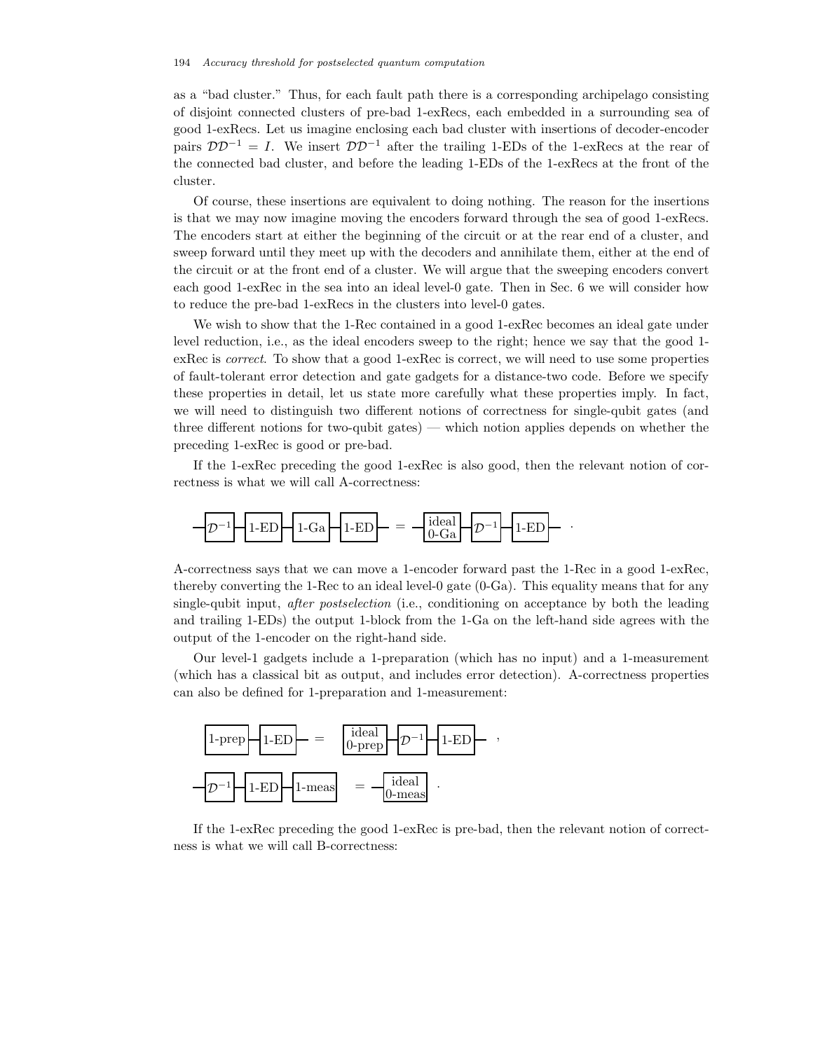as a "bad cluster." Thus, for each fault path there is a corresponding archipelago consisting of disjoint connected clusters of pre-bad 1-exRecs, each embedded in a surrounding sea of good 1-exRecs. Let us imagine enclosing each bad cluster with insertions of decoder-encoder pairs $\mathcal{D}\mathcal{D}^{-1} = I$. We insert $\mathcal{D}\mathcal{D}^{-1}$ after the trailing 1-EDs of the 1-exRecs at the rear of the connected bad cluster, and before the leading 1-EDs of the 1-exRecs at the front of the cluster.

Of course, these insertions are equivalent to doing nothing. The reason for the insertions is that we may now imagine moving the encoders forward through the sea of good 1-exRecs. The encoders start at either the beginning of the circuit or at the rear end of a cluster, and sweep forward until they meet up with the decoders and annihilate them, either at the end of the circuit or at the front end of a cluster. We will argue that the sweeping encoders convert each good 1-exRec in the sea into an ideal level-0 gate. Then in Sec. 6 we will consider how to reduce the pre-bad 1-exRecs in the clusters into level-0 gates.

We wish to show that the 1-Rec contained in a good 1-exRec becomes an ideal gate under level reduction, i.e., as the ideal encoders sweep to the right; hence we say that the good 1-exRec is *correct*. To show that a good 1-exRec is correct, we will need to use some properties of fault-tolerant error detection and gate gadgets for a distance-two code. Before we specify these properties in detail, let us state more carefully what these properties imply. In fact, we will need to distinguish two different notions of correctness for single-qubit gates (and three different notions for two-qubit gates) — which notion applies depends on whether the preceding 1-exRec is good or pre-bad.

If the 1-exRec preceding the good 1-exRec is also good, then the relevant notion of correctness is what we will call A-correctness:

$$-\boxed{\mathcal{D}^{-1}}-\boxed{\text{1-ED}}-\boxed{\text{1-Ga}}-\boxed{\text{1-ED}}- \;=\; -\boxed{\begin{matrix}\text{ideal}\\ \text{0-Ga}\end{matrix}}-\boxed{\mathcal{D}^{-1}}-\boxed{\text{1-ED}}- \;.$$

A-correctness says that we can move a 1-encoder forward past the 1-Rec in a good 1-exRec, thereby converting the 1-Rec to an ideal level-0 gate (0-Ga). This equality means that for any single-qubit input, *after postselection* (i.e., conditioning on acceptance by both the leading and trailing 1-EDs) the output 1-block from the 1-Ga on the left-hand side agrees with the output of the 1-encoder on the right-hand side.

Our level-1 gadgets include a 1-preparation (which has no input) and a 1-measurement (which has a classical bit as output, and includes error detection). A-correctness properties can also be defined for 1-preparation and 1-measurement:

$$\boxed{\text{1-prep}}-\boxed{\text{1-ED}}- \;=\; \boxed{\begin{matrix}\text{ideal}\\ \text{0-prep}\end{matrix}}-\boxed{\mathcal{D}^{-1}}-\boxed{\text{1-ED}}- \;,$$

$$-\boxed{\mathcal{D}^{-1}}-\boxed{\text{1-ED}}-\boxed{\text{1-meas}} \;=\; -\boxed{\begin{matrix}\text{ideal}\\ \text{0-meas}\end{matrix}} \;.$$

If the 1-exRec preceding the good 1-exRec is pre-bad, then the relevant notion of correctness is what we will call B-correctness: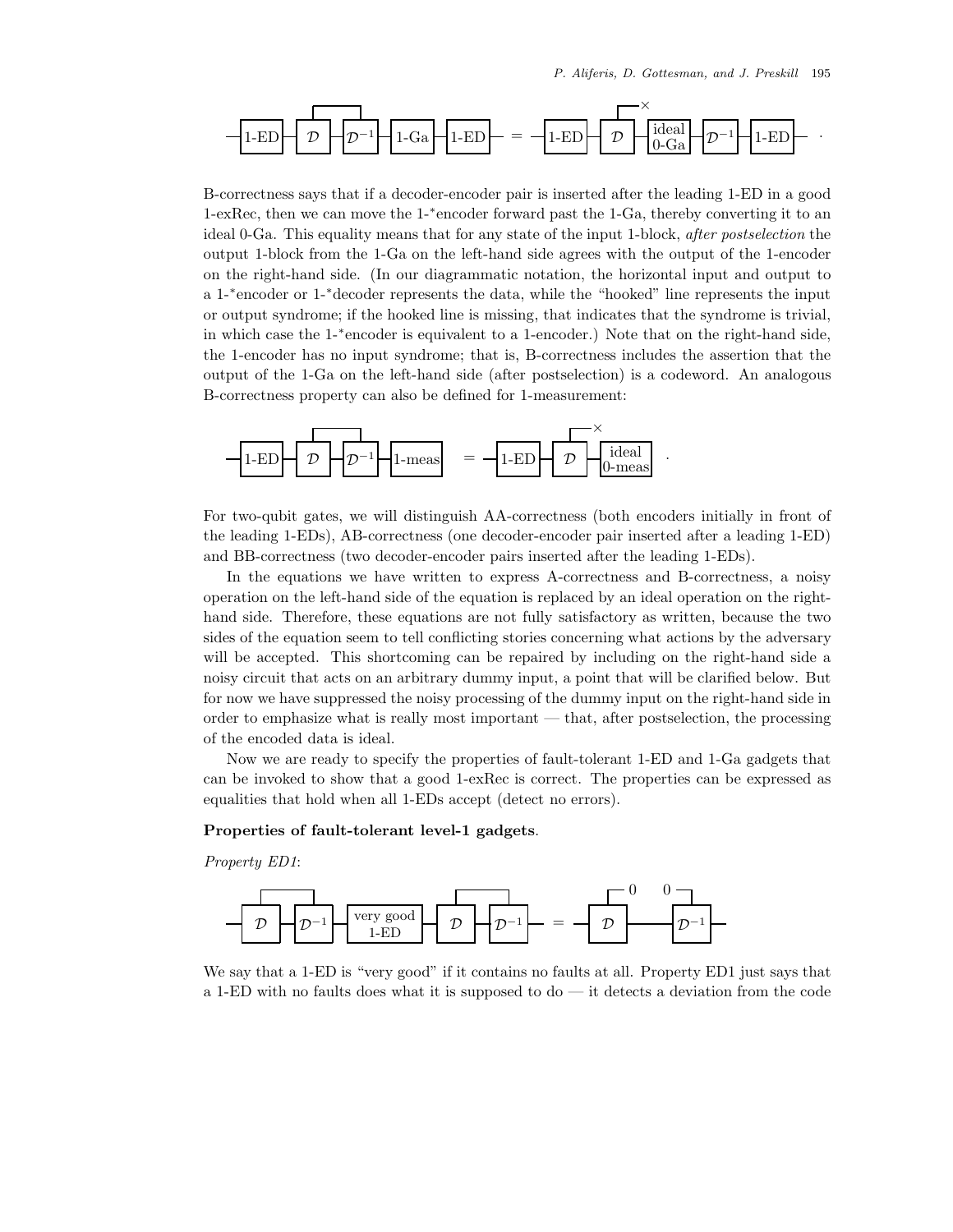$$\text{—[1-ED]—[}\mathcal{D}\text{]—[}\mathcal{D}^{-1}\text{]—[1-Ga]—[1-ED]—} \;=\; \text{—[1-ED]—[}\mathcal{D}\text{]—[ideal 0-Ga]—[}\mathcal{D}^{-1}\text{]—[1-ED]—}\ .$$

B-correctness says that if a decoder-encoder pair is inserted after the leading 1-ED in a good 1-exRec, then we can move the 1-*encoder forward past the 1-Ga, thereby converting it to an ideal 0-Ga. This equality means that for any state of the input 1-block, *after postselection* the output 1-block from the 1-Ga on the left-hand side agrees with the output of the 1-encoder on the right-hand side. (In our diagrammatic notation, the horizontal input and output to a 1-*encoder or 1-*decoder represents the data, while the "hooked" line represents the input or output syndrome; if the hooked line is missing, that indicates that the syndrome is trivial, in which case the 1-*encoder is equivalent to a 1-encoder.) Note that on the right-hand side, the 1-encoder has no input syndrome; that is, B-correctness includes the assertion that the output of the 1-Ga on the left-hand side (after postselection) is a codeword. An analogous B-correctness property can also be defined for 1-measurement:

$$\text{—[1-ED]—[}\mathcal{D}\text{]—[}\mathcal{D}^{-1}\text{]—[1-meas]} \;=\; \text{—[1-ED]—[}\mathcal{D}\text{]—[ideal 0-meas]}\ .$$

For two-qubit gates, we will distinguish AA-correctness (both encoders initially in front of the leading 1-EDs), AB-correctness (one decoder-encoder pair inserted after a leading 1-ED) and BB-correctness (two decoder-encoder pairs inserted after the leading 1-EDs).

In the equations we have written to express A-correctness and B-correctness, a noisy operation on the left-hand side of the equation is replaced by an ideal operation on the right-hand side. Therefore, these equations are not fully satisfactory as written, because the two sides of the equation seem to tell conflicting stories concerning what actions by the adversary will be accepted. This shortcoming can be repaired by including on the right-hand side a noisy circuit that acts on an arbitrary dummy input, a point that will be clarified below. But for now we have suppressed the noisy processing of the dummy input on the right-hand side in order to emphasize what is really most important — that, after postselection, the processing of the encoded data is ideal.

Now we are ready to specify the properties of fault-tolerant 1-ED and 1-Ga gadgets that can be invoked to show that a good 1-exRec is correct. The properties can be expressed as equalities that hold when all 1-EDs accept (detect no errors).

**Properties of fault-tolerant level-1 gadgets**.

*Property ED1*:

$$\text{—[}\mathcal{D}\text{]—[}\mathcal{D}^{-1}\text{]—[very good 1-ED]—[}\mathcal{D}\text{]—[}\mathcal{D}^{-1}\text{]—} \;=\; \text{—[}\mathcal{D}\text{]—————[}\mathcal{D}^{-1}\text{]—}$$

We say that a 1-ED is "very good" if it contains no faults at all. Property ED1 just says that a 1-ED with no faults does what it is supposed to do — it detects a deviation from the code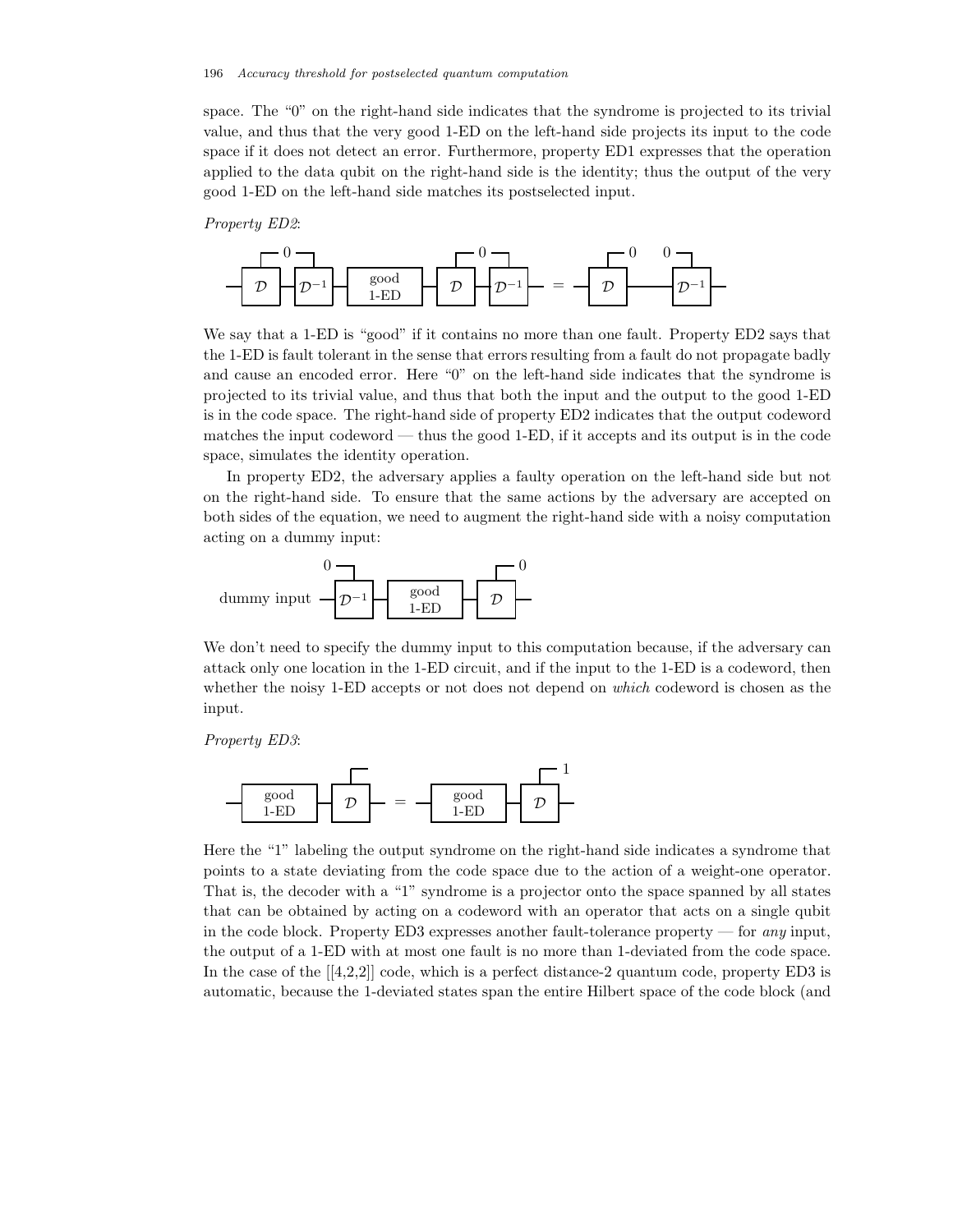space. The "0" on the right-hand side indicates that the syndrome is projected to its trivial value, and thus that the very good 1-ED on the left-hand side projects its input to the code space if it does not detect an error. Furthermore, property ED1 expresses that the operation applied to the data qubit on the right-hand side is the identity; thus the output of the very good 1-ED on the left-hand side matches its postselected input.

*Property ED2*:

$\mathcal{D}$ —0— $\mathcal{D}^{-1}$ — good 1-ED — $\mathcal{D}$ —0— $\mathcal{D}^{-1}$ = $\mathcal{D}$ —0 0— $\mathcal{D}^{-1}$

We say that a 1-ED is "good" if it contains no more than one fault. Property ED2 says that the 1-ED is fault tolerant in the sense that errors resulting from a fault do not propagate badly and cause an encoded error. Here "0" on the left-hand side indicates that the syndrome is projected to its trivial value, and thus that both the input and the output to the good 1-ED is in the code space. The right-hand side of property ED2 indicates that the output codeword matches the input codeword — thus the good 1-ED, if it accepts and its output is in the code space, simulates the identity operation.

In property ED2, the adversary applies a faulty operation on the left-hand side but not on the right-hand side. To ensure that the same actions by the adversary are accepted on both sides of the equation, we need to augment the right-hand side with a noisy computation acting on a dummy input:

dummy input — 0 — $\mathcal{D}^{-1}$ — good 1-ED — $\mathcal{D}$ — 0

We don't need to specify the dummy input to this computation because, if the adversary can attack only one location in the 1-ED circuit, and if the input to the 1-ED is a codeword, then whether the noisy 1-ED accepts or not does not depend on *which* codeword is chosen as the input.

*Property ED3*:

good 1-ED — $\mathcal{D}$ = good 1-ED — $\mathcal{D}$ — 1

Here the "1" labeling the output syndrome on the right-hand side indicates a syndrome that points to a state deviating from the code space due to the action of a weight-one operator. That is, the decoder with a "1" syndrome is a projector onto the space spanned by all states that can be obtained by acting on a codeword with an operator that acts on a single qubit in the code block. Property ED3 expresses another fault-tolerance property — for *any* input, the output of a 1-ED with at most one fault is no more than 1-deviated from the code space. In the case of the [[4,2,2]] code, which is a perfect distance-2 quantum code, property ED3 is automatic, because the 1-deviated states span the entire Hilbert space of the code block (and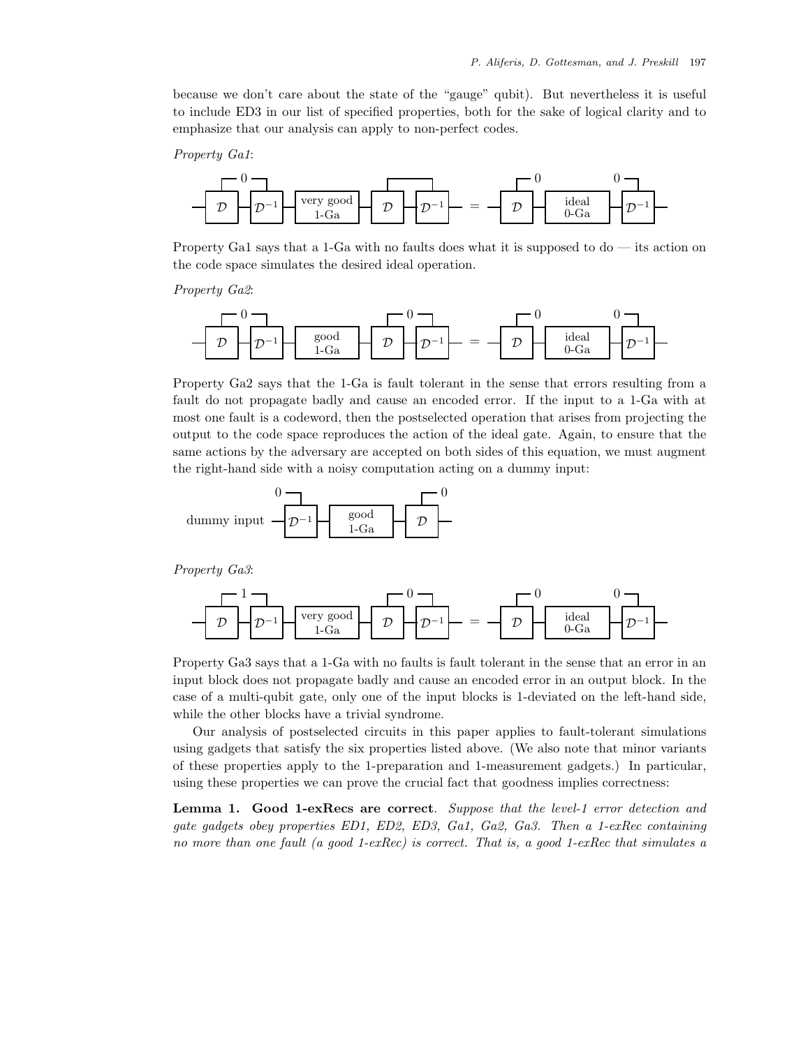because we don't care about the state of the "gauge" qubit). But nevertheless it is useful to include ED3 in our list of specified properties, both for the sake of logical clarity and to emphasize that our analysis can apply to non-perfect codes.

*Property Ga1*:

Property Ga1 says that a 1-Ga with no faults does what it is supposed to do — its action on the code space simulates the desired ideal operation.

*Property Ga2*:

Property Ga2 says that the 1-Ga is fault tolerant in the sense that errors resulting from a fault do not propagate badly and cause an encoded error. If the input to a 1-Ga with at most one fault is a codeword, then the postselected operation that arises from projecting the output to the code space reproduces the action of the ideal gate. Again, to ensure that the same actions by the adversary are accepted on both sides of this equation, we must augment the right-hand side with a noisy computation acting on a dummy input:

*Property Ga3*:

Property Ga3 says that a 1-Ga with no faults is fault tolerant in the sense that an error in an input block does not propagate badly and cause an encoded error in an output block. In the case of a multi-qubit gate, only one of the input blocks is 1-deviated on the left-hand side, while the other blocks have a trivial syndrome.

Our analysis of postselected circuits in this paper applies to fault-tolerant simulations using gadgets that satisfy the six properties listed above. (We also note that minor variants of these properties apply to the 1-preparation and 1-measurement gadgets.) In particular, using these properties we can prove the crucial fact that goodness implies correctness:

**Lemma 1. Good 1-exRecs are correct**. *Suppose that the level-1 error detection and gate gadgets obey properties ED1, ED2, ED3, Ga1, Ga2, Ga3. Then a 1-exRec containing no more than one fault (a good 1-exRec) is correct. That is, a good 1-exRec that simulates a*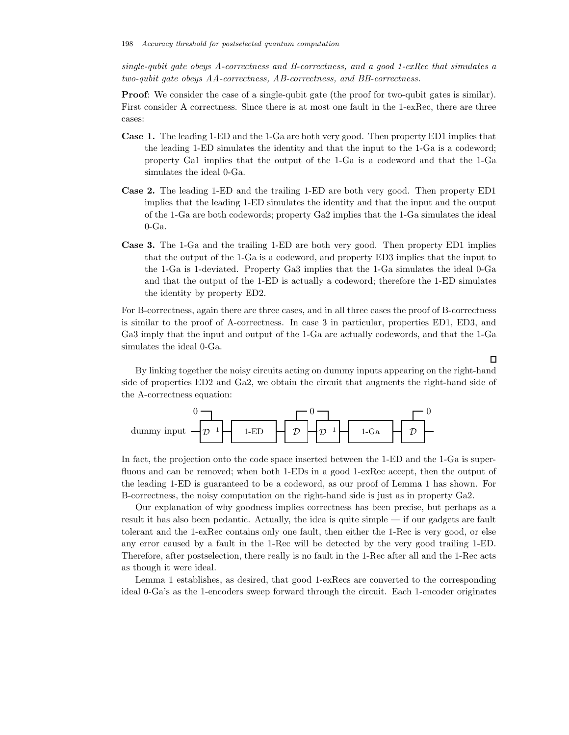*single-qubit gate obeys A-correctness and B-correctness, and a good 1-exRec that simulates a two-qubit gate obeys AA-correctness, AB-correctness, and BB-correctness.*

**Proof**: We consider the case of a single-qubit gate (the proof for two-qubit gates is similar). First consider A correctness. Since there is at most one fault in the 1-exRec, there are three cases:

**Case 1.** The leading 1-ED and the 1-Ga are both very good. Then property ED1 implies that the leading 1-ED simulates the identity and that the input to the 1-Ga is a codeword; property Ga1 implies that the output of the 1-Ga is a codeword and that the 1-Ga simulates the ideal 0-Ga.

**Case 2.** The leading 1-ED and the trailing 1-ED are both very good. Then property ED1 implies that the leading 1-ED simulates the identity and that the input and the output of the 1-Ga are both codewords; property Ga2 implies that the 1-Ga simulates the ideal 0-Ga.

**Case 3.** The 1-Ga and the trailing 1-ED are both very good. Then property ED1 implies that the output of the 1-Ga is a codeword, and property ED3 implies that the input to the 1-Ga is 1-deviated. Property Ga3 implies that the 1-Ga simulates the ideal 0-Ga and that the output of the 1-ED is actually a codeword; therefore the 1-ED simulates the identity by property ED2.

For B-correctness, again there are three cases, and in all three cases the proof of B-correctness is similar to the proof of A-correctness. In case 3 in particular, properties ED1, ED3, and Ga3 imply that the input and output of the 1-Ga are actually codewords, and that the 1-Ga simulates the ideal 0-Ga.

□

By linking together the noisy circuits acting on dummy inputs appearing on the right-hand side of properties ED2 and Ga2, we obtain the circuit that augments the right-hand side of the A-correctness equation:

dummy input — $\mathcal{D}^{-1}$ (0) — 1-ED — $\mathcal{D}$ (0) — $\mathcal{D}^{-1}$ — 1-Ga — $\mathcal{D}$ (0) —

In fact, the projection onto the code space inserted between the 1-ED and the 1-Ga is superfluous and can be removed; when both 1-EDs in a good 1-exRec accept, then the output of the leading 1-ED is guaranteed to be a codeword, as our proof of Lemma 1 has shown. For B-correctness, the noisy computation on the right-hand side is just as in property Ga2.

Our explanation of why goodness implies correctness has been precise, but perhaps as a result it has also been pedantic. Actually, the idea is quite simple — if our gadgets are fault tolerant and the 1-exRec contains only one fault, then either the 1-Rec is very good, or else any error caused by a fault in the 1-Rec will be detected by the very good trailing 1-ED. Therefore, after postselection, there really is no fault in the 1-Rec after all and the 1-Rec acts as though it were ideal.

Lemma 1 establishes, as desired, that good 1-exRecs are converted to the corresponding ideal 0-Ga's as the 1-encoders sweep forward through the circuit. Each 1-encoder originates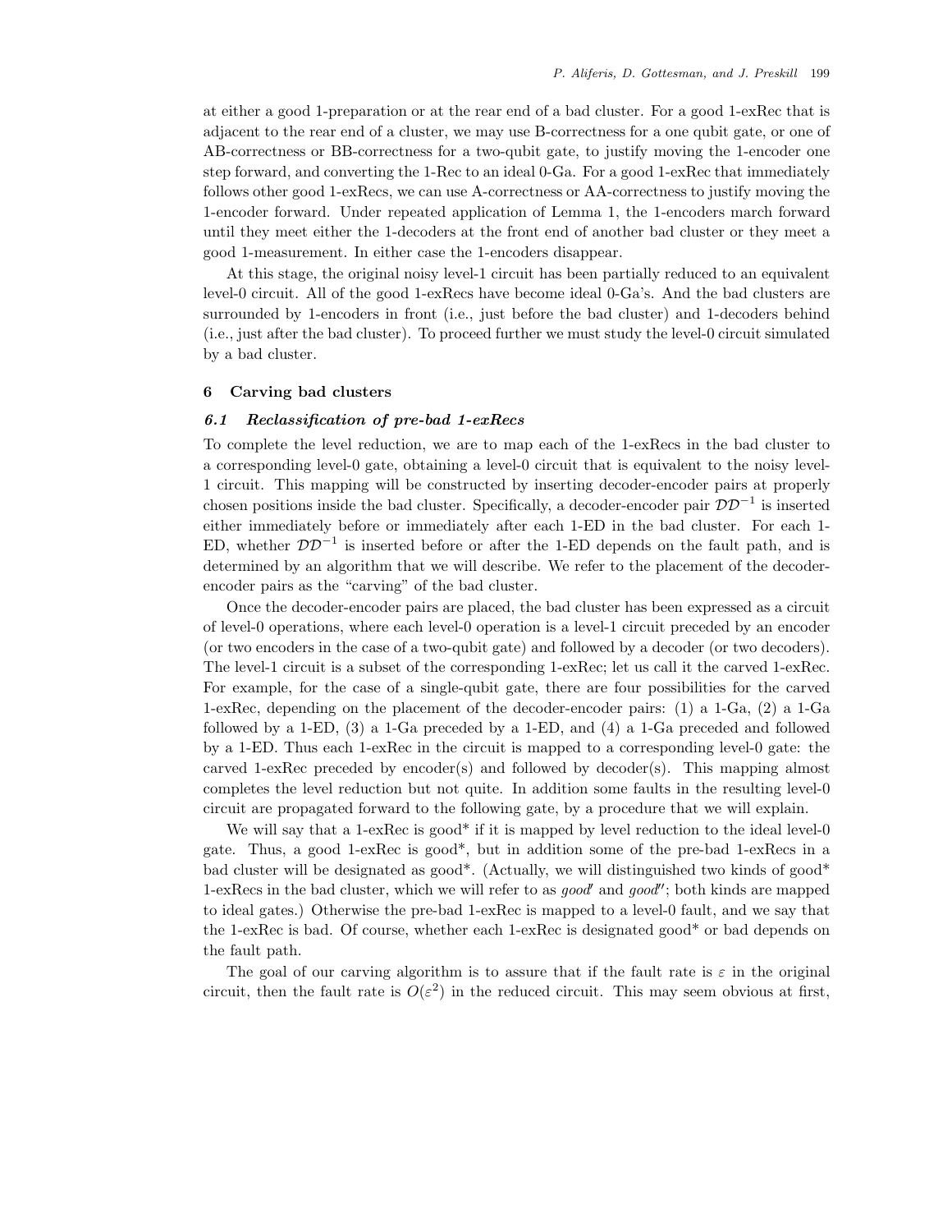at either a good 1-preparation or at the rear end of a bad cluster. For a good 1-exRec that is adjacent to the rear end of a cluster, we may use B-correctness for a one qubit gate, or one of AB-correctness or BB-correctness for a two-qubit gate, to justify moving the 1-encoder one step forward, and converting the 1-Rec to an ideal 0-Ga. For a good 1-exRec that immediately follows other good 1-exRecs, we can use A-correctness or AA-correctness to justify moving the 1-encoder forward. Under repeated application of Lemma 1, the 1-encoders march forward until they meet either the 1-decoders at the front end of another bad cluster or they meet a good 1-measurement. In either case the 1-encoders disappear.

At this stage, the original noisy level-1 circuit has been partially reduced to an equivalent level-0 circuit. All of the good 1-exRecs have become ideal 0-Ga's. And the bad clusters are surrounded by 1-encoders in front (i.e., just before the bad cluster) and 1-decoders behind (i.e., just after the bad cluster). To proceed further we must study the level-0 circuit simulated by a bad cluster.

## 6 Carving bad clusters

### *6.1 Reclassification of pre-bad 1-exRecs*

To complete the level reduction, we are to map each of the 1-exRecs in the bad cluster to a corresponding level-0 gate, obtaining a level-0 circuit that is equivalent to the noisy level-1 circuit. This mapping will be constructed by inserting decoder-encoder pairs at properly chosen positions inside the bad cluster. Specifically, a decoder-encoder pair $\mathcal{D}\mathcal{D}^{-1}$ is inserted either immediately before or immediately after each 1-ED in the bad cluster. For each 1-ED, whether $\mathcal{D}\mathcal{D}^{-1}$ is inserted before or after the 1-ED depends on the fault path, and is determined by an algorithm that we will describe. We refer to the placement of the decoder-encoder pairs as the "carving" of the bad cluster.

Once the decoder-encoder pairs are placed, the bad cluster has been expressed as a circuit of level-0 operations, where each level-0 operation is a level-1 circuit preceded by an encoder (or two encoders in the case of a two-qubit gate) and followed by a decoder (or two decoders). The level-1 circuit is a subset of the corresponding 1-exRec; let us call it the carved 1-exRec. For example, for the case of a single-qubit gate, there are four possibilities for the carved 1-exRec, depending on the placement of the decoder-encoder pairs: (1) a 1-Ga, (2) a 1-Ga followed by a 1-ED, (3) a 1-Ga preceded by a 1-ED, and (4) a 1-Ga preceded and followed by a 1-ED. Thus each 1-exRec in the circuit is mapped to a corresponding level-0 gate: the carved 1-exRec preceded by encoder(s) and followed by decoder(s). This mapping almost completes the level reduction but not quite. In addition some faults in the resulting level-0 circuit are propagated forward to the following gate, by a procedure that we will explain.

We will say that a 1-exRec is good* if it is mapped by level reduction to the ideal level-0 gate. Thus, a good 1-exRec is good*, but in addition some of the pre-bad 1-exRecs in a bad cluster will be designated as good*. (Actually, we will distinguished two kinds of good* 1-exRecs in the bad cluster, which we will refer to as *good′* and *good″*; both kinds are mapped to ideal gates.) Otherwise the pre-bad 1-exRec is mapped to a level-0 fault, and we say that the 1-exRec is bad. Of course, whether each 1-exRec is designated good* or bad depends on the fault path.

The goal of our carving algorithm is to assure that if the fault rate is $\varepsilon$ in the original circuit, then the fault rate is $O(\varepsilon^2)$ in the reduced circuit. This may seem obvious at first,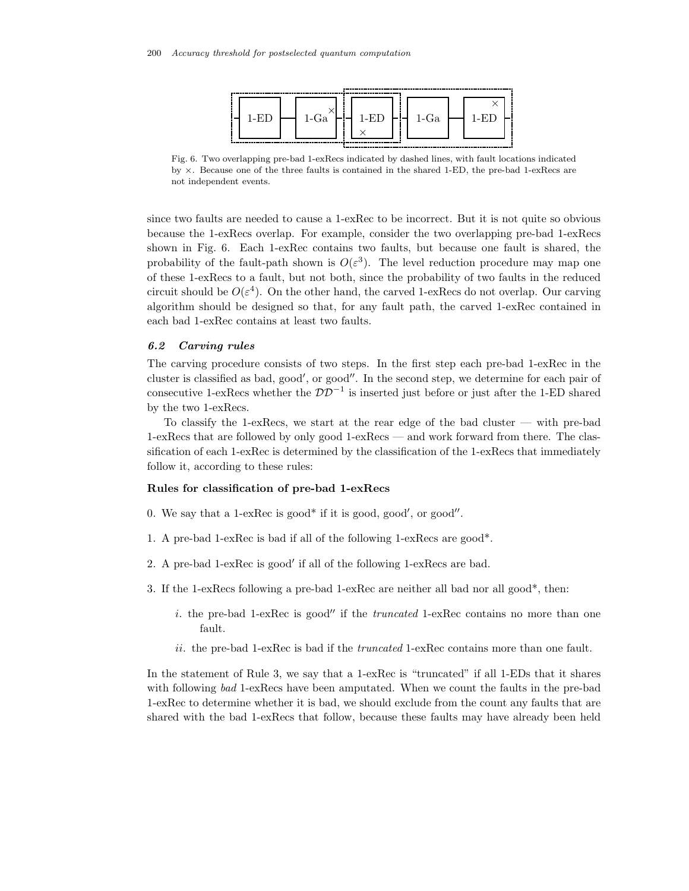Fig. 6. Two overlapping pre-bad 1-exRecs indicated by dashed lines, with fault locations indicated by ×. Because one of the three faults is contained in the shared 1-ED, the pre-bad 1-exRecs are not independent events.

since two faults are needed to cause a 1-exRec to be incorrect. But it is not quite so obvious because the 1-exRecs overlap. For example, consider the two overlapping pre-bad 1-exRecs shown in Fig. 6. Each 1-exRec contains two faults, but because one fault is shared, the probability of the fault-path shown is $O(\varepsilon^3)$. The level reduction procedure may map one of these 1-exRecs to a fault, but not both, since the probability of two faults in the reduced circuit should be $O(\varepsilon^4)$. On the other hand, the carved 1-exRecs do not overlap. Our carving algorithm should be designed so that, for any fault path, the carved 1-exRec contained in each bad 1-exRec contains at least two faults.

### 6.2 Carving rules

The carving procedure consists of two steps. In the first step each pre-bad 1-exRec in the cluster is classified as bad, good′, or good″. In the second step, we determine for each pair of consecutive 1-exRecs whether the $\mathcal{D}\mathcal{D}^{-1}$ is inserted just before or just after the 1-ED shared by the two 1-exRecs.

To classify the 1-exRecs, we start at the rear edge of the bad cluster — with pre-bad 1-exRecs that are followed by only good 1-exRecs — and work forward from there. The classification of each 1-exRec is determined by the classification of the 1-exRecs that immediately follow it, according to these rules:

**Rules for classification of pre-bad 1-exRecs**

0. We say that a 1-exRec is good* if it is good, good′, or good″.

1. A pre-bad 1-exRec is bad if all of the following 1-exRecs are good*.

2. A pre-bad 1-exRec is good′ if all of the following 1-exRecs are bad.

3. If the 1-exRecs following a pre-bad 1-exRec are neither all bad nor all good*, then:

   *i.* the pre-bad 1-exRec is good″ if the *truncated* 1-exRec contains no more than one fault.

   *ii.* the pre-bad 1-exRec is bad if the *truncated* 1-exRec contains more than one fault.

In the statement of Rule 3, we say that a 1-exRec is "truncated" if all 1-EDs that it shares with following *bad* 1-exRecs have been amputated. When we count the faults in the pre-bad 1-exRec to determine whether it is bad, we should exclude from the count any faults that are shared with the bad 1-exRecs that follow, because these faults may have already been held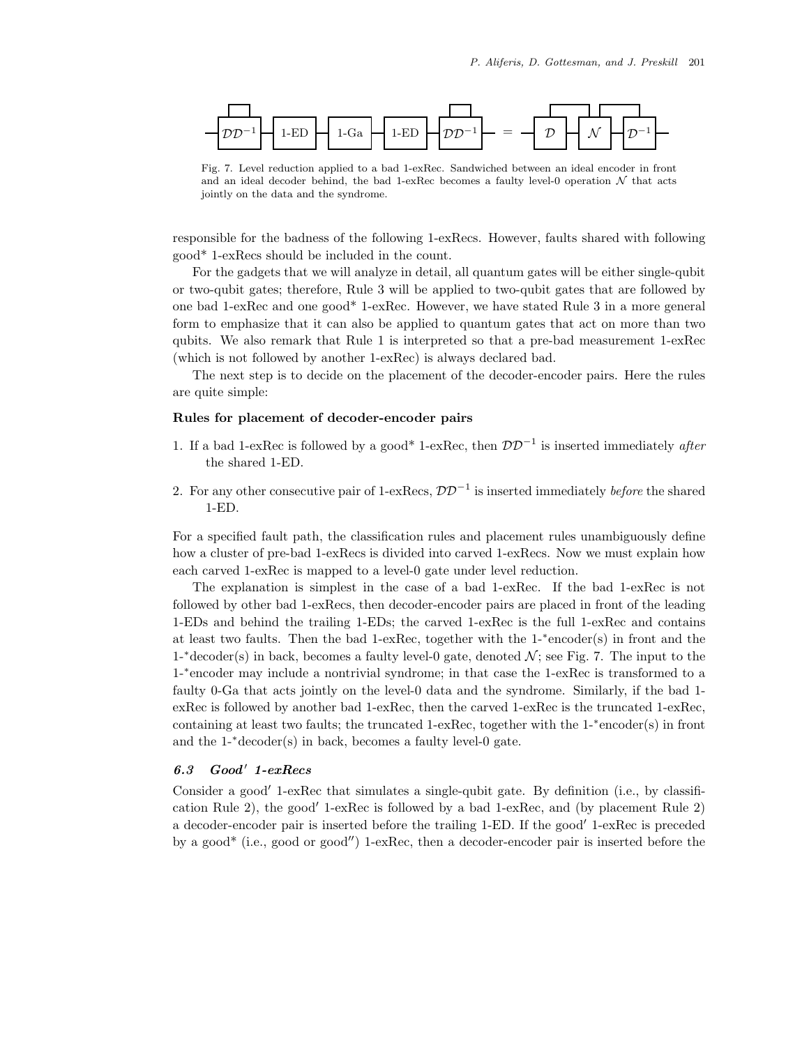Fig. 7. Level reduction applied to a bad 1-exRec. Sandwiched between an ideal encoder in front and an ideal decoder behind, the bad 1-exRec becomes a faulty level-0 operation $\mathcal{N}$ that acts jointly on the data and the syndrome.

responsible for the badness of the following 1-exRecs. However, faults shared with following good* 1-exRecs should be included in the count.

For the gadgets that we will analyze in detail, all quantum gates will be either single-qubit or two-qubit gates; therefore, Rule 3 will be applied to two-qubit gates that are followed by one bad 1-exRec and one good* 1-exRec. However, we have stated Rule 3 in a more general form to emphasize that it can also be applied to quantum gates that act on more than two qubits. We also remark that Rule 1 is interpreted so that a pre-bad measurement 1-exRec (which is not followed by another 1-exRec) is always declared bad.

The next step is to decide on the placement of the decoder-encoder pairs. Here the rules are quite simple:

**Rules for placement of decoder-encoder pairs**

1. If a bad 1-exRec is followed by a good* 1-exRec, then $\mathcal{D}\mathcal{D}^{-1}$ is inserted immediately *after* the shared 1-ED.
2. For any other consecutive pair of 1-exRecs, $\mathcal{D}\mathcal{D}^{-1}$ is inserted immediately *before* the shared 1-ED.

For a specified fault path, the classification rules and placement rules unambiguously define how a cluster of pre-bad 1-exRecs is divided into carved 1-exRecs. Now we must explain how each carved 1-exRec is mapped to a level-0 gate under level reduction.

The explanation is simplest in the case of a bad 1-exRec. If the bad 1-exRec is not followed by other bad 1-exRecs, then decoder-encoder pairs are placed in front of the leading 1-EDs and behind the trailing 1-EDs; the carved 1-exRec is the full 1-exRec and contains at least two faults. Then the bad 1-exRec, together with the 1-*encoder(s) in front and the 1-*decoder(s) in back, becomes a faulty level-0 gate, denoted $\mathcal{N}$; see Fig. 7. The input to the 1-*encoder may include a nontrivial syndrome; in that case the 1-exRec is transformed to a faulty 0-Ga that acts jointly on the level-0 data and the syndrome. Similarly, if the bad 1-exRec is followed by another bad 1-exRec, then the carved 1-exRec is the truncated 1-exRec, containing at least two faults; the truncated 1-exRec, together with the 1-*encoder(s) in front and the 1-*decoder(s) in back, becomes a faulty level-0 gate.

### 6.3 Good′ 1-exRecs

Consider a good′ 1-exRec that simulates a single-qubit gate. By definition (i.e., by classification Rule 2), the good′ 1-exRec is followed by a bad 1-exRec, and (by placement Rule 2) a decoder-encoder pair is inserted before the trailing 1-ED. If the good′ 1-exRec is preceded by a good* (i.e., good or good″) 1-exRec, then a decoder-encoder pair is inserted before the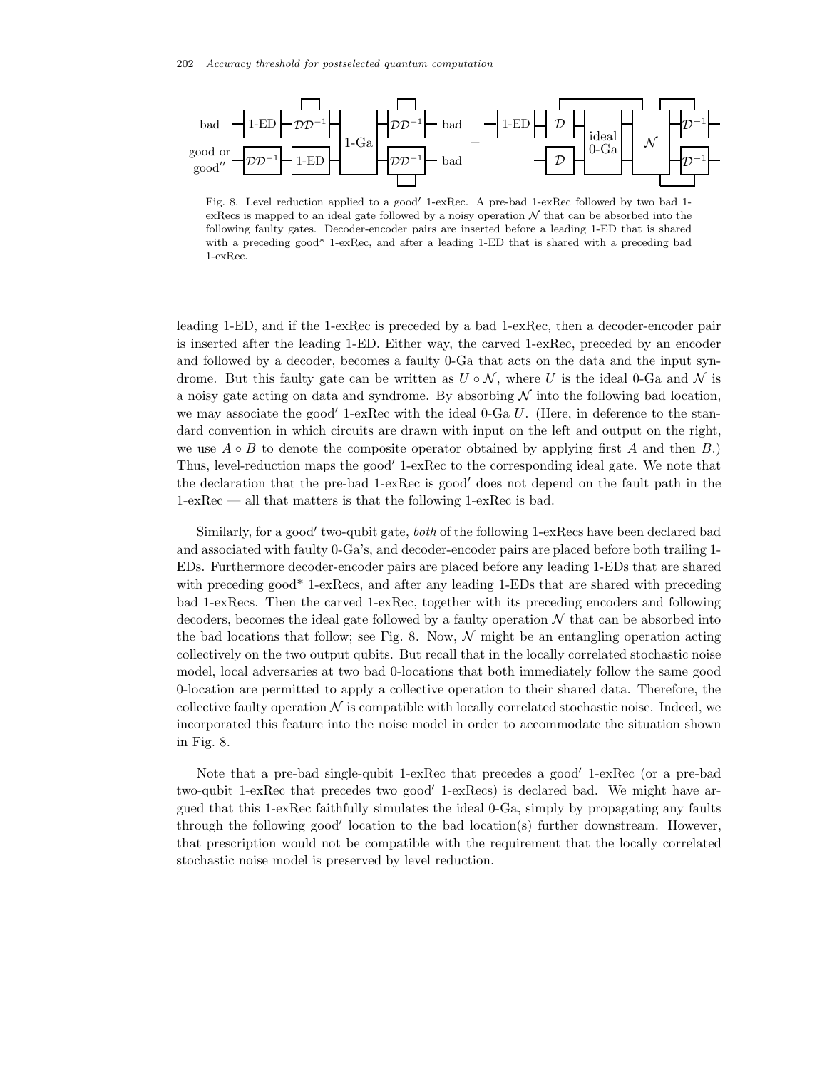Fig. 8. Level reduction applied to a good′ 1-exRec. A pre-bad 1-exRec followed by two bad 1-exRecs is mapped to an ideal gate followed by a noisy operation $\mathcal{N}$ that can be absorbed into the following faulty gates. Decoder-encoder pairs are inserted before a leading 1-ED that is shared with a preceding good* 1-exRec, and after a leading 1-ED that is shared with a preceding bad 1-exRec.

leading 1-ED, and if the 1-exRec is preceded by a bad 1-exRec, then a decoder-encoder pair is inserted after the leading 1-ED. Either way, the carved 1-exRec, preceded by an encoder and followed by a decoder, becomes a faulty 0-Ga that acts on the data and the input syndrome. But this faulty gate can be written as $U \circ \mathcal{N}$, where $U$ is the ideal 0-Ga and $\mathcal{N}$ is a noisy gate acting on data and syndrome. By absorbing $\mathcal{N}$ into the following bad location, we may associate the good′ 1-exRec with the ideal 0-Ga $U$. (Here, in deference to the standard convention in which circuits are drawn with input on the left and output on the right, we use $A \circ B$ to denote the composite operator obtained by applying first $A$ and then $B$.) Thus, level-reduction maps the good′ 1-exRec to the corresponding ideal gate. We note that the declaration that the pre-bad 1-exRec is good′ does not depend on the fault path in the 1-exRec — all that matters is that the following 1-exRec is bad.

Similarly, for a good′ two-qubit gate, *both* of the following 1-exRecs have been declared bad and associated with faulty 0-Ga's, and decoder-encoder pairs are placed before both trailing 1-EDs. Furthermore decoder-encoder pairs are placed before any leading 1-EDs that are shared with preceding good* 1-exRecs, and after any leading 1-EDs that are shared with preceding bad 1-exRecs. Then the carved 1-exRec, together with its preceding encoders and following decoders, becomes the ideal gate followed by a faulty operation $\mathcal{N}$ that can be absorbed into the bad locations that follow; see Fig. 8. Now, $\mathcal{N}$ might be an entangling operation acting collectively on the two output qubits. But recall that in the locally correlated stochastic noise model, local adversaries at two bad 0-locations that both immediately follow the same good 0-location are permitted to apply a collective operation to their shared data. Therefore, the collective faulty operation $\mathcal{N}$ is compatible with locally correlated stochastic noise. Indeed, we incorporated this feature into the noise model in order to accommodate the situation shown in Fig. 8.

Note that a pre-bad single-qubit 1-exRec that precedes a good′ 1-exRec (or a pre-bad two-qubit 1-exRec that precedes two good′ 1-exRecs) is declared bad. We might have argued that this 1-exRec faithfully simulates the ideal 0-Ga, simply by propagating any faults through the following good′ location to the bad location(s) further downstream. However, that prescription would not be compatible with the requirement that the locally correlated stochastic noise model is preserved by level reduction.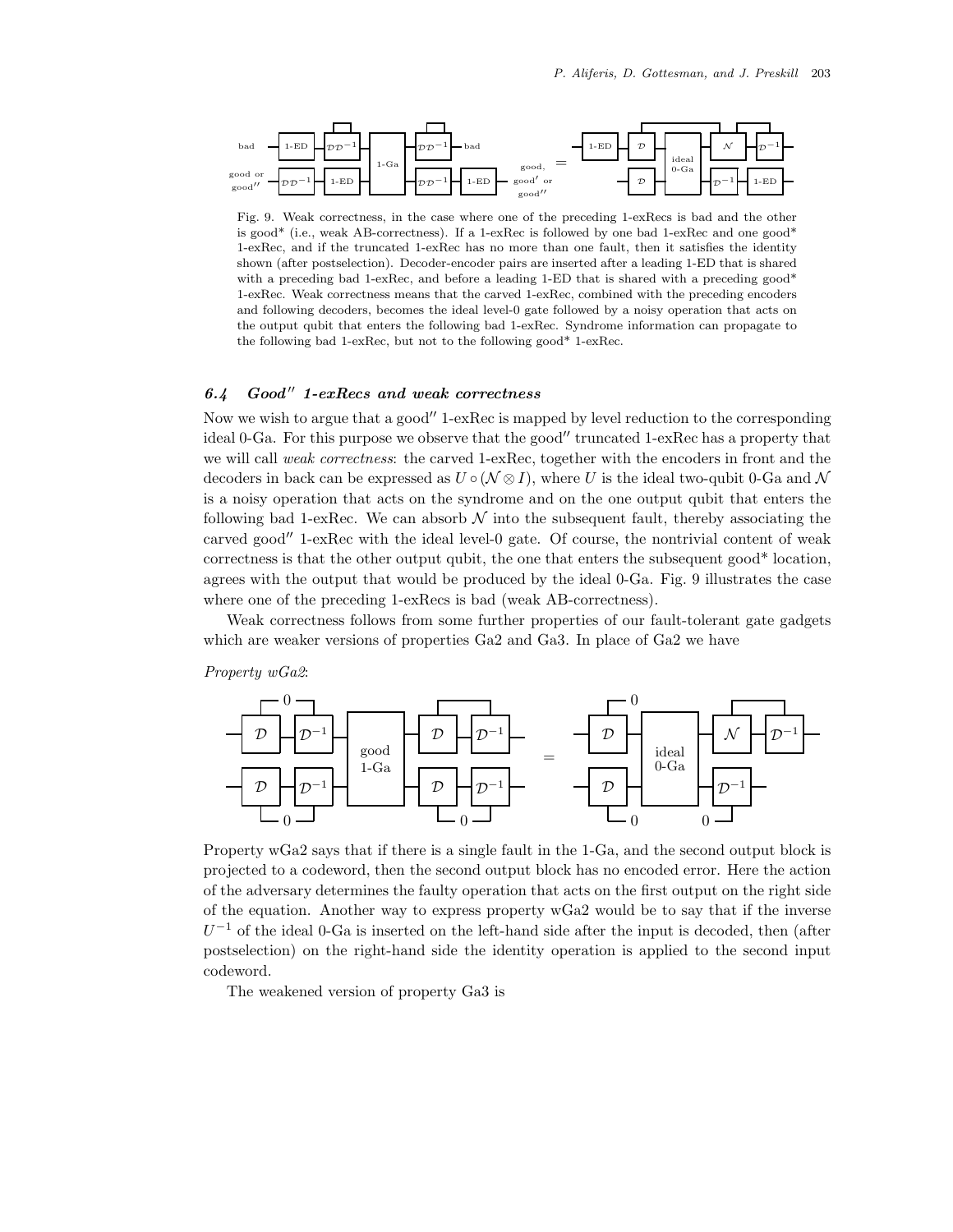Fig. 9. Weak correctness, in the case where one of the preceding 1-exRecs is bad and the other is good* (i.e., weak AB-correctness). If a 1-exRec is followed by one bad 1-exRec and one good* 1-exRec, and if the truncated 1-exRec has no more than one fault, then it satisfies the identity shown (after postselection). Decoder-encoder pairs are inserted after a leading 1-ED that is shared with a preceding bad 1-exRec, and before a leading 1-ED that is shared with a preceding good* 1-exRec. Weak correctness means that the carved 1-exRec, combined with the preceding encoders and following decoders, becomes the ideal level-0 gate followed by a noisy operation that acts on the output qubit that enters the following bad 1-exRec. Syndrome information can propagate to the following bad 1-exRec, but not to the following good* 1-exRec.

### 6.4 Good′′ 1-exRecs and weak correctness

Now we wish to argue that a good′′ 1-exRec is mapped by level reduction to the corresponding ideal 0-Ga. For this purpose we observe that the good′′ truncated 1-exRec has a property that we will call *weak correctness*: the carved 1-exRec, together with the encoders in front and the decoders in back can be expressed as $U \circ (\mathcal{N} \otimes I)$, where $U$ is the ideal two-qubit 0-Ga and $\mathcal{N}$ is a noisy operation that acts on the syndrome and on the one output qubit that enters the following bad 1-exRec. We can absorb $\mathcal{N}$ into the subsequent fault, thereby associating the carved good′′ 1-exRec with the ideal level-0 gate. Of course, the nontrivial content of weak correctness is that the other output qubit, the one that enters the subsequent good* location, agrees with the output that would be produced by the ideal 0-Ga. Fig. 9 illustrates the case where one of the preceding 1-exRecs is bad (weak AB-correctness).

Weak correctness follows from some further properties of our fault-tolerant gate gadgets which are weaker versions of properties Ga2 and Ga3. In place of Ga2 we have

*Property wGa2*:

Property wGa2 says that if there is a single fault in the 1-Ga, and the second output block is projected to a codeword, then the second output block has no encoded error. Here the action of the adversary determines the faulty operation that acts on the first output on the right side of the equation. Another way to express property wGa2 would be to say that if the inverse $U^{-1}$ of the ideal 0-Ga is inserted on the left-hand side after the input is decoded, then (after postselection) on the right-hand side the identity operation is applied to the second input codeword.

The weakened version of property Ga3 is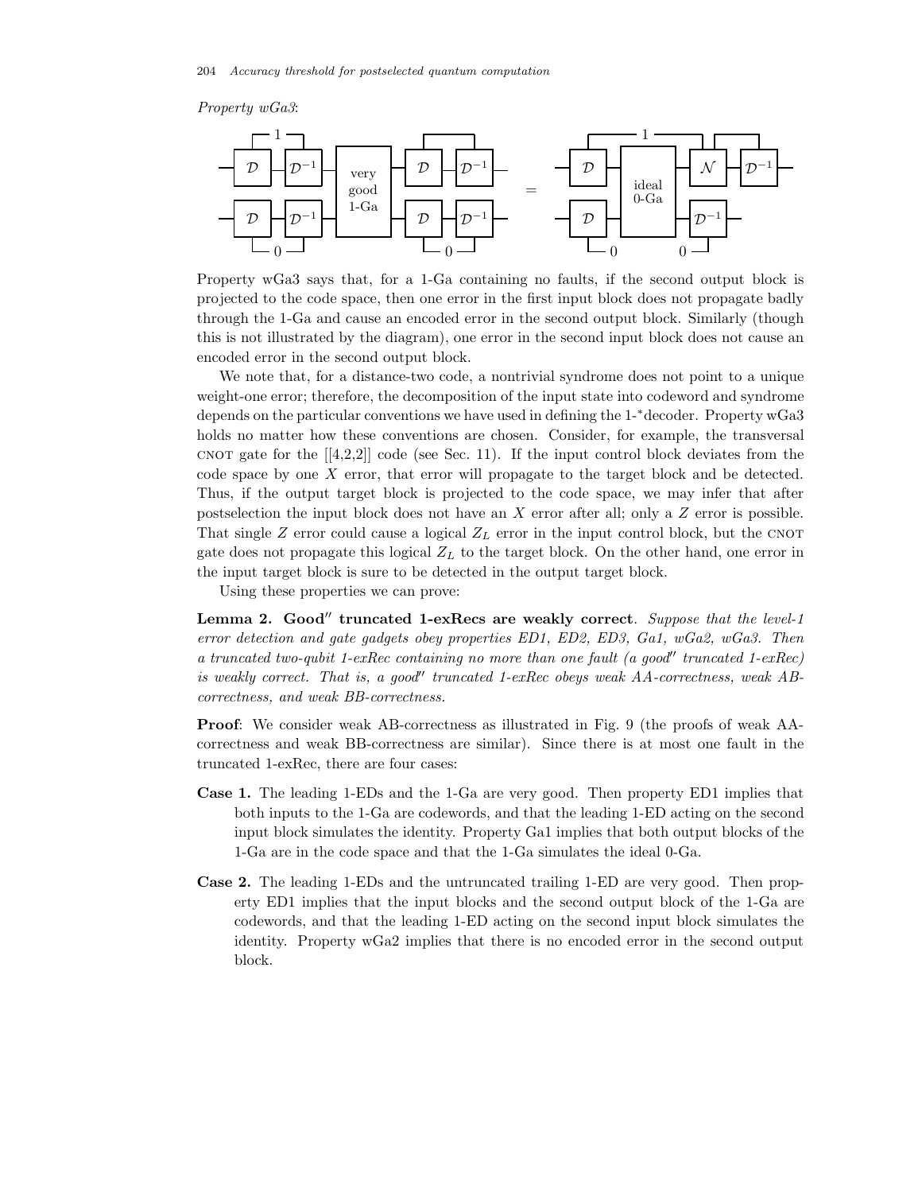*Property wGa3*:

Property wGa3 says that, for a 1-Ga containing no faults, if the second output block is projected to the code space, then one error in the first input block does not propagate badly through the 1-Ga and cause an encoded error in the second output block. Similarly (though this is not illustrated by the diagram), one error in the second input block does not cause an encoded error in the second output block.

We note that, for a distance-two code, a nontrivial syndrome does not point to a unique weight-one error; therefore, the decomposition of the input state into codeword and syndrome depends on the particular conventions we have used in defining the 1-*decoder. Property wGa3 holds no matter how these conventions are chosen. Consider, for example, the transversal CNOT gate for the [[4,2,2]] code (see Sec. 11). If the input control block deviates from the code space by one $X$ error, that error will propagate to the target block and be detected. Thus, if the output target block is projected to the code space, we may infer that after postselection the input block does not have an $X$ error after all; only a $Z$ error is possible. That single $Z$ error could cause a logical $Z_L$ error in the input control block, but the CNOT gate does not propagate this logical $Z_L$ to the target block. On the other hand, one error in the input target block is sure to be detected in the output target block.

Using these properties we can prove:

**Lemma 2. Good″ truncated 1-exRecs are weakly correct**. *Suppose that the level-1 error detection and gate gadgets obey properties ED1, ED2, ED3, Ga1, wGa2, wGa3. Then a truncated two-qubit 1-exRec containing no more than one fault (a good″ truncated 1-exRec) is weakly correct. That is, a good″ truncated 1-exRec obeys weak AA-correctness, weak AB-correctness, and weak BB-correctness.*

**Proof**: We consider weak AB-correctness as illustrated in Fig. 9 (the proofs of weak AA-correctness and weak BB-correctness are similar). Since there is at most one fault in the truncated 1-exRec, there are four cases:

- **Case 1.** The leading 1-EDs and the 1-Ga are very good. Then property ED1 implies that both inputs to the 1-Ga are codewords, and that the leading 1-ED acting on the second input block simulates the identity. Property Ga1 implies that both output blocks of the 1-Ga are in the code space and that the 1-Ga simulates the ideal 0-Ga.
- **Case 2.** The leading 1-EDs and the untruncated trailing 1-ED are very good. Then property ED1 implies that the input blocks and the second output block of the 1-Ga are codewords, and that the leading 1-ED acting on the second input block simulates the identity. Property wGa2 implies that there is no encoded error in the second output block.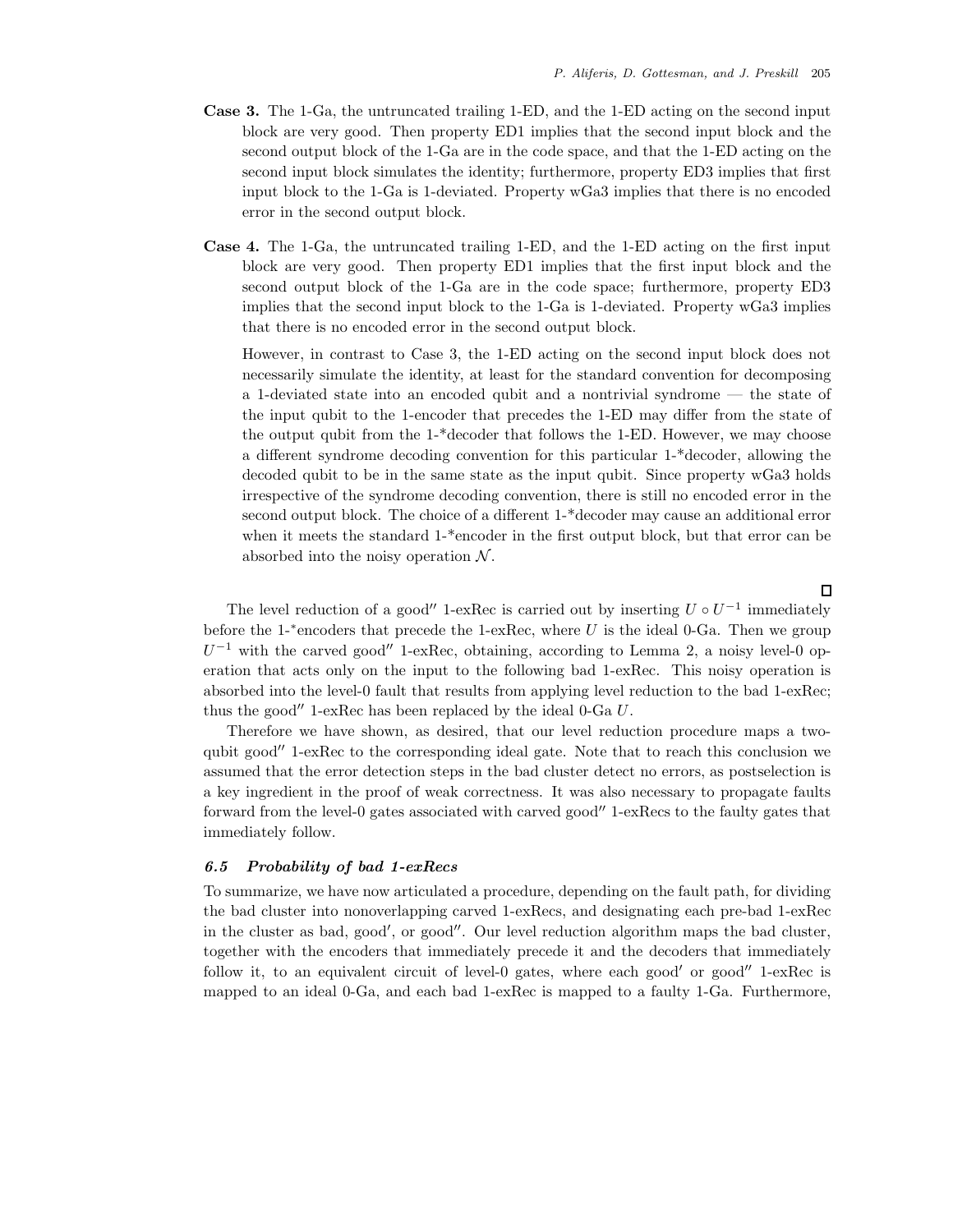**Case 3.** The 1-Ga, the untruncated trailing 1-ED, and the 1-ED acting on the second input block are very good. Then property ED1 implies that the second input block and the second output block of the 1-Ga are in the code space, and that the 1-ED acting on the second input block simulates the identity; furthermore, property ED3 implies that first input block to the 1-Ga is 1-deviated. Property wGa3 implies that there is no encoded error in the second output block.

**Case 4.** The 1-Ga, the untruncated trailing 1-ED, and the 1-ED acting on the first input block are very good. Then property ED1 implies that the first input block and the second output block of the 1-Ga are in the code space; furthermore, property ED3 implies that the second input block to the 1-Ga is 1-deviated. Property wGa3 implies that there is no encoded error in the second output block.

However, in contrast to Case 3, the 1-ED acting on the second input block does not necessarily simulate the identity, at least for the standard convention for decomposing a 1-deviated state into an encoded qubit and a nontrivial syndrome — the state of the input qubit to the 1-encoder that precedes the 1-ED may differ from the state of the output qubit from the 1-*decoder that follows the 1-ED. However, we may choose a different syndrome decoding convention for this particular 1-*decoder, allowing the decoded qubit to be in the same state as the input qubit. Since property wGa3 holds irrespective of the syndrome decoding convention, there is still no encoded error in the second output block. The choice of a different 1-*decoder may cause an additional error when it meets the standard 1-*encoder in the first output block, but that error can be absorbed into the noisy operation $\mathcal{N}$.

□

The level reduction of a good$''$ 1-exRec is carried out by inserting $U \circ U^{-1}$ immediately before the 1-$^*$encoders that precede the 1-exRec, where $U$ is the ideal 0-Ga. Then we group $U^{-1}$ with the carved good$''$ 1-exRec, obtaining, according to Lemma 2, a noisy level-0 operation that acts only on the input to the following bad 1-exRec. This noisy operation is absorbed into the level-0 fault that results from applying level reduction to the bad 1-exRec; thus the good$''$ 1-exRec has been replaced by the ideal 0-Ga $U$.

Therefore we have shown, as desired, that our level reduction procedure maps a two-qubit good$''$ 1-exRec to the corresponding ideal gate. Note that to reach this conclusion we assumed that the error detection steps in the bad cluster detect no errors, as postselection is a key ingredient in the proof of weak correctness. It was also necessary to propagate faults forward from the level-0 gates associated with carved good$''$ 1-exRecs to the faulty gates that immediately follow.

### *6.5 Probability of bad 1-exRecs*

To summarize, we have now articulated a procedure, depending on the fault path, for dividing the bad cluster into nonoverlapping carved 1-exRecs, and designating each pre-bad 1-exRec in the cluster as bad, good$'$, or good$''$. Our level reduction algorithm maps the bad cluster, together with the encoders that immediately precede it and the decoders that immediately follow it, to an equivalent circuit of level-0 gates, where each good$'$ or good$''$ 1-exRec is mapped to an ideal 0-Ga, and each bad 1-exRec is mapped to a faulty 1-Ga. Furthermore,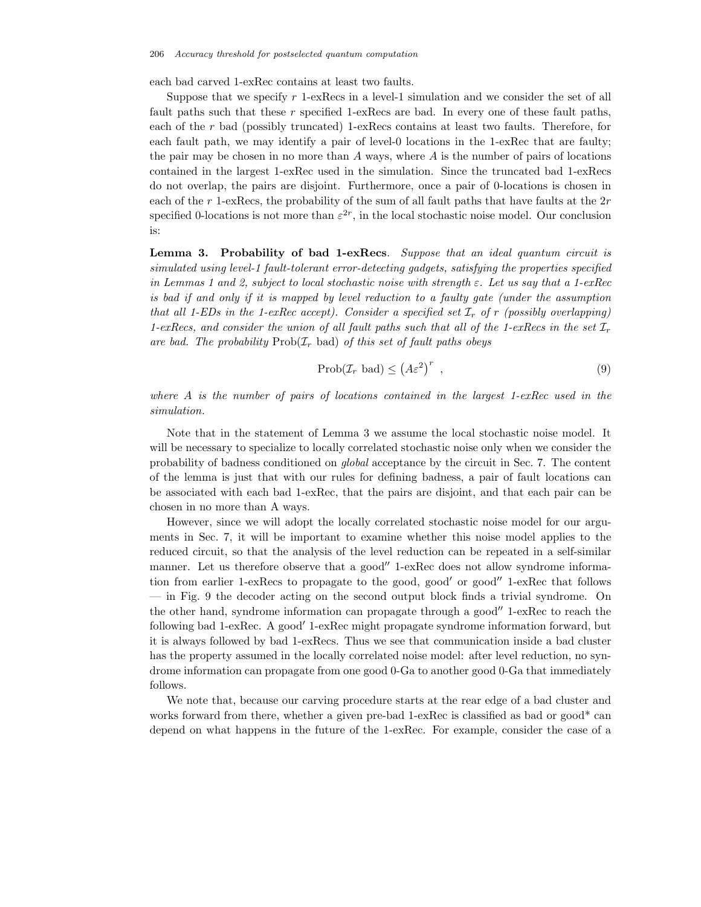each bad carved 1-exRec contains at least two faults.

Suppose that we specify $r$ 1-exRecs in a level-1 simulation and we consider the set of all fault paths such that these $r$ specified 1-exRecs are bad. In every one of these fault paths, each of the $r$ bad (possibly truncated) 1-exRecs contains at least two faults. Therefore, for each fault path, we may identify a pair of level-0 locations in the 1-exRec that are faulty; the pair may be chosen in no more than $A$ ways, where $A$ is the number of pairs of locations contained in the largest 1-exRec used in the simulation. Since the truncated bad 1-exRecs do not overlap, the pairs are disjoint. Furthermore, once a pair of 0-locations is chosen in each of the $r$ 1-exRecs, the probability of the sum of all fault paths that have faults at the $2r$ specified 0-locations is not more than $\varepsilon^{2r}$, in the local stochastic noise model. Our conclusion is:

**Lemma 3. Probability of bad 1-exRecs**. *Suppose that an ideal quantum circuit is simulated using level-1 fault-tolerant error-detecting gadgets, satisfying the properties specified in Lemmas 1 and 2, subject to local stochastic noise with strength $\varepsilon$. Let us say that a 1-exRec is bad if and only if it is mapped by level reduction to a faulty gate (under the assumption that all 1-EDs in the 1-exRec accept). Consider a specified set $\mathcal{I}_r$ of $r$ (possibly overlapping) 1-exRecs, and consider the union of all fault paths such that all of the 1-exRecs in the set $\mathcal{I}_r$ are bad. The probability* $\text{Prob}(\mathcal{I}_r \text{ bad})$ *of this set of fault paths obeys*

$$\text{Prob}(\mathcal{I}_r \text{ bad}) \leq \left(A\varepsilon^2\right)^r \ , \tag{9}$$

*where $A$ is the number of pairs of locations contained in the largest 1-exRec used in the simulation.*

Note that in the statement of Lemma 3 we assume the local stochastic noise model. It will be necessary to specialize to locally correlated stochastic noise only when we consider the probability of badness conditioned on *global* acceptance by the circuit in Sec. 7. The content of the lemma is just that with our rules for defining badness, a pair of fault locations can be associated with each bad 1-exRec, that the pairs are disjoint, and that each pair can be chosen in no more than A ways.

However, since we will adopt the locally correlated stochastic noise model for our arguments in Sec. 7, it will be important to examine whether this noise model applies to the reduced circuit, so that the analysis of the level reduction can be repeated in a self-similar manner. Let us therefore observe that a good$''$ 1-exRec does not allow syndrome information from earlier 1-exRecs to propagate to the good, good$'$ or good$''$ 1-exRec that follows — in Fig. 9 the decoder acting on the second output block finds a trivial syndrome. On the other hand, syndrome information can propagate through a good$''$ 1-exRec to reach the following bad 1-exRec. A good$'$ 1-exRec might propagate syndrome information forward, but it is always followed by bad 1-exRecs. Thus we see that communication inside a bad cluster has the property assumed in the locally correlated noise model: after level reduction, no syndrome information can propagate from one good 0-Ga to another good 0-Ga that immediately follows.

We note that, because our carving procedure starts at the rear edge of a bad cluster and works forward from there, whether a given pre-bad 1-exRec is classified as bad or good* can depend on what happens in the future of the 1-exRec. For example, consider the case of a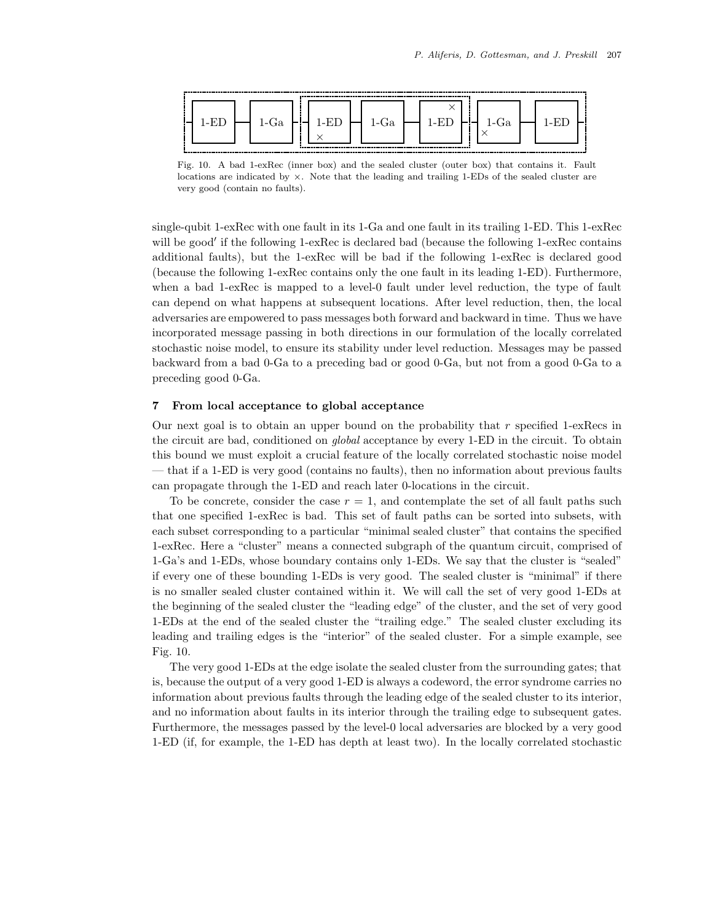Fig. 10. A bad 1-exRec (inner box) and the sealed cluster (outer box) that contains it. Fault locations are indicated by ×. Note that the leading and trailing 1-EDs of the sealed cluster are very good (contain no faults).

single-qubit 1-exRec with one fault in its 1-Ga and one fault in its trailing 1-ED. This 1-exRec will be good′ if the following 1-exRec is declared bad (because the following 1-exRec contains additional faults), but the 1-exRec will be bad if the following 1-exRec is declared good (because the following 1-exRec contains only the one fault in its leading 1-ED). Furthermore, when a bad 1-exRec is mapped to a level-0 fault under level reduction, the type of fault can depend on what happens at subsequent locations. After level reduction, then, the local adversaries are empowered to pass messages both forward and backward in time. Thus we have incorporated message passing in both directions in our formulation of the locally correlated stochastic noise model, to ensure its stability under level reduction. Messages may be passed backward from a bad 0-Ga to a preceding bad or good 0-Ga, but not from a good 0-Ga to a preceding good 0-Ga.

## 7 From local acceptance to global acceptance

Our next goal is to obtain an upper bound on the probability that $r$ specified 1-exRecs in the circuit are bad, conditioned on *global* acceptance by every 1-ED in the circuit. To obtain this bound we must exploit a crucial feature of the locally correlated stochastic noise model — that if a 1-ED is very good (contains no faults), then no information about previous faults can propagate through the 1-ED and reach later 0-locations in the circuit.

To be concrete, consider the case $r = 1$, and contemplate the set of all fault paths such that one specified 1-exRec is bad. This set of fault paths can be sorted into subsets, with each subset corresponding to a particular "minimal sealed cluster" that contains the specified 1-exRec. Here a "cluster" means a connected subgraph of the quantum circuit, comprised of 1-Ga's and 1-EDs, whose boundary contains only 1-EDs. We say that the cluster is "sealed" if every one of these bounding 1-EDs is very good. The sealed cluster is "minimal" if there is no smaller sealed cluster contained within it. We will call the set of very good 1-EDs at the beginning of the sealed cluster the "leading edge" of the cluster, and the set of very good 1-EDs at the end of the sealed cluster the "trailing edge." The sealed cluster excluding its leading and trailing edges is the "interior" of the sealed cluster. For a simple example, see Fig. 10.

The very good 1-EDs at the edge isolate the sealed cluster from the surrounding gates; that is, because the output of a very good 1-ED is always a codeword, the error syndrome carries no information about previous faults through the leading edge of the sealed cluster to its interior, and no information about faults in its interior through the trailing edge to subsequent gates. Furthermore, the messages passed by the level-0 local adversaries are blocked by a very good 1-ED (if, for example, the 1-ED has depth at least two). In the locally correlated stochastic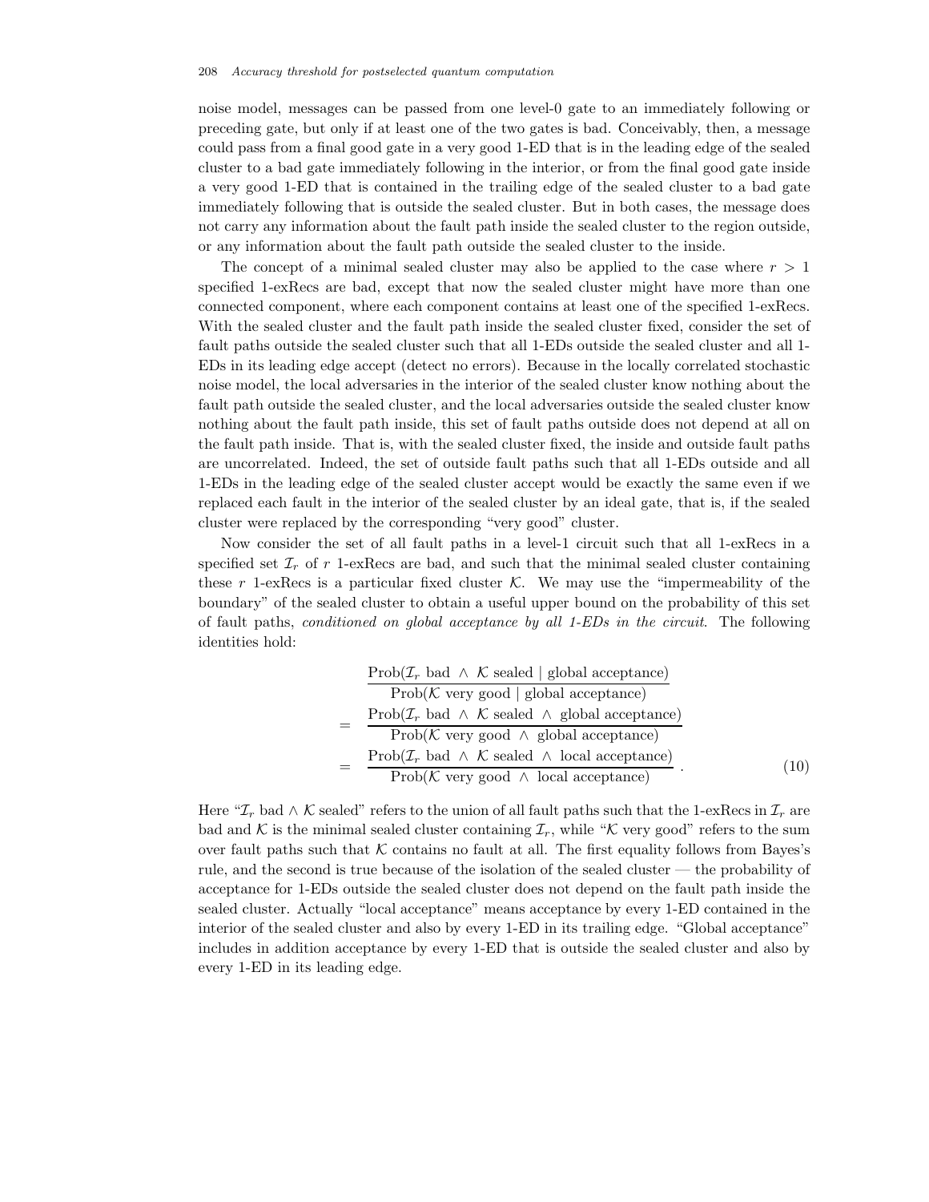noise model, messages can be passed from one level-0 gate to an immediately following or preceding gate, but only if at least one of the two gates is bad. Conceivably, then, a message could pass from a final good gate in a very good 1-ED that is in the leading edge of the sealed cluster to a bad gate immediately following in the interior, or from the final good gate inside a very good 1-ED that is contained in the trailing edge of the sealed cluster to a bad gate immediately following that is outside the sealed cluster. But in both cases, the message does not carry any information about the fault path inside the sealed cluster to the region outside, or any information about the fault path outside the sealed cluster to the inside.

The concept of a minimal sealed cluster may also be applied to the case where $r > 1$ specified 1-exRecs are bad, except that now the sealed cluster might have more than one connected component, where each component contains at least one of the specified 1-exRecs. With the sealed cluster and the fault path inside the sealed cluster fixed, consider the set of fault paths outside the sealed cluster such that all 1-EDs outside the sealed cluster and all 1-EDs in its leading edge accept (detect no errors). Because in the locally correlated stochastic noise model, the local adversaries in the interior of the sealed cluster know nothing about the fault path outside the sealed cluster, and the local adversaries outside the sealed cluster know nothing about the fault path inside, this set of fault paths outside does not depend at all on the fault path inside. That is, with the sealed cluster fixed, the inside and outside fault paths are uncorrelated. Indeed, the set of outside fault paths such that all 1-EDs outside and all 1-EDs in the leading edge of the sealed cluster accept would be exactly the same even if we replaced each fault in the interior of the sealed cluster by an ideal gate, that is, if the sealed cluster were replaced by the corresponding "very good" cluster.

Now consider the set of all fault paths in a level-1 circuit such that all 1-exRecs in a specified set $\mathcal{I}_r$ of $r$ 1-exRecs are bad, and such that the minimal sealed cluster containing these $r$ 1-exRecs is a particular fixed cluster $\mathcal{K}$. We may use the "impermeability of the boundary" of the sealed cluster to obtain a useful upper bound on the probability of this set of fault paths, *conditioned on global acceptance by all 1-EDs in the circuit*. The following identities hold:

$$
\begin{aligned}
& \frac{\text{Prob}(\mathcal{I}_r \text{ bad } \wedge \ \mathcal{K} \text{ sealed} \mid \text{global acceptance})}{\text{Prob}(\mathcal{K} \text{ very good} \mid \text{global acceptance})} \\
= & \frac{\text{Prob}(\mathcal{I}_r \text{ bad } \wedge \ \mathcal{K} \text{ sealed } \wedge \ \text{global acceptance})}{\text{Prob}(\mathcal{K} \text{ very good } \wedge \ \text{global acceptance})} \\
= & \frac{\text{Prob}(\mathcal{I}_r \text{ bad } \wedge \ \mathcal{K} \text{ sealed } \wedge \ \text{local acceptance})}{\text{Prob}(\mathcal{K} \text{ very good } \wedge \ \text{local acceptance})} \ . \qquad (10)
\end{aligned}
$$

Here "$\mathcal{I}_r$ bad $\wedge$ $\mathcal{K}$ sealed" refers to the union of all fault paths such that the 1-exRecs in $\mathcal{I}_r$ are bad and $\mathcal{K}$ is the minimal sealed cluster containing $\mathcal{I}_r$, while "$\mathcal{K}$ very good" refers to the sum over fault paths such that $\mathcal{K}$ contains no fault at all. The first equality follows from Bayes's rule, and the second is true because of the isolation of the sealed cluster — the probability of acceptance for 1-EDs outside the sealed cluster does not depend on the fault path inside the sealed cluster. Actually "local acceptance" means acceptance by every 1-ED contained in the interior of the sealed cluster and also by every 1-ED in its trailing edge. "Global acceptance" includes in addition acceptance by every 1-ED that is outside the sealed cluster and also by every 1-ED in its leading edge.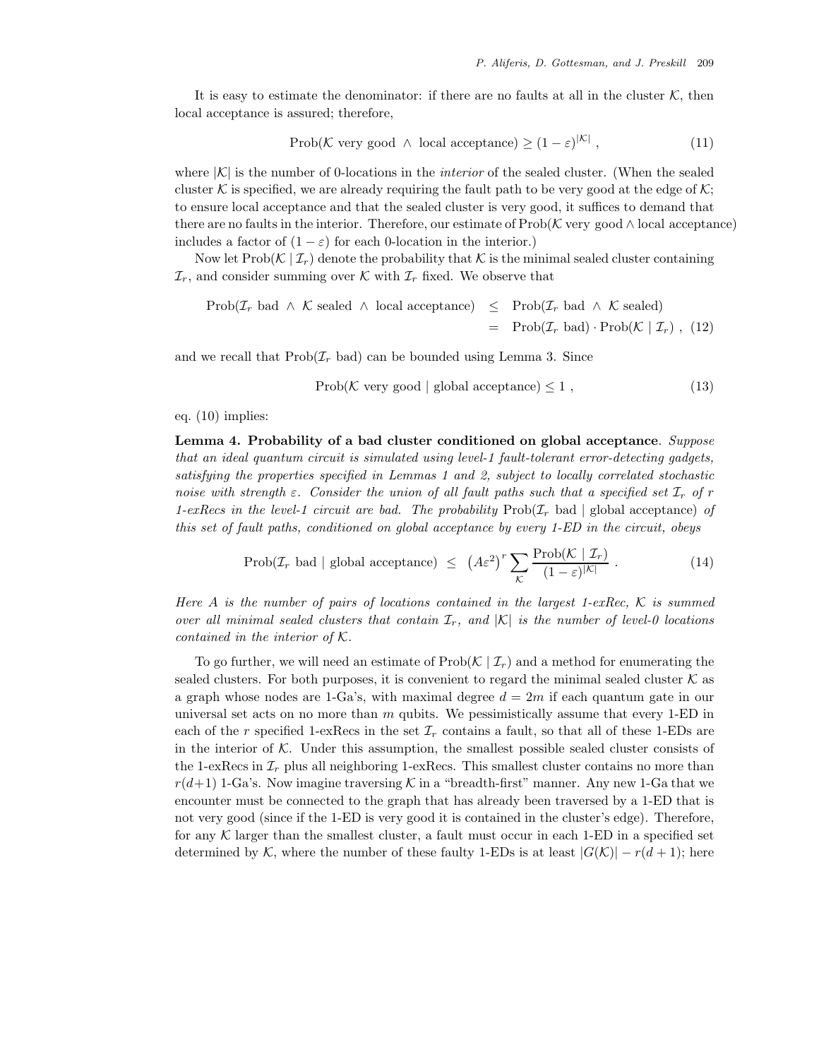It is easy to estimate the denominator: if there are no faults at all in the cluster $\mathcal{K}$, then local acceptance is assured; therefore,

$$\text{Prob}(\mathcal{K} \text{ very good } \wedge \text{ local acceptance}) \geq (1-\varepsilon)^{|\mathcal{K}|} , \tag{11}$$

where $|\mathcal{K}|$ is the number of 0-locations in the *interior* of the sealed cluster. (When the sealed cluster $\mathcal{K}$ is specified, we are already requiring the fault path to be very good at the edge of $\mathcal{K}$; to ensure local acceptance and that the sealed cluster is very good, it suffices to demand that there are no faults in the interior. Therefore, our estimate of $\text{Prob}(\mathcal{K} \text{ very good} \wedge \text{local acceptance})$ includes a factor of $(1-\varepsilon)$ for each 0-location in the interior.)

Now let $\text{Prob}(\mathcal{K} \mid \mathcal{I}_r)$ denote the probability that $\mathcal{K}$ is the minimal sealed cluster containing $\mathcal{I}_r$, and consider summing over $\mathcal{K}$ with $\mathcal{I}_r$ fixed. We observe that

$$\begin{aligned}\text{Prob}(\mathcal{I}_r \text{ bad } \wedge \ \mathcal{K} \text{ sealed } \wedge \text{ local acceptance}) &\leq \text{Prob}(\mathcal{I}_r \text{ bad } \wedge \ \mathcal{K} \text{ sealed}) \\ &= \text{Prob}(\mathcal{I}_r \text{ bad}) \cdot \text{Prob}(\mathcal{K} \mid \mathcal{I}_r) , \end{aligned} \tag{12}$$

and we recall that $\text{Prob}(\mathcal{I}_r \text{ bad})$ can be bounded using Lemma 3. Since

$$\text{Prob}(\mathcal{K} \text{ very good} \mid \text{global acceptance}) \leq 1 , \tag{13}$$

eq. (10) implies:

**Lemma 4. Probability of a bad cluster conditioned on global acceptance**. *Suppose that an ideal quantum circuit is simulated using level-1 fault-tolerant error-detecting gadgets, satisfying the properties specified in Lemmas 1 and 2, subject to locally correlated stochastic noise with strength* $\varepsilon$. *Consider the union of all fault paths such that a specified set* $\mathcal{I}_r$ *of* $r$ *1-exRecs in the level-1 circuit are bad. The probability* $\text{Prob}(\mathcal{I}_r \text{ bad} \mid \text{global acceptance})$ *of this set of fault paths, conditioned on global acceptance by every 1-ED in the circuit, obeys*

$$\text{Prob}(\mathcal{I}_r \text{ bad} \mid \text{global acceptance}) \ \leq \ \left(A\varepsilon^2\right)^r \sum_{\mathcal{K}} \frac{\text{Prob}(\mathcal{K} \mid \mathcal{I}_r)}{(1-\varepsilon)^{|\mathcal{K}|}} . \tag{14}$$

*Here* $A$ *is the number of pairs of locations contained in the largest 1-exRec,* $\mathcal{K}$ *is summed over all minimal sealed clusters that contain* $\mathcal{I}_r$*, and* $|\mathcal{K}|$ *is the number of level-0 locations contained in the interior of* $\mathcal{K}$.

To go further, we will need an estimate of $\text{Prob}(\mathcal{K} \mid \mathcal{I}_r)$ and a method for enumerating the sealed clusters. For both purposes, it is convenient to regard the minimal sealed cluster $\mathcal{K}$ as a graph whose nodes are 1-Ga's, with maximal degree $d = 2m$ if each quantum gate in our universal set acts on no more than $m$ qubits. We pessimistically assume that every 1-ED in each of the $r$ specified 1-exRecs in the set $\mathcal{I}_r$ contains a fault, so that all of these 1-EDs are in the interior of $\mathcal{K}$. Under this assumption, the smallest possible sealed cluster consists of the 1-exRecs in $\mathcal{I}_r$ plus all neighboring 1-exRecs. This smallest cluster contains no more than $r(d+1)$ 1-Ga's. Now imagine traversing $\mathcal{K}$ in a "breadth-first" manner. Any new 1-Ga that we encounter must be connected to the graph that has already been traversed by a 1-ED that is not very good (since if the 1-ED is very good it is contained in the cluster's edge). Therefore, for any $\mathcal{K}$ larger than the smallest cluster, a fault must occur in each 1-ED in a specified set determined by $\mathcal{K}$, where the number of these faulty 1-EDs is at least $|G(\mathcal{K})| - r(d+1)$; here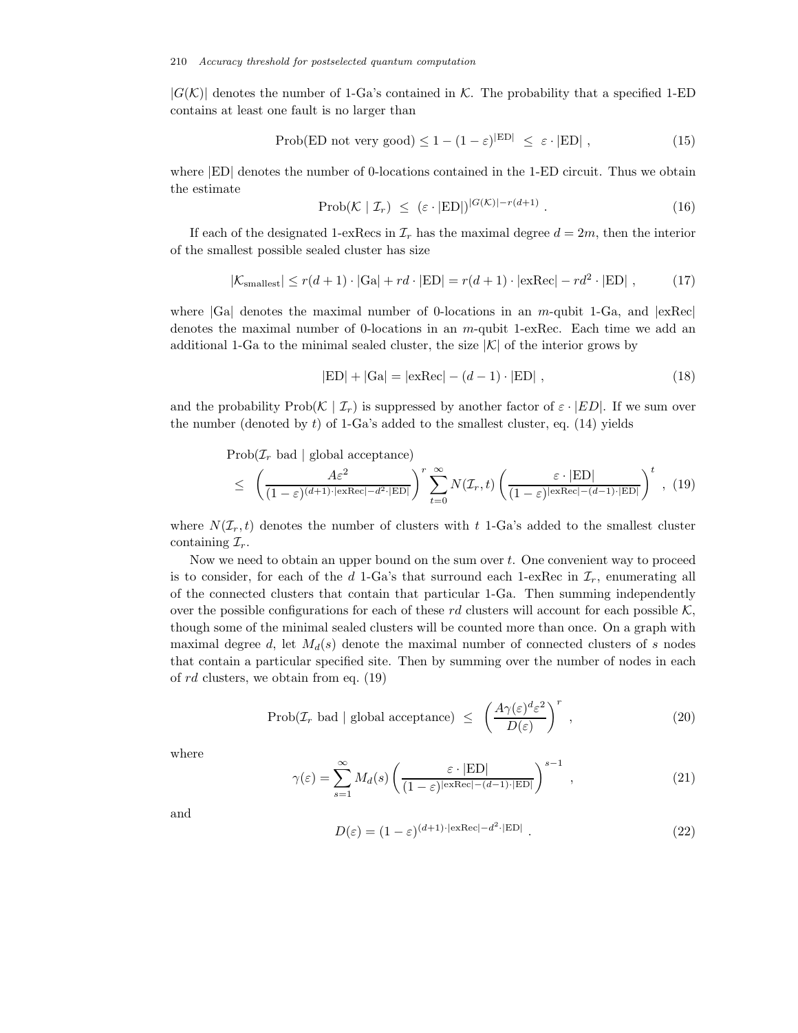$|G(\mathcal{K})|$ denotes the number of 1-Ga's contained in $\mathcal{K}$. The probability that a specified 1-ED contains at least one fault is no larger than

$$\text{Prob(ED not very good)} \leq 1 - (1-\varepsilon)^{|\text{ED}|} \ \leq \ \varepsilon \cdot |\text{ED}| \ , \tag{15}$$

where $|\text{ED}|$ denotes the number of 0-locations contained in the 1-ED circuit. Thus we obtain the estimate

$$\text{Prob}(\mathcal{K} \mid \mathcal{I}_r) \ \leq \ (\varepsilon \cdot |\text{ED}|)^{|G(\mathcal{K})| - r(d+1)} \ . \tag{16}$$

If each of the designated 1-exRecs in $\mathcal{I}_r$ has the maximal degree $d = 2m$, then the interior of the smallest possible sealed cluster has size

$$|\mathcal{K}_{\text{smallest}}| \leq r(d+1) \cdot |\text{Ga}| + rd \cdot |\text{ED}| = r(d+1) \cdot |\text{exRec}| - rd^2 \cdot |\text{ED}| \ , \tag{17}$$

where $|\text{Ga}|$ denotes the maximal number of 0-locations in an $m$-qubit 1-Ga, and $|\text{exRec}|$ denotes the maximal number of 0-locations in an $m$-qubit 1-exRec. Each time we add an additional 1-Ga to the minimal sealed cluster, the size $|\mathcal{K}|$ of the interior grows by

$$|\text{ED}| + |\text{Ga}| = |\text{exRec}| - (d-1) \cdot |\text{ED}| \ , \tag{18}$$

and the probability $\text{Prob}(\mathcal{K} \mid \mathcal{I}_r)$ is suppressed by another factor of $\varepsilon \cdot |ED|$. If we sum over the number (denoted by $t$) of 1-Ga's added to the smallest cluster, eq. (14) yields

$$\begin{aligned} &\text{Prob}(\mathcal{I}_r \text{ bad} \mid \text{global acceptance}) \\ &\leq \ \left( \frac{A\varepsilon^2}{(1-\varepsilon)^{(d+1)\cdot|\text{exRec}| - d^2 \cdot |\text{ED}|}} \right)^r \sum_{t=0}^{\infty} N(\mathcal{I}_r, t) \left( \frac{\varepsilon \cdot |\text{ED}|}{(1-\varepsilon)^{|\text{exRec}| - (d-1)\cdot|\text{ED}|}} \right)^t \ , \end{aligned} \tag{19}$$

where $N(\mathcal{I}_r, t)$ denotes the number of clusters with $t$ 1-Ga's added to the smallest cluster containing $\mathcal{I}_r$.

Now we need to obtain an upper bound on the sum over $t$. One convenient way to proceed is to consider, for each of the $d$ 1-Ga's that surround each 1-exRec in $\mathcal{I}_r$, enumerating all of the connected clusters that contain that particular 1-Ga. Then summing independently over the possible configurations for each of these $rd$ clusters will account for each possible $\mathcal{K}$, though some of the minimal sealed clusters will be counted more than once. On a graph with maximal degree $d$, let $M_d(s)$ denote the maximal number of connected clusters of $s$ nodes that contain a particular specified site. Then by summing over the number of nodes in each of $rd$ clusters, we obtain from eq. (19)

$$\text{Prob}(\mathcal{I}_r \text{ bad} \mid \text{global acceptance}) \ \leq \ \left( \frac{A\gamma(\varepsilon)^d \varepsilon^2}{D(\varepsilon)} \right)^r \ , \tag{20}$$

where

$$\gamma(\varepsilon) = \sum_{s=1}^{\infty} M_d(s) \left( \frac{\varepsilon \cdot |\text{ED}|}{(1-\varepsilon)^{|\text{exRec}| - (d-1)\cdot|\text{ED}|}} \right)^{s-1} \ , \tag{21}$$

and

$$D(\varepsilon) = (1-\varepsilon)^{(d+1)\cdot|\text{exRec}| - d^2 \cdot |\text{ED}|} \ . \tag{22}$$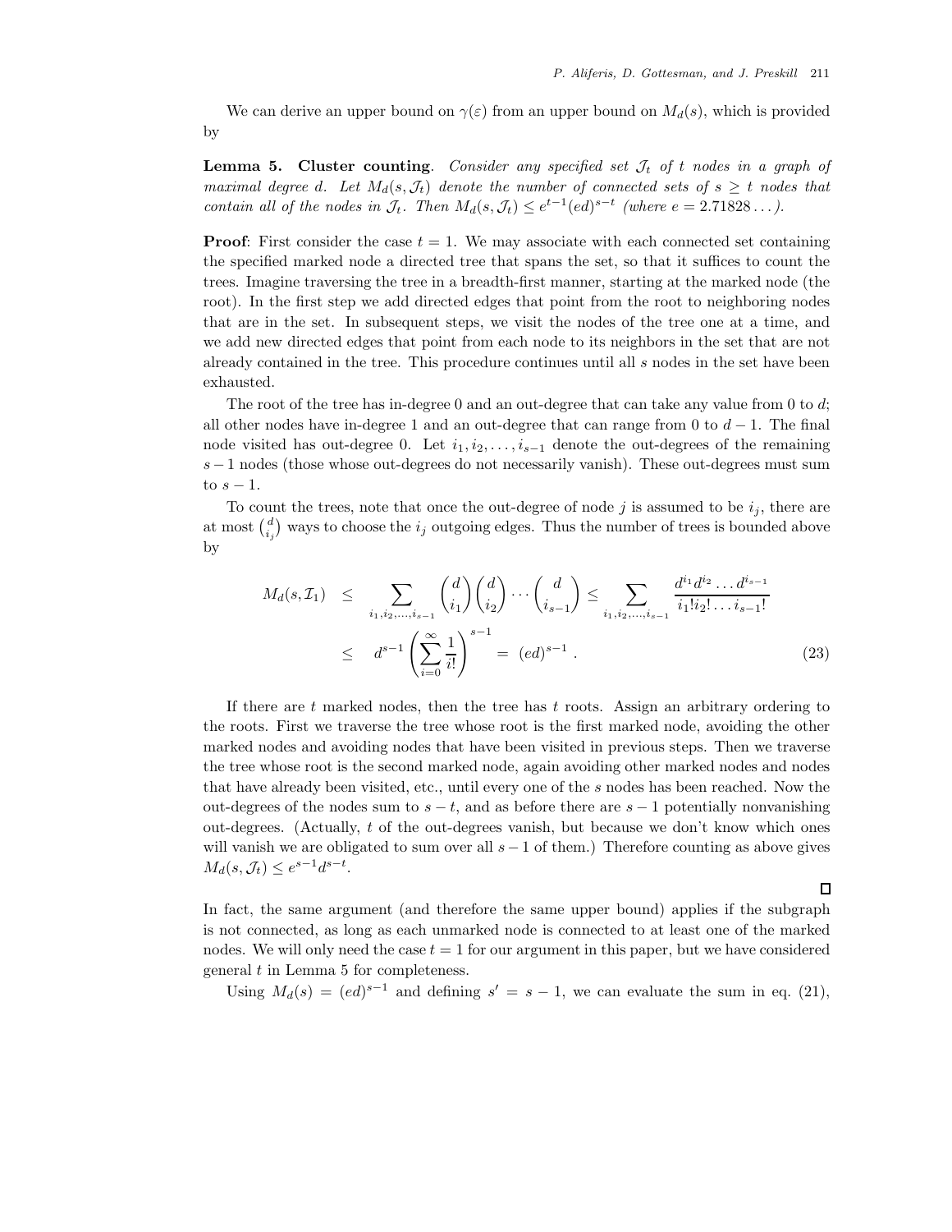We can derive an upper bound on $\gamma(\varepsilon)$ from an upper bound on $M_d(s)$, which is provided by

**Lemma 5. Cluster counting**. *Consider any specified set $\mathcal{J}_t$ of $t$ nodes in a graph of maximal degree $d$. Let $M_d(s, \mathcal{J}_t)$ denote the number of connected sets of $s \geq t$ nodes that contain all of the nodes in $\mathcal{J}_t$. Then $M_d(s, \mathcal{J}_t) \leq e^{t-1}(ed)^{s-t}$ (where $e = 2.71828\ldots$).*

**Proof**: First consider the case $t = 1$. We may associate with each connected set containing the specified marked node a directed tree that spans the set, so that it suffices to count the trees. Imagine traversing the tree in a breadth-first manner, starting at the marked node (the root). In the first step we add directed edges that point from the root to neighboring nodes that are in the set. In subsequent steps, we visit the nodes of the tree one at a time, and we add new directed edges that point from each node to its neighbors in the set that are not already contained in the tree. This procedure continues until all $s$ nodes in the set have been exhausted.

The root of the tree has in-degree 0 and an out-degree that can take any value from 0 to $d$; all other nodes have in-degree 1 and an out-degree that can range from 0 to $d-1$. The final node visited has out-degree 0. Let $i_1, i_2, \ldots, i_{s-1}$ denote the out-degrees of the remaining $s-1$ nodes (those whose out-degrees do not necessarily vanish). These out-degrees must sum to $s-1$.

To count the trees, note that once the out-degree of node $j$ is assumed to be $i_j$, there are at most $\binom{d}{i_j}$ ways to choose the $i_j$ outgoing edges. Thus the number of trees is bounded above by

$$
\begin{aligned}
M_d(s, \mathcal{I}_1) \quad &\leq \quad \sum_{i_1, i_2, \ldots, i_{s-1}} \binom{d}{i_1}\binom{d}{i_2}\cdots\binom{d}{i_{s-1}} \leq \sum_{i_1, i_2, \ldots, i_{s-1}} \frac{d^{i_1} d^{i_2} \ldots d^{i_{s-1}}}{i_1! i_2! \ldots i_{s-1}!} \\
&\leq \quad d^{s-1}\left(\sum_{i=0}^{\infty} \frac{1}{i!}\right)^{s-1} = (ed)^{s-1}\ . \qquad (23)
\end{aligned}
$$

If there are $t$ marked nodes, then the tree has $t$ roots. Assign an arbitrary ordering to the roots. First we traverse the tree whose root is the first marked node, avoiding the other marked nodes and avoiding nodes that have been visited in previous steps. Then we traverse the tree whose root is the second marked node, again avoiding other marked nodes and nodes that have already been visited, etc., until every one of the $s$ nodes has been reached. Now the out-degrees of the nodes sum to $s-t$, and as before there are $s-1$ potentially nonvanishing out-degrees. (Actually, $t$ of the out-degrees vanish, but because we don't know which ones will vanish we are obligated to sum over all $s-1$ of them.) Therefore counting as above gives $M_d(s, \mathcal{J}_t) \leq e^{s-1}d^{s-t}$.

□

In fact, the same argument (and therefore the same upper bound) applies if the subgraph is not connected, as long as each unmarked node is connected to at least one of the marked nodes. We will only need the case $t = 1$ for our argument in this paper, but we have considered general $t$ in Lemma 5 for completeness.

Using $M_d(s) = (ed)^{s-1}$ and defining $s' = s-1$, we can evaluate the sum in eq. (21),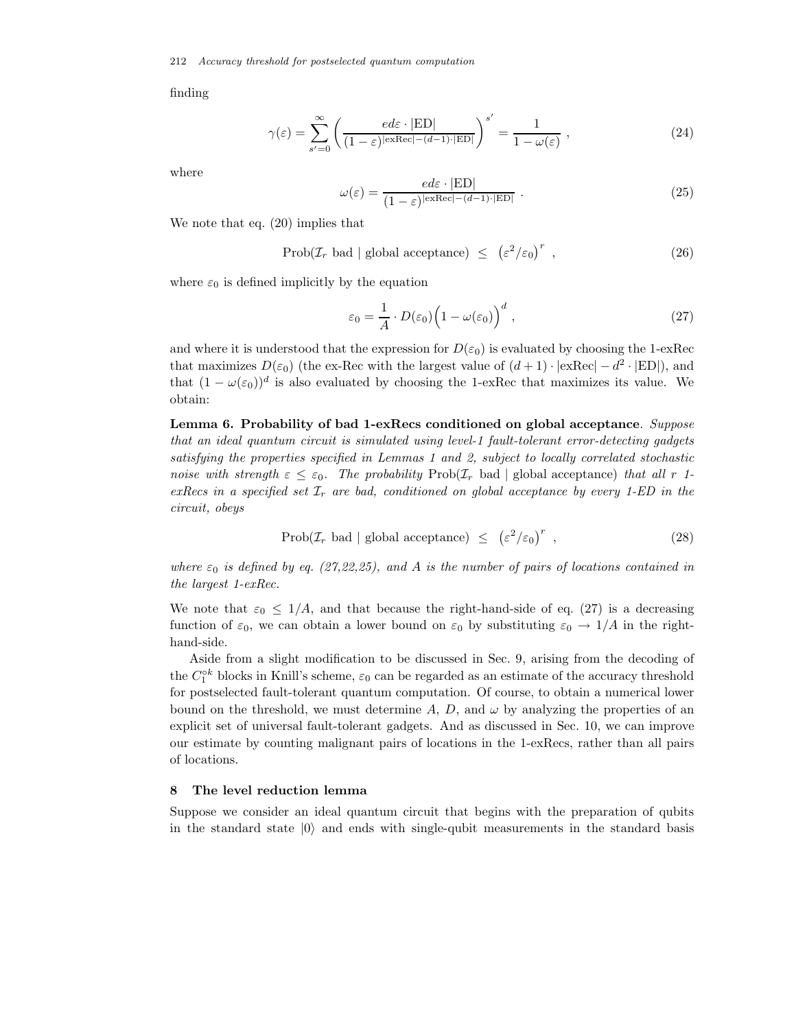finding

$$\gamma(\varepsilon) = \sum_{s'=0}^{\infty} \left( \frac{ed\varepsilon \cdot |\mathrm{ED}|}{(1-\varepsilon)^{|\mathrm{exRec}|-(d-1)\cdot|\mathrm{ED}|}} \right)^{s'} = \frac{1}{1-\omega(\varepsilon)} \ , \tag{24}$$

where

$$\omega(\varepsilon) = \frac{ed\varepsilon \cdot |\mathrm{ED}|}{(1-\varepsilon)^{|\mathrm{exRec}|-(d-1)\cdot|\mathrm{ED}|}} \ . \tag{25}$$

We note that eq. (20) implies that

$$\mathrm{Prob}(\mathcal{I}_r \text{ bad} \mid \text{global acceptance}) \ \le \ \left(\varepsilon^2/\varepsilon_0\right)^r \ , \tag{26}$$

where $\varepsilon_0$ is defined implicitly by the equation

$$\varepsilon_0 = \frac{1}{A} \cdot D(\varepsilon_0)\Big(1-\omega(\varepsilon_0)\Big)^d \ , \tag{27}$$

and where it is understood that the expression for $D(\varepsilon_0)$ is evaluated by choosing the 1-exRec that maximizes $D(\varepsilon_0)$ (the ex-Rec with the largest value of $(d+1)\cdot|\mathrm{exRec}| - d^2\cdot|\mathrm{ED}|$), and that $(1-\omega(\varepsilon_0))^d$ is also evaluated by choosing the 1-exRec that maximizes its value. We obtain:

**Lemma 6. Probability of bad 1-exRecs conditioned on global acceptance**. *Suppose that an ideal quantum circuit is simulated using level-1 fault-tolerant error-detecting gadgets satisfying the properties specified in Lemmas 1 and 2, subject to locally correlated stochastic noise with strength* $\varepsilon \le \varepsilon_0$. *The probability* $\mathrm{Prob}(\mathcal{I}_r \text{ bad} \mid \text{global acceptance})$ *that all* $r$ *1-exRecs in a specified set* $\mathcal{I}_r$ *are bad, conditioned on global acceptance by every 1-ED in the circuit, obeys*

$$\mathrm{Prob}(\mathcal{I}_r \text{ bad} \mid \text{global acceptance}) \ \le \ \left(\varepsilon^2/\varepsilon_0\right)^r \ , \tag{28}$$

*where* $\varepsilon_0$ *is defined by eq. (27,22,25), and* $A$ *is the number of pairs of locations contained in the largest 1-exRec.*

We note that $\varepsilon_0 \le 1/A$, and that because the right-hand-side of eq. (27) is a decreasing function of $\varepsilon_0$, we can obtain a lower bound on $\varepsilon_0$ by substituting $\varepsilon_0 \to 1/A$ in the right-hand-side.

Aside from a slight modification to be discussed in Sec. 9, arising from the decoding of the $C_1^{\circ k}$ blocks in Knill's scheme, $\varepsilon_0$ can be regarded as an estimate of the accuracy threshold for postselected fault-tolerant quantum computation. Of course, to obtain a numerical lower bound on the threshold, we must determine $A$, $D$, and $\omega$ by analyzing the properties of an explicit set of universal fault-tolerant gadgets. And as discussed in Sec. 10, we can improve our estimate by counting malignant pairs of locations in the 1-exRecs, rather than all pairs of locations.

## 8 The level reduction lemma

Suppose we consider an ideal quantum circuit that begins with the preparation of qubits in the standard state $|0\rangle$ and ends with single-qubit measurements in the standard basis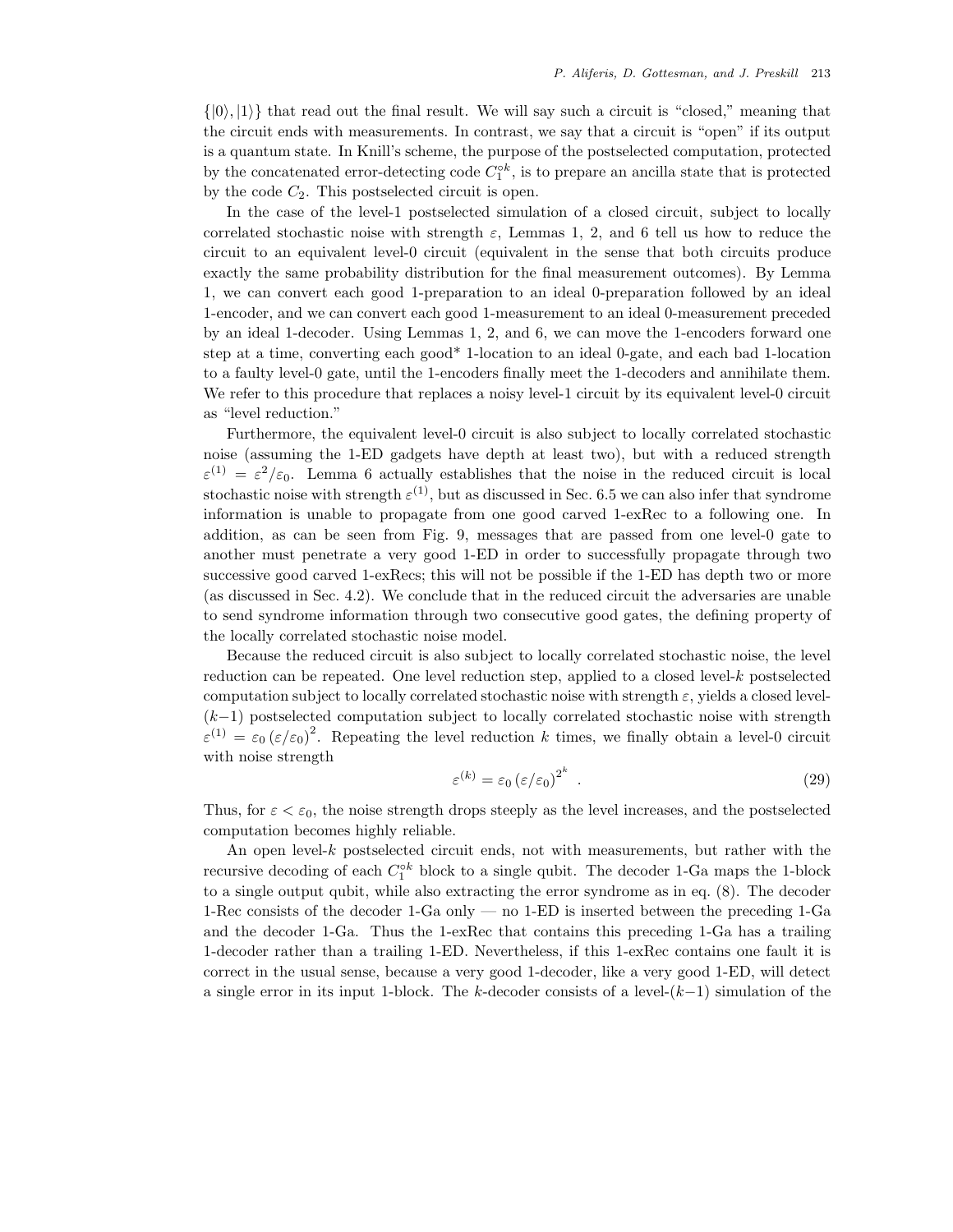$\{|0\rangle, |1\rangle\}$ that read out the final result. We will say such a circuit is "closed," meaning that the circuit ends with measurements. In contrast, we say that a circuit is "open" if its output is a quantum state. In Knill's scheme, the purpose of the postselected computation, protected by the concatenated error-detecting code $C_1^{\circ k}$, is to prepare an ancilla state that is protected by the code $C_2$. This postselected circuit is open.

In the case of the level-1 postselected simulation of a closed circuit, subject to locally correlated stochastic noise with strength $\varepsilon$, Lemmas 1, 2, and 6 tell us how to reduce the circuit to an equivalent level-0 circuit (equivalent in the sense that both circuits produce exactly the same probability distribution for the final measurement outcomes). By Lemma 1, we can convert each good 1-preparation to an ideal 0-preparation followed by an ideal 1-encoder, and we can convert each good 1-measurement to an ideal 0-measurement preceded by an ideal 1-decoder. Using Lemmas 1, 2, and 6, we can move the 1-encoders forward one step at a time, converting each good* 1-location to an ideal 0-gate, and each bad 1-location to a faulty level-0 gate, until the 1-encoders finally meet the 1-decoders and annihilate them. We refer to this procedure that replaces a noisy level-1 circuit by its equivalent level-0 circuit as "level reduction."

Furthermore, the equivalent level-0 circuit is also subject to locally correlated stochastic noise (assuming the 1-ED gadgets have depth at least two), but with a reduced strength $\varepsilon^{(1)} = \varepsilon^2/\varepsilon_0$. Lemma 6 actually establishes that the noise in the reduced circuit is local stochastic noise with strength $\varepsilon^{(1)}$, but as discussed in Sec. 6.5 we can also infer that syndrome information is unable to propagate from one good carved 1-exRec to a following one. In addition, as can be seen from Fig. 9, messages that are passed from one level-0 gate to another must penetrate a very good 1-ED in order to successfully propagate through two successive good carved 1-exRecs; this will not be possible if the 1-ED has depth two or more (as discussed in Sec. 4.2). We conclude that in the reduced circuit the adversaries are unable to send syndrome information through two consecutive good gates, the defining property of the locally correlated stochastic noise model.

Because the reduced circuit is also subject to locally correlated stochastic noise, the level reduction can be repeated. One level reduction step, applied to a closed level-$k$ postselected computation subject to locally correlated stochastic noise with strength $\varepsilon$, yields a closed level-$(k-1)$ postselected computation subject to locally correlated stochastic noise with strength $\varepsilon^{(1)} = \varepsilon_0 \left(\varepsilon/\varepsilon_0\right)^2$. Repeating the level reduction $k$ times, we finally obtain a level-0 circuit with noise strength

$$\varepsilon^{(k)} = \varepsilon_0 \left(\varepsilon/\varepsilon_0\right)^{2^k} \quad . \tag{29}$$

Thus, for $\varepsilon < \varepsilon_0$, the noise strength drops steeply as the level increases, and the postselected computation becomes highly reliable.

An open level-$k$ postselected circuit ends, not with measurements, but rather with the recursive decoding of each $C_1^{\circ k}$ block to a single qubit. The decoder 1-Ga maps the 1-block to a single output qubit, while also extracting the error syndrome as in eq. (8). The decoder 1-Rec consists of the decoder 1-Ga only — no 1-ED is inserted between the preceding 1-Ga and the decoder 1-Ga. Thus the 1-exRec that contains this preceding 1-Ga has a trailing 1-decoder rather than a trailing 1-ED. Nevertheless, if this 1-exRec contains one fault it is correct in the usual sense, because a very good 1-decoder, like a very good 1-ED, will detect a single error in its input 1-block. The $k$-decoder consists of a level-$(k-1)$ simulation of the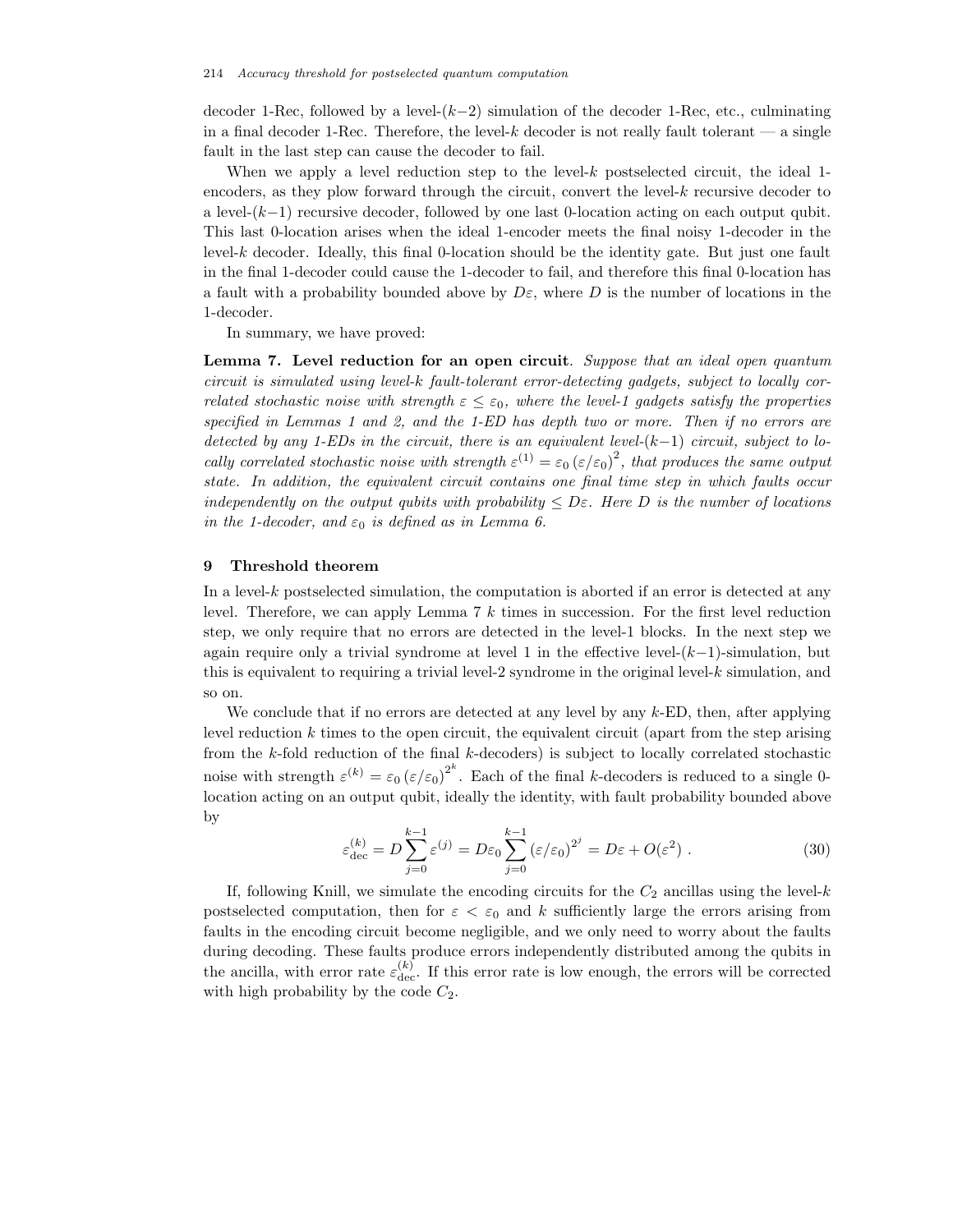decoder 1-Rec, followed by a level-$(k-2)$ simulation of the decoder 1-Rec, etc., culminating in a final decoder 1-Rec. Therefore, the level-$k$ decoder is not really fault tolerant — a single fault in the last step can cause the decoder to fail.

When we apply a level reduction step to the level-$k$ postselected circuit, the ideal 1-encoders, as they plow forward through the circuit, convert the level-$k$ recursive decoder to a level-$(k-1)$ recursive decoder, followed by one last 0-location acting on each output qubit. This last 0-location arises when the ideal 1-encoder meets the final noisy 1-decoder in the level-$k$ decoder. Ideally, this final 0-location should be the identity gate. But just one fault in the final 1-decoder could cause the 1-decoder to fail, and therefore this final 0-location has a fault with a probability bounded above by $D\varepsilon$, where $D$ is the number of locations in the 1-decoder.

In summary, we have proved:

**Lemma 7. Level reduction for an open circuit**. *Suppose that an ideal open quantum circuit is simulated using level-$k$ fault-tolerant error-detecting gadgets, subject to locally correlated stochastic noise with strength $\varepsilon \le \varepsilon_0$, where the level-1 gadgets satisfy the properties specified in Lemmas 1 and 2, and the 1-ED has depth two or more. Then if no errors are detected by any 1-EDs in the circuit, there is an equivalent level-$(k-1)$ circuit, subject to locally correlated stochastic noise with strength $\varepsilon^{(1)} = \varepsilon_0 \left(\varepsilon/\varepsilon_0\right)^2$, that produces the same output state. In addition, the equivalent circuit contains one final time step in which faults occur independently on the output qubits with probability $\le D\varepsilon$. Here $D$ is the number of locations in the 1-decoder, and $\varepsilon_0$ is defined as in Lemma 6.*

## 9 Threshold theorem

In a level-$k$ postselected simulation, the computation is aborted if an error is detected at any level. Therefore, we can apply Lemma 7 $k$ times in succession. For the first level reduction step, we only require that no errors are detected in the level-1 blocks. In the next step we again require only a trivial syndrome at level 1 in the effective level-$(k-1)$-simulation, but this is equivalent to requiring a trivial level-2 syndrome in the original level-$k$ simulation, and so on.

We conclude that if no errors are detected at any level by any $k$-ED, then, after applying level reduction $k$ times to the open circuit, the equivalent circuit (apart from the step arising from the $k$-fold reduction of the final $k$-decoders) is subject to locally correlated stochastic noise with strength $\varepsilon^{(k)} = \varepsilon_0 \left(\varepsilon/\varepsilon_0\right)^{2^k}$. Each of the final $k$-decoders is reduced to a single 0-location acting on an output qubit, ideally the identity, with fault probability bounded above by

$$\varepsilon_{\rm dec}^{(k)} = D \sum_{j=0}^{k-1} \varepsilon^{(j)} = D\varepsilon_0 \sum_{j=0}^{k-1} \left(\varepsilon/\varepsilon_0\right)^{2^j} = D\varepsilon + O(\varepsilon^2) \ . \tag{30}$$

If, following Knill, we simulate the encoding circuits for the $C_2$ ancillas using the level-$k$ postselected computation, then for $\varepsilon < \varepsilon_0$ and $k$ sufficiently large the errors arising from faults in the encoding circuit become negligible, and we only need to worry about the faults during decoding. These faults produce errors independently distributed among the qubits in the ancilla, with error rate $\varepsilon_{\rm dec}^{(k)}$. If this error rate is low enough, the errors will be corrected with high probability by the code $C_2$.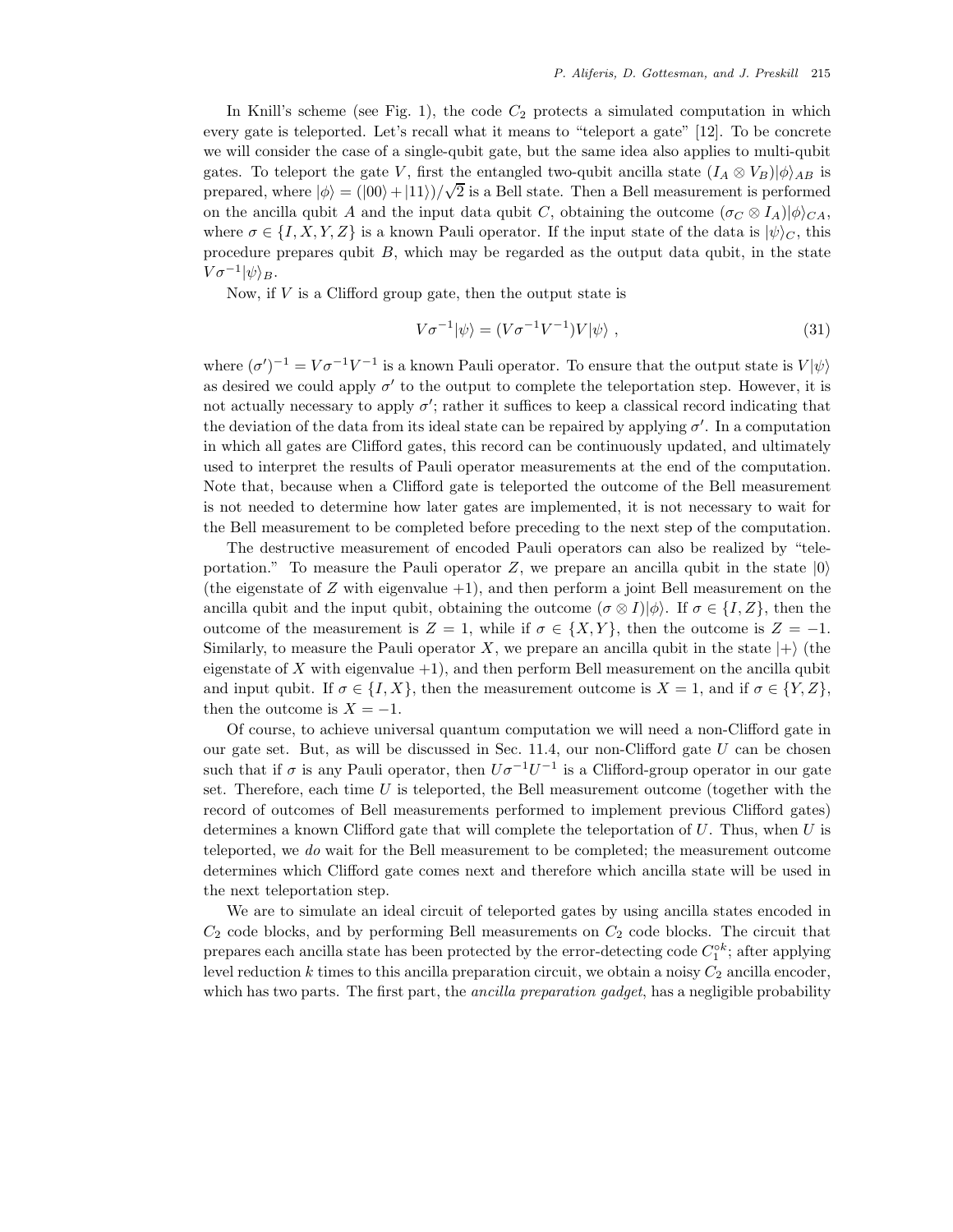In Knill's scheme (see Fig. 1), the code $C_2$ protects a simulated computation in which every gate is teleported. Let's recall what it means to "teleport a gate" [12]. To be concrete we will consider the case of a single-qubit gate, but the same idea also applies to multi-qubit gates. To teleport the gate $V$, first the entangled two-qubit ancilla state $(I_A \otimes V_B)|\phi\rangle_{AB}$ is prepared, where $|\phi\rangle = (|00\rangle + |11\rangle)/\sqrt{2}$ is a Bell state. Then a Bell measurement is performed on the ancilla qubit $A$ and the input data qubit $C$, obtaining the outcome $(\sigma_C \otimes I_A)|\phi\rangle_{CA}$, where $\sigma \in \{I, X, Y, Z\}$ is a known Pauli operator. If the input state of the data is $|\psi\rangle_C$, this procedure prepares qubit $B$, which may be regarded as the output data qubit, in the state $V\sigma^{-1}|\psi\rangle_B$.

Now, if $V$ is a Clifford group gate, then the output state is

$$V\sigma^{-1}|\psi\rangle = (V\sigma^{-1}V^{-1})V|\psi\rangle \; , \tag{31}$$

where $(\sigma')^{-1} = V\sigma^{-1}V^{-1}$ is a known Pauli operator. To ensure that the output state is $V|\psi\rangle$ as desired we could apply $\sigma'$ to the output to complete the teleportation step. However, it is not actually necessary to apply $\sigma'$; rather it suffices to keep a classical record indicating that the deviation of the data from its ideal state can be repaired by applying $\sigma'$. In a computation in which all gates are Clifford gates, this record can be continuously updated, and ultimately used to interpret the results of Pauli operator measurements at the end of the computation. Note that, because when a Clifford gate is teleported the outcome of the Bell measurement is not needed to determine how later gates are implemented, it is not necessary to wait for the Bell measurement to be completed before preceding to the next step of the computation.

The destructive measurement of encoded Pauli operators can also be realized by "teleportation." To measure the Pauli operator $Z$, we prepare an ancilla qubit in the state $|0\rangle$ (the eigenstate of $Z$ with eigenvalue $+1$), and then perform a joint Bell measurement on the ancilla qubit and the input qubit, obtaining the outcome $(\sigma \otimes I)|\phi\rangle$. If $\sigma \in \{I, Z\}$, then the outcome of the measurement is $Z = 1$, while if $\sigma \in \{X, Y\}$, then the outcome is $Z = -1$. Similarly, to measure the Pauli operator $X$, we prepare an ancilla qubit in the state $|+\rangle$ (the eigenstate of $X$ with eigenvalue $+1$), and then perform Bell measurement on the ancilla qubit and input qubit. If $\sigma \in \{I, X\}$, then the measurement outcome is $X = 1$, and if $\sigma \in \{Y, Z\}$, then the outcome is $X = -1$.

Of course, to achieve universal quantum computation we will need a non-Clifford gate in our gate set. But, as will be discussed in Sec. 11.4, our non-Clifford gate $U$ can be chosen such that if $\sigma$ is any Pauli operator, then $U\sigma^{-1}U^{-1}$ is a Clifford-group operator in our gate set. Therefore, each time $U$ is teleported, the Bell measurement outcome (together with the record of outcomes of Bell measurements performed to implement previous Clifford gates) determines a known Clifford gate that will complete the teleportation of $U$. Thus, when $U$ is teleported, we *do* wait for the Bell measurement to be completed; the measurement outcome determines which Clifford gate comes next and therefore which ancilla state will be used in the next teleportation step.

We are to simulate an ideal circuit of teleported gates by using ancilla states encoded in $C_2$ code blocks, and by performing Bell measurements on $C_2$ code blocks. The circuit that prepares each ancilla state has been protected by the error-detecting code $C_1^{\circ k}$; after applying level reduction $k$ times to this ancilla preparation circuit, we obtain a noisy $C_2$ ancilla encoder, which has two parts. The first part, the *ancilla preparation gadget*, has a negligible probability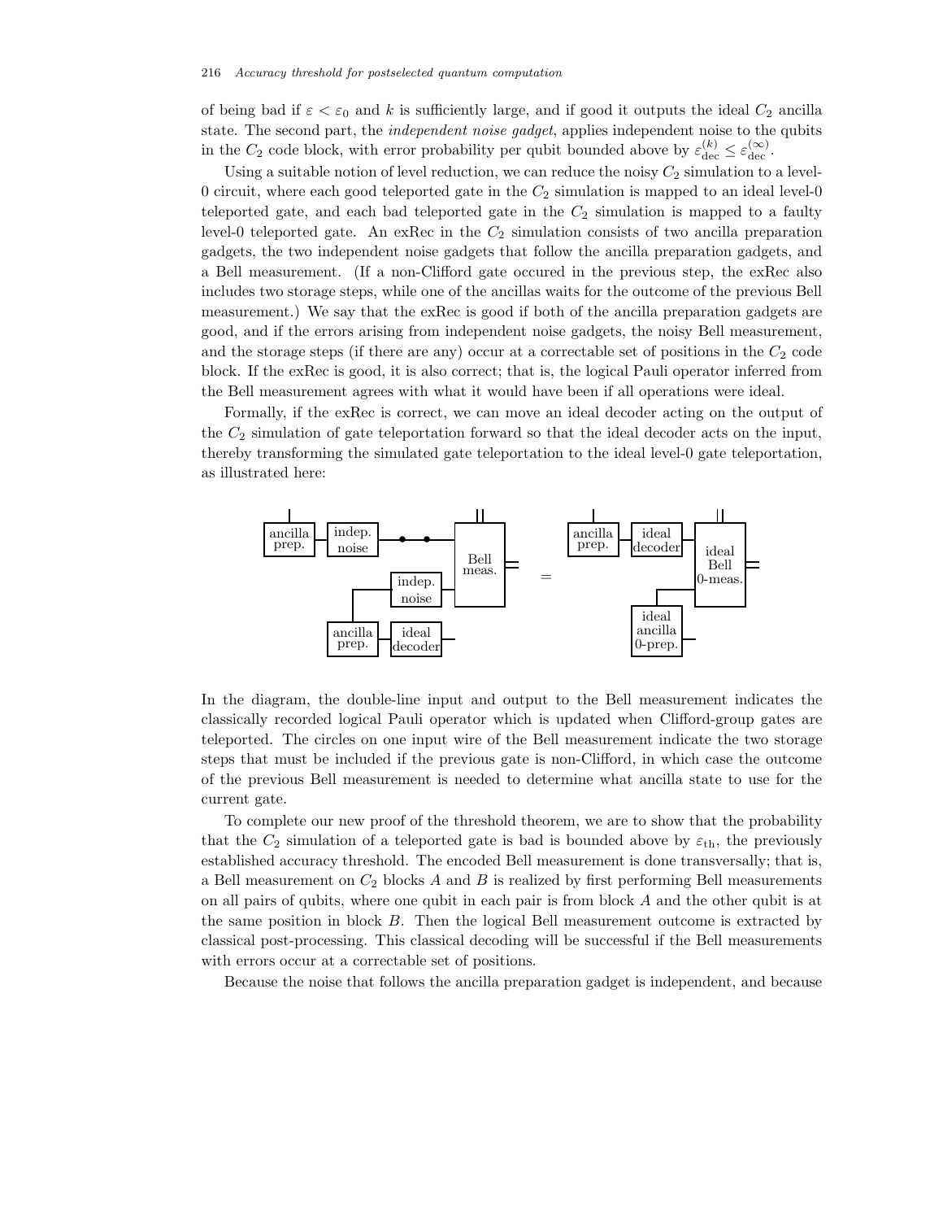of being bad if $\varepsilon < \varepsilon_0$ and $k$ is sufficiently large, and if good it outputs the ideal $C_2$ ancilla state. The second part, the *independent noise gadget*, applies independent noise to the qubits in the $C_2$ code block, with error probability per qubit bounded above by $\varepsilon_{\rm dec}^{(k)} \le \varepsilon_{\rm dec}^{(\infty)}$.

Using a suitable notion of level reduction, we can reduce the noisy $C_2$ simulation to a level-0 circuit, where each good teleported gate in the $C_2$ simulation is mapped to an ideal level-0 teleported gate, and each bad teleported gate in the $C_2$ simulation is mapped to a faulty level-0 teleported gate. An exRec in the $C_2$ simulation consists of two ancilla preparation gadgets, the two independent noise gadgets that follow the ancilla preparation gadgets, and a Bell measurement. (If a non-Clifford gate occured in the previous step, the exRec also includes two storage steps, while one of the ancillas waits for the outcome of the previous Bell measurement.) We say that the exRec is good if both of the ancilla preparation gadgets are good, and if the errors arising from independent noise gadgets, the noisy Bell measurement, and the storage steps (if there are any) occur at a correctable set of positions in the $C_2$ code block. If the exRec is good, it is also correct; that is, the logical Pauli operator inferred from the Bell measurement agrees with what it would have been if all operations were ideal.

Formally, if the exRec is correct, we can move an ideal decoder acting on the output of the $C_2$ simulation of gate teleportation forward so that the ideal decoder acts on the input, thereby transforming the simulated gate teleportation to the ideal level-0 gate teleportation, as illustrated here:

In the diagram, the double-line input and output to the Bell measurement indicates the classically recorded logical Pauli operator which is updated when Clifford-group gates are teleported. The circles on one input wire of the Bell measurement indicate the two storage steps that must be included if the previous gate is non-Clifford, in which case the outcome of the previous Bell measurement is needed to determine what ancilla state to use for the current gate.

To complete our new proof of the threshold theorem, we are to show that the probability that the $C_2$ simulation of a teleported gate is bad is bounded above by $\varepsilon_{\rm th}$, the previously established accuracy threshold. The encoded Bell measurement is done transversally; that is, a Bell measurement on $C_2$ blocks $A$ and $B$ is realized by first performing Bell measurements on all pairs of qubits, where one qubit in each pair is from block $A$ and the other qubit is at the same position in block $B$. Then the logical Bell measurement outcome is extracted by classical post-processing. This classical decoding will be successful if the Bell measurements with errors occur at a correctable set of positions.

Because the noise that follows the ancilla preparation gadget is independent, and because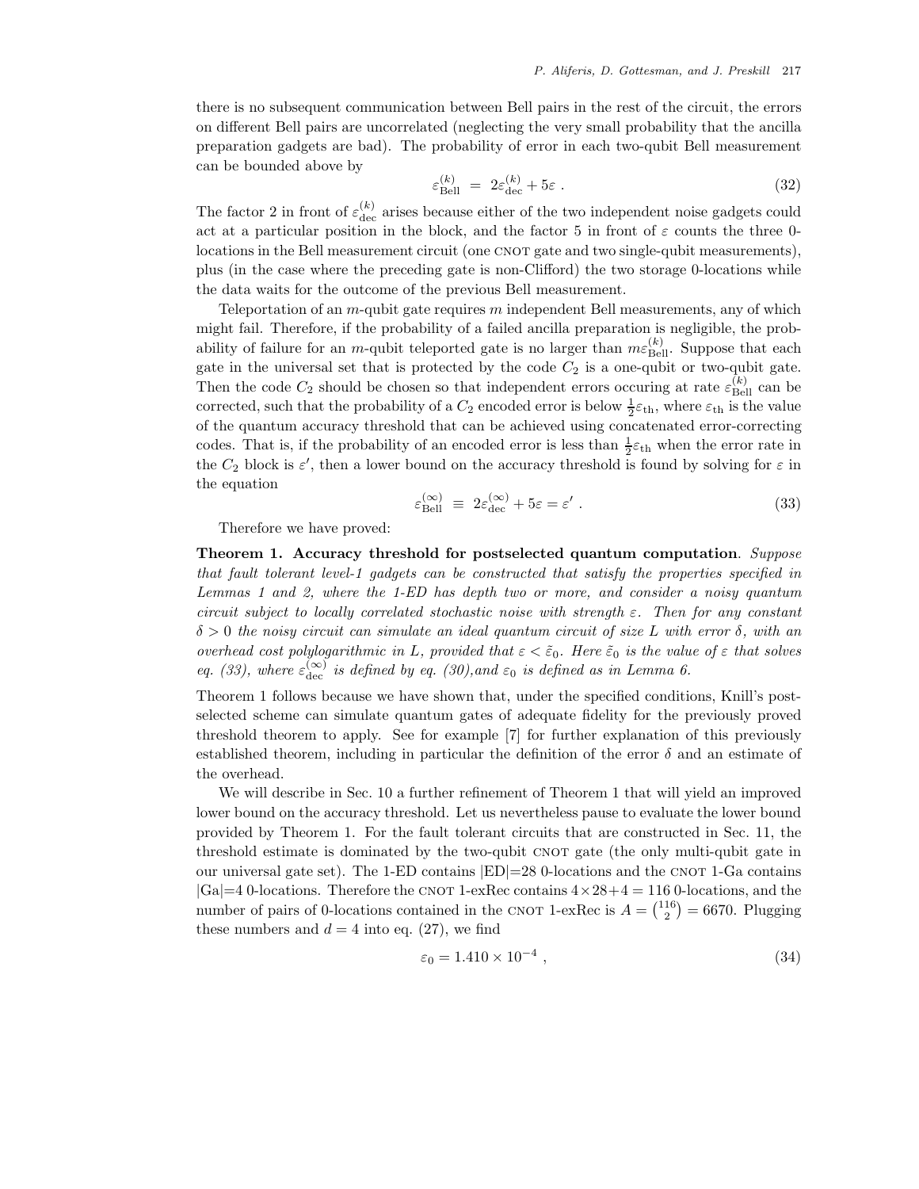there is no subsequent communication between Bell pairs in the rest of the circuit, the errors on different Bell pairs are uncorrelated (neglecting the very small probability that the ancilla preparation gadgets are bad). The probability of error in each two-qubit Bell measurement can be bounded above by

$$\varepsilon_{\rm Bell}^{(k)} \;=\; 2\varepsilon_{\rm dec}^{(k)} + 5\varepsilon \;. \tag{32}$$

The factor 2 in front of $\varepsilon_{\rm dec}^{(k)}$ arises because either of the two independent noise gadgets could act at a particular position in the block, and the factor 5 in front of $\varepsilon$ counts the three 0-locations in the Bell measurement circuit (one CNOT gate and two single-qubit measurements), plus (in the case where the preceding gate is non-Clifford) the two storage 0-locations while the data waits for the outcome of the previous Bell measurement.

Teleportation of an $m$-qubit gate requires $m$ independent Bell measurements, any of which might fail. Therefore, if the probability of a failed ancilla preparation is negligible, the probability of failure for an $m$-qubit teleported gate is no larger than $m\varepsilon_{\rm Bell}^{(k)}$. Suppose that each gate in the universal set that is protected by the code $C_2$ is a one-qubit or two-qubit gate. Then the code $C_2$ should be chosen so that independent errors occuring at rate $\varepsilon_{\rm Bell}^{(k)}$ can be corrected, such that the probability of a $C_2$ encoded error is below $\frac{1}{2}\varepsilon_{\rm th}$, where $\varepsilon_{\rm th}$ is the value of the quantum accuracy threshold that can be achieved using concatenated error-correcting codes. That is, if the probability of an encoded error is less than $\frac{1}{2}\varepsilon_{\rm th}$ when the error rate in the $C_2$ block is $\varepsilon'$, then a lower bound on the accuracy threshold is found by solving for $\varepsilon$ in the equation

$$\varepsilon_{\rm Bell}^{(\infty)} \;\equiv\; 2\varepsilon_{\rm dec}^{(\infty)} + 5\varepsilon = \varepsilon' \;. \tag{33}$$

Therefore we have proved:

**Theorem 1. Accuracy threshold for postselected quantum computation**. *Suppose that fault tolerant level-1 gadgets can be constructed that satisfy the properties specified in Lemmas 1 and 2, where the 1-ED has depth two or more, and consider a noisy quantum circuit subject to locally correlated stochastic noise with strength $\varepsilon$. Then for any constant $\delta > 0$ the noisy circuit can simulate an ideal quantum circuit of size $L$ with error $\delta$, with an overhead cost polylogarithmic in $L$, provided that $\varepsilon < \tilde{\varepsilon}_0$. Here $\tilde{\varepsilon}_0$ is the value of $\varepsilon$ that solves eq. (33), where $\varepsilon_{\rm dec}^{(\infty)}$ is defined by eq. (30),and $\varepsilon_0$ is defined as in Lemma 6.*

Theorem 1 follows because we have shown that, under the specified conditions, Knill's post-selected scheme can simulate quantum gates of adequate fidelity for the previously proved threshold theorem to apply. See for example [7] for further explanation of this previously established theorem, including in particular the definition of the error $\delta$ and an estimate of the overhead.

We will describe in Sec. 10 a further refinement of Theorem 1 that will yield an improved lower bound on the accuracy threshold. Let us nevertheless pause to evaluate the lower bound provided by Theorem 1. For the fault tolerant circuits that are constructed in Sec. 11, the threshold estimate is dominated by the two-qubit CNOT gate (the only multi-qubit gate in our universal gate set). The 1-ED contains $|{\rm ED}|$=28 0-locations and the CNOT 1-Ga contains $|{\rm Ga}|$=4 0-locations. Therefore the CNOT 1-exRec contains $4\times 28+4 = 116$ 0-locations, and the number of pairs of 0-locations contained in the CNOT 1-exRec is $A = \binom{116}{2} = 6670$. Plugging these numbers and $d = 4$ into eq. (27), we find

$$\varepsilon_0 = 1.410 \times 10^{-4} \;, \tag{34}$$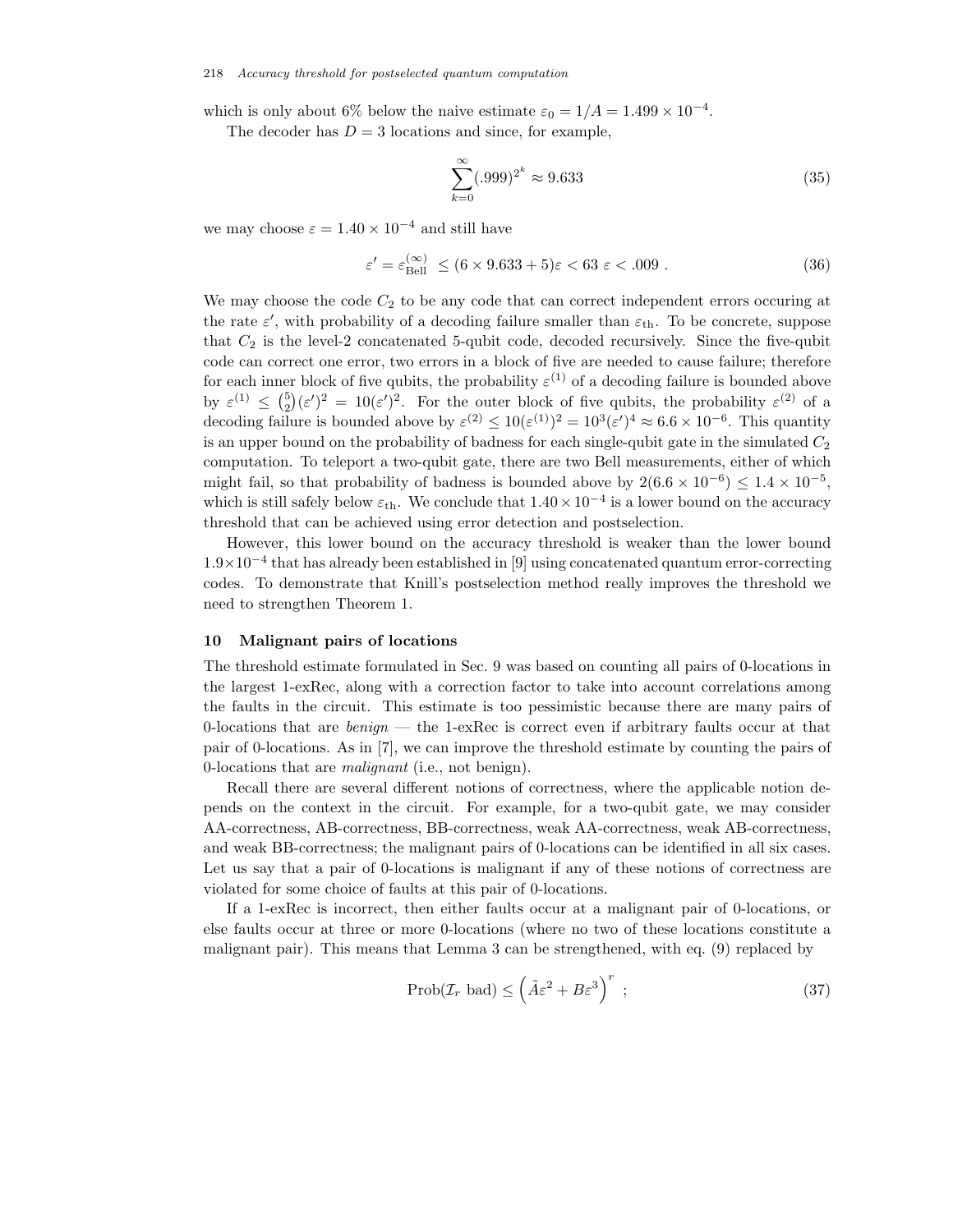which is only about 6% below the naive estimate $\varepsilon_0 = 1/A = 1.499 \times 10^{-4}$.

The decoder has $D = 3$ locations and since, for example,

$$\sum_{k=0}^{\infty} (.999)^{2^k} \approx 9.633 \tag{35}$$

we may choose $\varepsilon = 1.40 \times 10^{-4}$ and still have

$$\varepsilon' = \varepsilon_{\rm Bell}^{(\infty)} \leq (6 \times 9.633 + 5)\varepsilon < 63\ \varepsilon < .009\ . \tag{36}$$

We may choose the code $C_2$ to be any code that can correct independent errors occuring at the rate $\varepsilon'$, with probability of a decoding failure smaller than $\varepsilon_{\rm th}$. To be concrete, suppose that $C_2$ is the level-2 concatenated 5-qubit code, decoded recursively. Since the five-qubit code can correct one error, two errors in a block of five are needed to cause failure; therefore for each inner block of five qubits, the probability $\varepsilon^{(1)}$ of a decoding failure is bounded above by $\varepsilon^{(1)} \leq \binom{5}{2}(\varepsilon')^2 = 10(\varepsilon')^2$. For the outer block of five qubits, the probability $\varepsilon^{(2)}$ of a decoding failure is bounded above by $\varepsilon^{(2)} \leq 10(\varepsilon^{(1)})^2 = 10^3(\varepsilon')^4 \approx 6.6 \times 10^{-6}$. This quantity is an upper bound on the probability of badness for each single-qubit gate in the simulated $C_2$ computation. To teleport a two-qubit gate, there are two Bell measurements, either of which might fail, so that probability of badness is bounded above by $2(6.6 \times 10^{-6}) \leq 1.4 \times 10^{-5}$, which is still safely below $\varepsilon_{\rm th}$. We conclude that $1.40 \times 10^{-4}$ is a lower bound on the accuracy threshold that can be achieved using error detection and postselection.

However, this lower bound on the accuracy threshold is weaker than the lower bound $1.9 \times 10^{-4}$ that has already been established in [9] using concatenated quantum error-correcting codes. To demonstrate that Knill's postselection method really improves the threshold we need to strengthen Theorem 1.

## 10 Malignant pairs of locations

The threshold estimate formulated in Sec. 9 was based on counting all pairs of 0-locations in the largest 1-exRec, along with a correction factor to take into account correlations among the faults in the circuit. This estimate is too pessimistic because there are many pairs of 0-locations that are *benign* — the 1-exRec is correct even if arbitrary faults occur at that pair of 0-locations. As in [7], we can improve the threshold estimate by counting the pairs of 0-locations that are *malignant* (i.e., not benign).

Recall there are several different notions of correctness, where the applicable notion depends on the context in the circuit. For example, for a two-qubit gate, we may consider AA-correctness, AB-correctness, BB-correctness, weak AA-correctness, weak AB-correctness, and weak BB-correctness; the malignant pairs of 0-locations can be identified in all six cases. Let us say that a pair of 0-locations is malignant if any of these notions of correctness are violated for some choice of faults at this pair of 0-locations.

If a 1-exRec is incorrect, then either faults occur at a malignant pair of 0-locations, or else faults occur at three or more 0-locations (where no two of these locations constitute a malignant pair). This means that Lemma 3 can be strengthened, with eq. (9) replaced by

$$\text{Prob}(\mathcal{I}_r \text{ bad}) \leq \left(\tilde{A}\varepsilon^2 + B\varepsilon^3\right)^r\ ; \tag{37}$$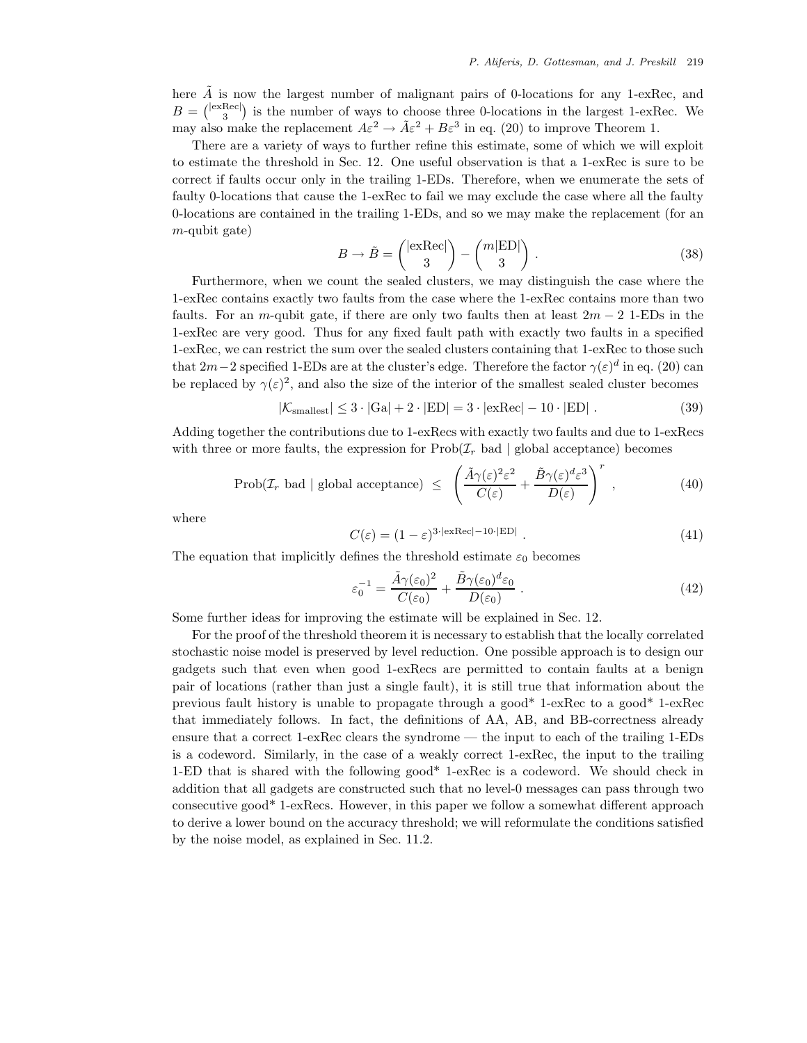here $\tilde{A}$ is now the largest number of malignant pairs of 0-locations for any 1-exRec, and $B = \binom{|\text{exRec}|}{3}$ is the number of ways to choose three 0-locations in the largest 1-exRec. We may also make the replacement $A\varepsilon^2 \to \tilde{A}\varepsilon^2 + B\varepsilon^3$ in eq. (20) to improve Theorem 1.

There are a variety of ways to further refine this estimate, some of which we will exploit to estimate the threshold in Sec. 12. One useful observation is that a 1-exRec is sure to be correct if faults occur only in the trailing 1-EDs. Therefore, when we enumerate the sets of faulty 0-locations that cause the 1-exRec to fail we may exclude the case where all the faulty 0-locations are contained in the trailing 1-EDs, and so we may make the replacement (for an $m$-qubit gate)

$$B \to \tilde{B} = \binom{|\text{exRec}|}{3} - \binom{m|\text{ED}|}{3} . \tag{38}$$

Furthermore, when we count the sealed clusters, we may distinguish the case where the 1-exRec contains exactly two faults from the case where the 1-exRec contains more than two faults. For an $m$-qubit gate, if there are only two faults then at least $2m-2$ 1-EDs in the 1-exRec are very good. Thus for any fixed fault path with exactly two faults in a specified 1-exRec, we can restrict the sum over the sealed clusters containing that 1-exRec to those such that $2m-2$ specified 1-EDs are at the cluster's edge. Therefore the factor $\gamma(\varepsilon)^d$ in eq. (20) can be replaced by $\gamma(\varepsilon)^2$, and also the size of the interior of the smallest sealed cluster becomes

$$|\mathcal{K}_{\text{smallest}}| \leq 3 \cdot |\text{Ga}| + 2 \cdot |\text{ED}| = 3 \cdot |\text{exRec}| - 10 \cdot |\text{ED}| . \tag{39}$$

Adding together the contributions due to 1-exRecs with exactly two faults and due to 1-exRecs with three or more faults, the expression for $\text{Prob}(\mathcal{I}_r \text{ bad} \mid \text{global acceptance})$ becomes

$$\text{Prob}(\mathcal{I}_r \text{ bad} \mid \text{global acceptance}) \;\leq\; \left(\frac{\tilde{A}\gamma(\varepsilon)^2\varepsilon^2}{C(\varepsilon)} + \frac{\tilde{B}\gamma(\varepsilon)^d\varepsilon^3}{D(\varepsilon)}\right)^r , \tag{40}$$

where

$$C(\varepsilon) = (1-\varepsilon)^{3\cdot|\text{exRec}|-10\cdot|\text{ED}|} . \tag{41}$$

The equation that implicitly defines the threshold estimate $\varepsilon_0$ becomes

$$\varepsilon_0^{-1} = \frac{\tilde{A}\gamma(\varepsilon_0)^2}{C(\varepsilon_0)} + \frac{\tilde{B}\gamma(\varepsilon_0)^d\varepsilon_0}{D(\varepsilon_0)} . \tag{42}$$

Some further ideas for improving the estimate will be explained in Sec. 12.

For the proof of the threshold theorem it is necessary to establish that the locally correlated stochastic noise model is preserved by level reduction. One possible approach is to design our gadgets such that even when good 1-exRecs are permitted to contain faults at a benign pair of locations (rather than just a single fault), it is still true that information about the previous fault history is unable to propagate through a good* 1-exRec to a good* 1-exRec that immediately follows. In fact, the definitions of AA, AB, and BB-correctness already ensure that a correct 1-exRec clears the syndrome — the input to each of the trailing 1-EDs is a codeword. Similarly, in the case of a weakly correct 1-exRec, the input to the trailing 1-ED that is shared with the following good* 1-exRec is a codeword. We should check in addition that all gadgets are constructed such that no level-0 messages can pass through two consecutive good* 1-exRecs. However, in this paper we follow a somewhat different approach to derive a lower bound on the accuracy threshold; we will reformulate the conditions satisfied by the noise model, as explained in Sec. 11.2.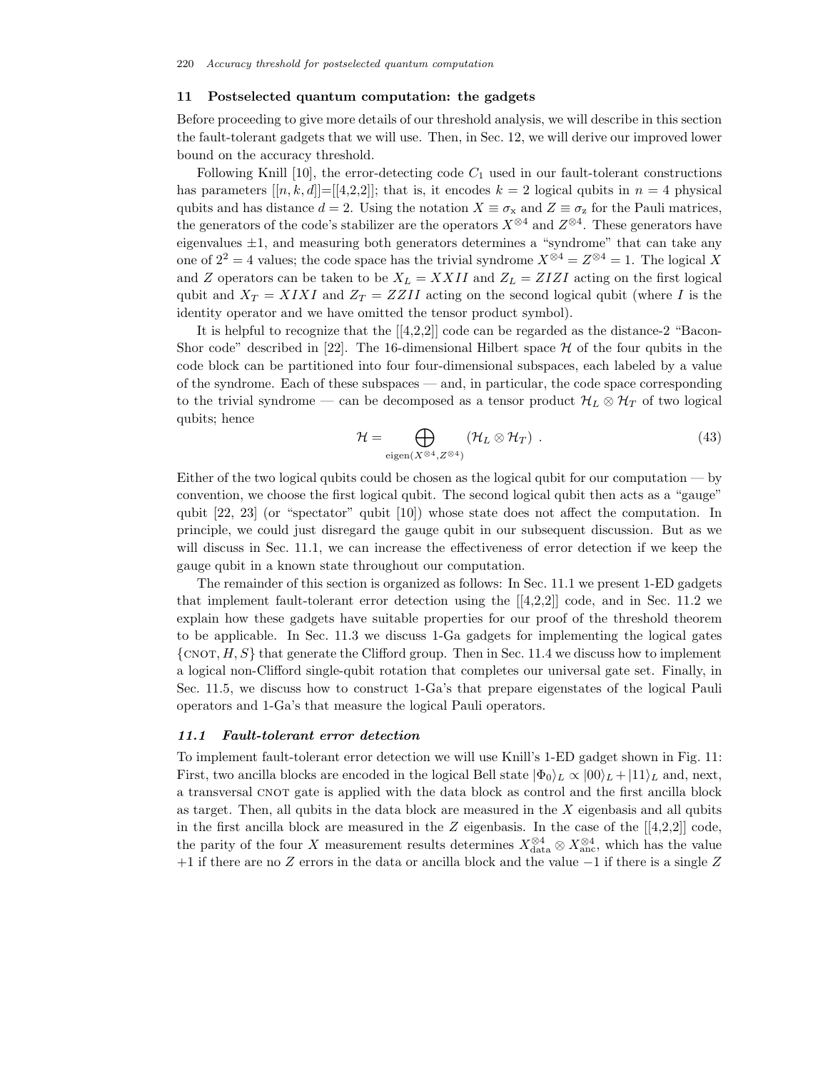## 11 Postselected quantum computation: the gadgets

Before proceeding to give more details of our threshold analysis, we will describe in this section the fault-tolerant gadgets that we will use. Then, in Sec. 12, we will derive our improved lower bound on the accuracy threshold.

Following Knill [10], the error-detecting code $C_1$ used in our fault-tolerant constructions has parameters $[[n,k,d]]$=[[4,2,2]]; that is, it encodes $k=2$ logical qubits in $n=4$ physical qubits and has distance $d=2$. Using the notation $X \equiv \sigma_{\rm x}$ and $Z \equiv \sigma_{\rm z}$ for the Pauli matrices, the generators of the code's stabilizer are the operators $X^{\otimes 4}$ and $Z^{\otimes 4}$. These generators have eigenvalues $\pm 1$, and measuring both generators determines a "syndrome" that can take any one of $2^2 = 4$ values; the code space has the trivial syndrome $X^{\otimes 4} = Z^{\otimes 4} = 1$. The logical $X$ and $Z$ operators can be taken to be $X_L = XXII$ and $Z_L = ZIZI$ acting on the first logical qubit and $X_T = XIXI$ and $Z_T = ZZII$ acting on the second logical qubit (where $I$ is the identity operator and we have omitted the tensor product symbol).

It is helpful to recognize that the [[4,2,2]] code can be regarded as the distance-2 "Bacon-Shor code" described in [22]. The 16-dimensional Hilbert space $\mathcal{H}$ of the four qubits in the code block can be partitioned into four four-dimensional subspaces, each labeled by a value of the syndrome. Each of these subspaces — and, in particular, the code space corresponding to the trivial syndrome — can be decomposed as a tensor product $\mathcal{H}_L \otimes \mathcal{H}_T$ of two logical qubits; hence

$$\mathcal{H} = \bigoplus_{\mathrm{eigen}(X^{\otimes 4}, Z^{\otimes 4})} (\mathcal{H}_L \otimes \mathcal{H}_T) \ . \tag{43}$$

Either of the two logical qubits could be chosen as the logical qubit for our computation — by convention, we choose the first logical qubit. The second logical qubit then acts as a "gauge" qubit [22, 23] (or "spectator" qubit [10]) whose state does not affect the computation. In principle, we could just disregard the gauge qubit in our subsequent discussion. But as we will discuss in Sec. 11.1, we can increase the effectiveness of error detection if we keep the gauge qubit in a known state throughout our computation.

The remainder of this section is organized as follows: In Sec. 11.1 we present 1-ED gadgets that implement fault-tolerant error detection using the [[4,2,2]] code, and in Sec. 11.2 we explain how these gadgets have suitable properties for our proof of the threshold theorem to be applicable. In Sec. 11.3 we discuss 1-Ga gadgets for implementing the logical gates $\{\textsc{cnot}, H, S\}$ that generate the Clifford group. Then in Sec. 11.4 we discuss how to implement a logical non-Clifford single-qubit rotation that completes our universal gate set. Finally, in Sec. 11.5, we discuss how to construct 1-Ga's that prepare eigenstates of the logical Pauli operators and 1-Ga's that measure the logical Pauli operators.

### *11.1 Fault-tolerant error detection*

To implement fault-tolerant error detection we will use Knill's 1-ED gadget shown in Fig. 11: First, two ancilla blocks are encoded in the logical Bell state $|\Phi_0\rangle_L \propto |00\rangle_L + |11\rangle_L$ and, next, a transversal CNOT gate is applied with the data block as control and the first ancilla block as target. Then, all qubits in the data block are measured in the $X$ eigenbasis and all qubits in the first ancilla block are measured in the $Z$ eigenbasis. In the case of the [[4,2,2]] code, the parity of the four $X$ measurement results determines $X^{\otimes 4}_{\rm data} \otimes X^{\otimes 4}_{\rm anc}$, which has the value $+1$ if there are no $Z$ errors in the data or ancilla block and the value $-1$ if there is a single $Z$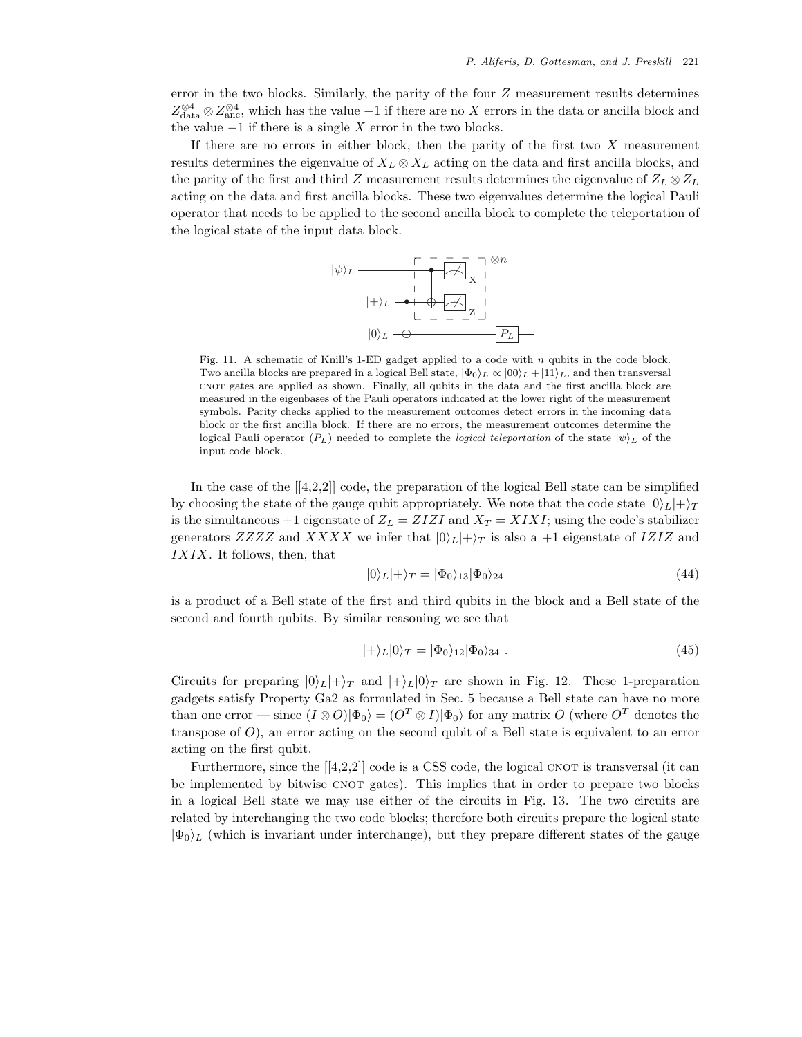error in the two blocks. Similarly, the parity of the four $Z$ measurement results determines $Z_{\text{data}}^{\otimes 4} \otimes Z_{\text{anc}}^{\otimes 4}$, which has the value $+1$ if there are no $X$ errors in the data or ancilla block and the value $-1$ if there is a single $X$ error in the two blocks.

If there are no errors in either block, then the parity of the first two $X$ measurement results determines the eigenvalue of $X_L \otimes X_L$ acting on the data and first ancilla blocks, and the parity of the first and third $Z$ measurement results determines the eigenvalue of $Z_L \otimes Z_L$ acting on the data and first ancilla blocks. These two eigenvalues determine the logical Pauli operator that needs to be applied to the second ancilla block to complete the teleportation of the logical state of the input data block.

Fig. 11. A schematic of Knill's 1-ED gadget applied to a code with $n$ qubits in the code block. Two ancilla blocks are prepared in a logical Bell state, $|\Phi_0\rangle_L \propto |00\rangle_L + |11\rangle_L$, and then transversal CNOT gates are applied as shown. Finally, all qubits in the data and the first ancilla block are measured in the eigenbases of the Pauli operators indicated at the lower right of the measurement symbols. Parity checks applied to the measurement outcomes detect errors in the incoming data block or the first ancilla block. If there are no errors, the measurement outcomes determine the logical Pauli operator ($P_L$) needed to complete the *logical teleportation* of the state $|\psi\rangle_L$ of the input code block.

In the case of the [[4,2,2]] code, the preparation of the logical Bell state can be simplified by choosing the state of the gauge qubit appropriately. We note that the code state $|0\rangle_L|+\rangle_T$ is the simultaneous $+1$ eigenstate of $Z_L = ZIZI$ and $X_T = XIXI$; using the code's stabilizer generators $ZZZZ$ and $XXXX$ we infer that $|0\rangle_L|+\rangle_T$ is also a $+1$ eigenstate of $IZIZ$ and $IXIX$. It follows, then, that

$$|0\rangle_L|+\rangle_T = |\Phi_0\rangle_{13}|\Phi_0\rangle_{24} \tag{44}$$

is a product of a Bell state of the first and third qubits in the block and a Bell state of the second and fourth qubits. By similar reasoning we see that

$$|+\rangle_L|0\rangle_T = |\Phi_0\rangle_{12}|\Phi_0\rangle_{34} \ . \tag{45}$$

Circuits for preparing $|0\rangle_L|+\rangle_T$ and $|+\rangle_L|0\rangle_T$ are shown in Fig. 12. These 1-preparation gadgets satisfy Property Ga2 as formulated in Sec. 5 because a Bell state can have no more than one error — since $(I \otimes O)|\Phi_0\rangle = (O^T \otimes I)|\Phi_0\rangle$ for any matrix $O$ (where $O^T$ denotes the transpose of $O$), an error acting on the second qubit of a Bell state is equivalent to an error acting on the first qubit.

Furthermore, since the [[4,2,2]] code is a CSS code, the logical CNOT is transversal (it can be implemented by bitwise CNOT gates). This implies that in order to prepare two blocks in a logical Bell state we may use either of the circuits in Fig. 13. The two circuits are related by interchanging the two code blocks; therefore both circuits prepare the logical state $|\Phi_0\rangle_L$ (which is invariant under interchange), but they prepare different states of the gauge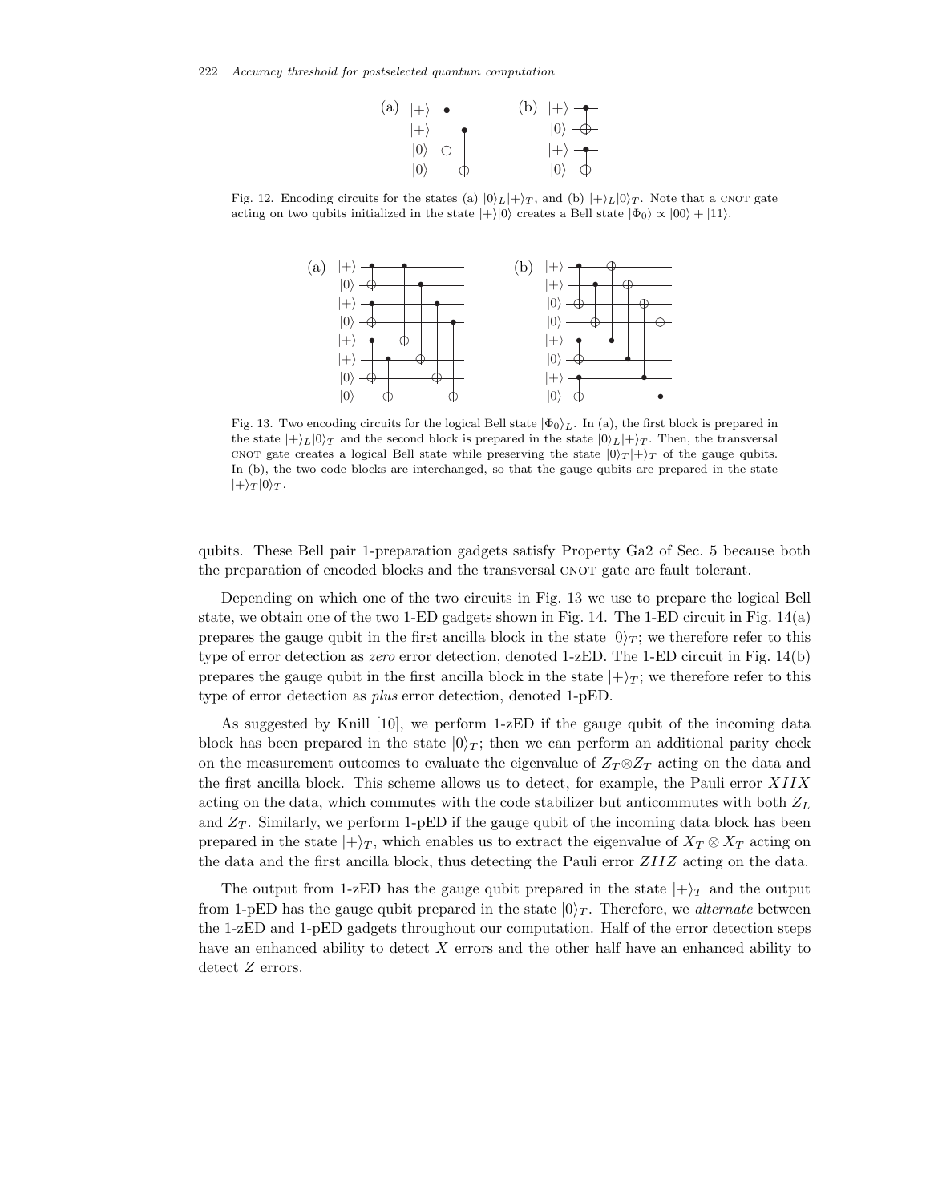Fig. 12. Encoding circuits for the states (a) $|0\rangle_L|+\rangle_T$, and (b) $|+\rangle_L|0\rangle_T$. Note that a CNOT gate acting on two qubits initialized in the state $|+\rangle|0\rangle$ creates a Bell state $|\Phi_0\rangle \propto |00\rangle + |11\rangle$.

Fig. 13. Two encoding circuits for the logical Bell state $|\Phi_0\rangle_L$. In (a), the first block is prepared in the state $|+\rangle_L|0\rangle_T$ and the second block is prepared in the state $|0\rangle_L|+\rangle_T$. Then, the transversal CNOT gate creates a logical Bell state while preserving the state $|0\rangle_T|+\rangle_T$ of the gauge qubits. In (b), the two code blocks are interchanged, so that the gauge qubits are prepared in the state $|+\rangle_T|0\rangle_T$.

qubits. These Bell pair 1-preparation gadgets satisfy Property Ga2 of Sec. 5 because both the preparation of encoded blocks and the transversal CNOT gate are fault tolerant.

Depending on which one of the two circuits in Fig. 13 we use to prepare the logical Bell state, we obtain one of the two 1-ED gadgets shown in Fig. 14. The 1-ED circuit in Fig. 14(a) prepares the gauge qubit in the first ancilla block in the state $|0\rangle_T$; we therefore refer to this type of error detection as *zero* error detection, denoted 1-zED. The 1-ED circuit in Fig. 14(b) prepares the gauge qubit in the first ancilla block in the state $|+\rangle_T$; we therefore refer to this type of error detection as *plus* error detection, denoted 1-pED.

As suggested by Knill [10], we perform 1-zED if the gauge qubit of the incoming data block has been prepared in the state $|0\rangle_T$; then we can perform an additional parity check on the measurement outcomes to evaluate the eigenvalue of $Z_T \otimes Z_T$ acting on the data and the first ancilla block. This scheme allows us to detect, for example, the Pauli error $XIIX$ acting on the data, which commutes with the code stabilizer but anticommutes with both $Z_L$ and $Z_T$. Similarly, we perform 1-pED if the gauge qubit of the incoming data block has been prepared in the state $|+\rangle_T$, which enables us to extract the eigenvalue of $X_T \otimes X_T$ acting on the data and the first ancilla block, thus detecting the Pauli error $ZIIZ$ acting on the data.

The output from 1-zED has the gauge qubit prepared in the state $|+\rangle_T$ and the output from 1-pED has the gauge qubit prepared in the state $|0\rangle_T$. Therefore, we *alternate* between the 1-zED and 1-pED gadgets throughout our computation. Half of the error detection steps have an enhanced ability to detect $X$ errors and the other half have an enhanced ability to detect $Z$ errors.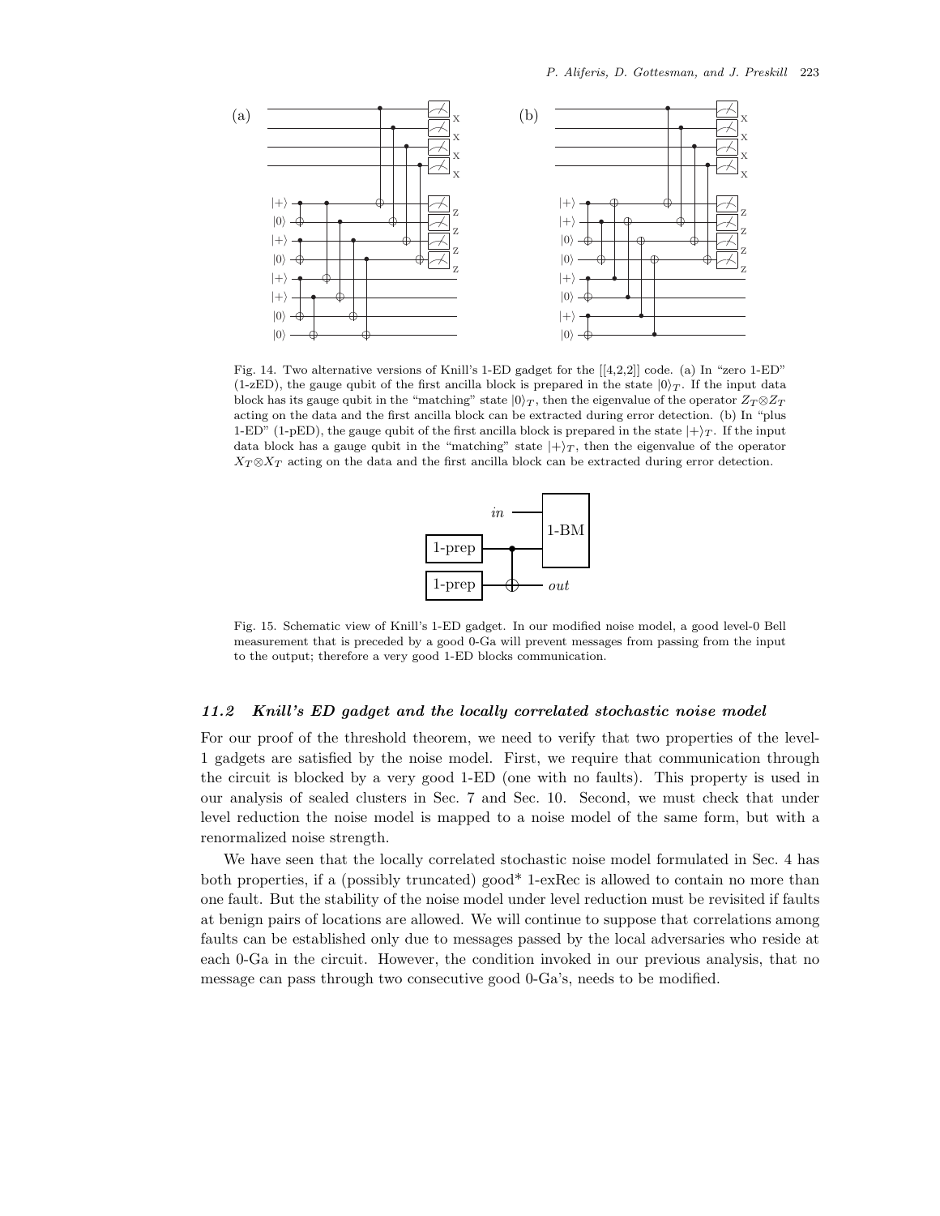Fig. 14. Two alternative versions of Knill's 1-ED gadget for the [[4,2,2]] code. (a) In "zero 1-ED" (1-zED), the gauge qubit of the first ancilla block is prepared in the state $|0\rangle_T$. If the input data block has its gauge qubit in the "matching" state $|0\rangle_T$, then the eigenvalue of the operator $Z_T \otimes Z_T$ acting on the data and the first ancilla block can be extracted during error detection. (b) In "plus 1-ED" (1-pED), the gauge qubit of the first ancilla block is prepared in the state $|+\rangle_T$. If the input data block has a gauge qubit in the "matching" state $|+\rangle_T$, then the eigenvalue of the operator $X_T \otimes X_T$ acting on the data and the first ancilla block can be extracted during error detection.

Fig. 15. Schematic view of Knill's 1-ED gadget. In our modified noise model, a good level-0 Bell measurement that is preceded by a good 0-Ga will prevent messages from passing from the input to the output; therefore a very good 1-ED blocks communication.

### *11.2 Knill's ED gadget and the locally correlated stochastic noise model*

For our proof of the threshold theorem, we need to verify that two properties of the level-1 gadgets are satisfied by the noise model. First, we require that communication through the circuit is blocked by a very good 1-ED (one with no faults). This property is used in our analysis of sealed clusters in Sec. 7 and Sec. 10. Second, we must check that under level reduction the noise model is mapped to a noise model of the same form, but with a renormalized noise strength.

We have seen that the locally correlated stochastic noise model formulated in Sec. 4 has both properties, if a (possibly truncated) good* 1-exRec is allowed to contain no more than one fault. But the stability of the noise model under level reduction must be revisited if faults at benign pairs of locations are allowed. We will continue to suppose that correlations among faults can be established only due to messages passed by the local adversaries who reside at each 0-Ga in the circuit. However, the condition invoked in our previous analysis, that no message can pass through two consecutive good 0-Ga's, needs to be modified.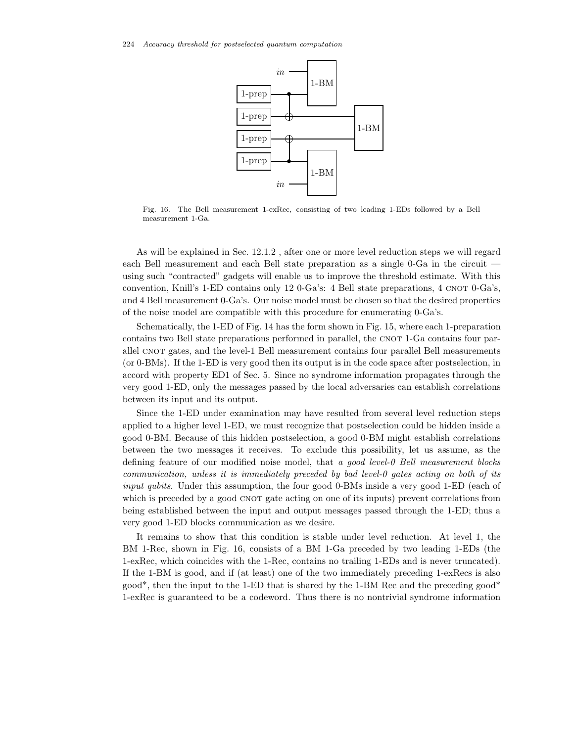Fig. 16. The Bell measurement 1-exRec, consisting of two leading 1-EDs followed by a Bell measurement 1-Ga.

As will be explained in Sec. 12.1.2 , after one or more level reduction steps we will regard each Bell measurement and each Bell state preparation as a single 0-Ga in the circuit — using such "contracted" gadgets will enable us to improve the threshold estimate. With this convention, Knill's 1-ED contains only 12 0-Ga's: 4 Bell state preparations, 4 CNOT 0-Ga's, and 4 Bell measurement 0-Ga's. Our noise model must be chosen so that the desired properties of the noise model are compatible with this procedure for enumerating 0-Ga's.

Schematically, the 1-ED of Fig. 14 has the form shown in Fig. 15, where each 1-preparation contains two Bell state preparations performed in parallel, the CNOT 1-Ga contains four parallel CNOT gates, and the level-1 Bell measurement contains four parallel Bell measurements (or 0-BMs). If the 1-ED is very good then its output is in the code space after postselection, in accord with property ED1 of Sec. 5. Since no syndrome information propagates through the very good 1-ED, only the messages passed by the local adversaries can establish correlations between its input and its output.

Since the 1-ED under examination may have resulted from several level reduction steps applied to a higher level 1-ED, we must recognize that postselection could be hidden inside a good 0-BM. Because of this hidden postselection, a good 0-BM might establish correlations between the two messages it receives. To exclude this possibility, let us assume, as the defining feature of our modified noise model, that *a good level-0 Bell measurement blocks communication, unless it is immediately preceded by bad level-0 gates acting on both of its input qubits*. Under this assumption, the four good 0-BMs inside a very good 1-ED (each of which is preceded by a good CNOT gate acting on one of its inputs) prevent correlations from being established between the input and output messages passed through the 1-ED; thus a very good 1-ED blocks communication as we desire.

It remains to show that this condition is stable under level reduction. At level 1, the BM 1-Rec, shown in Fig. 16, consists of a BM 1-Ga preceded by two leading 1-EDs (the 1-exRec, which coincides with the 1-Rec, contains no trailing 1-EDs and is never truncated). If the 1-BM is good, and if (at least) one of the two immediately preceding 1-exRecs is also good*, then the input to the 1-ED that is shared by the 1-BM Rec and the preceding good* 1-exRec is guaranteed to be a codeword. Thus there is no nontrivial syndrome information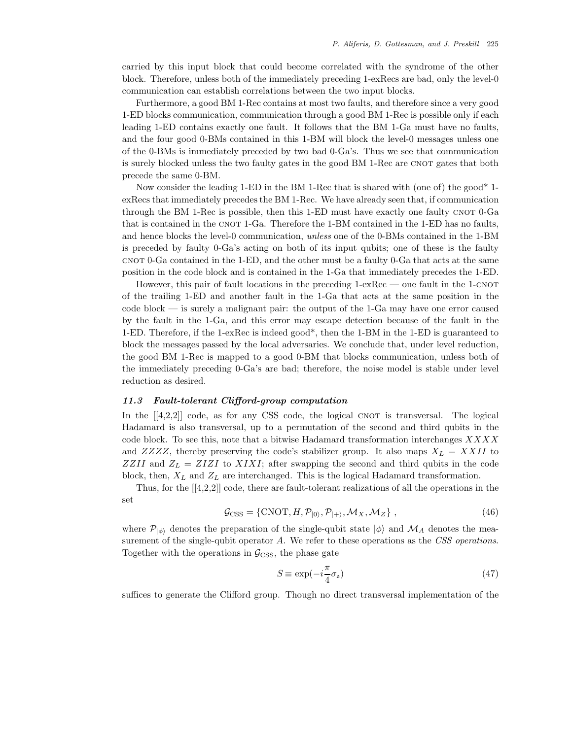carried by this input block that could become correlated with the syndrome of the other block. Therefore, unless both of the immediately preceding 1-exRecs are bad, only the level-0 communication can establish correlations between the two input blocks.

Furthermore, a good BM 1-Rec contains at most two faults, and therefore since a very good 1-ED blocks communication, communication through a good BM 1-Rec is possible only if each leading 1-ED contains exactly one fault. It follows that the BM 1-Ga must have no faults, and the four good 0-BMs contained in this 1-BM will block the level-0 messages unless one of the 0-BMs is immediately preceded by two bad 0-Ga's. Thus we see that communication is surely blocked unless the two faulty gates in the good BM 1-Rec are CNOT gates that both precede the same 0-BM.

Now consider the leading 1-ED in the BM 1-Rec that is shared with (one of) the good* 1-exRecs that immediately precedes the BM 1-Rec. We have already seen that, if communication through the BM 1-Rec is possible, then this 1-ED must have exactly one faulty CNOT 0-Ga that is contained in the CNOT 1-Ga. Therefore the 1-BM contained in the 1-ED has no faults, and hence blocks the level-0 communication, *unless* one of the 0-BMs contained in the 1-BM is preceded by faulty 0-Ga's acting on both of its input qubits; one of these is the faulty CNOT 0-Ga contained in the 1-ED, and the other must be a faulty 0-Ga that acts at the same position in the code block and is contained in the 1-Ga that immediately precedes the 1-ED.

However, this pair of fault locations in the preceding 1-exRec — one fault in the 1-CNOT of the trailing 1-ED and another fault in the 1-Ga that acts at the same position in the code block — is surely a malignant pair: the output of the 1-Ga may have one error caused by the fault in the 1-Ga, and this error may escape detection because of the fault in the 1-ED. Therefore, if the 1-exRec is indeed good*, then the 1-BM in the 1-ED is guaranteed to block the messages passed by the local adversaries. We conclude that, under level reduction, the good BM 1-Rec is mapped to a good 0-BM that blocks communication, unless both of the immediately preceding 0-Ga's are bad; therefore, the noise model is stable under level reduction as desired.

### *11.3 Fault-tolerant Clifford-group computation*

In the [[4,2,2]] code, as for any CSS code, the logical CNOT is transversal. The logical Hadamard is also transversal, up to a permutation of the second and third qubits in the code block. To see this, note that a bitwise Hadamard transformation interchanges $XXXX$ and $ZZZZ$, thereby preserving the code's stabilizer group. It also maps $X_L = XXII$ to $ZZII$ and $Z_L = ZIZI$ to $XIXI$; after swapping the second and third qubits in the code block, then, $X_L$ and $Z_L$ are interchanged. This is the logical Hadamard transformation.

Thus, for the [[4,2,2]] code, there are fault-tolerant realizations of all the operations in the set

$$\mathcal{G}_{\rm CSS} = \{{\rm CNOT}, H, \mathcal{P}_{|0\rangle}, \mathcal{P}_{|+\rangle}, \mathcal{M}_X, \mathcal{M}_Z\} \ , \tag{46}$$

where $\mathcal{P}_{|\phi\rangle}$ denotes the preparation of the single-qubit state $|\phi\rangle$ and $\mathcal{M}_A$ denotes the measurement of the single-qubit operator $A$. We refer to these operations as the *CSS operations*. Together with the operations in $\mathcal{G}_{\rm CSS}$, the phase gate

$$S \equiv \exp(-i\frac{\pi}{4}\sigma_z) \tag{47}$$

suffices to generate the Clifford group. Though no direct transversal implementation of the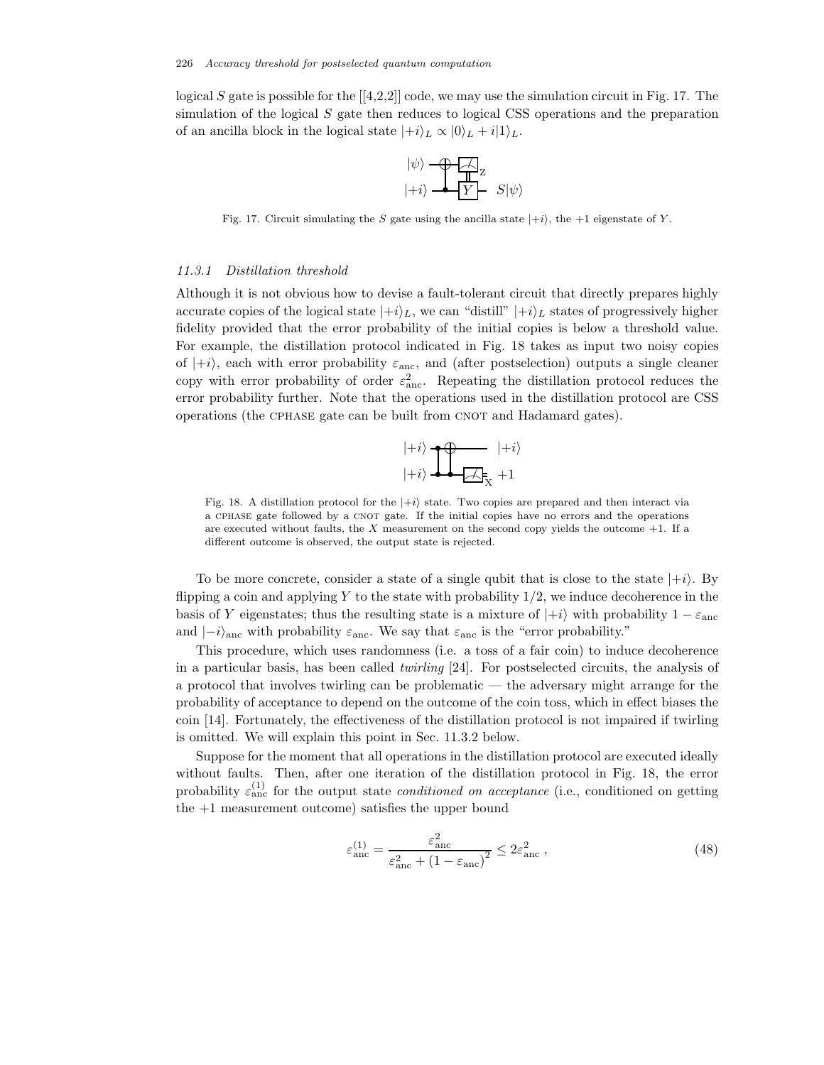logical $S$ gate is possible for the [[4,2,2]] code, we may use the simulation circuit in Fig. 17. The simulation of the logical $S$ gate then reduces to logical CSS operations and the preparation of an ancilla block in the logical state $|+i\rangle_L \propto |0\rangle_L + i|1\rangle_L$.

Fig. 17. Circuit simulating the $S$ gate using the ancilla state $|+i\rangle$, the $+1$ eigenstate of $Y$.

### 11.3.1 Distillation threshold

Although it is not obvious how to devise a fault-tolerant circuit that directly prepares highly accurate copies of the logical state $|+i\rangle_L$, we can "distill" $|+i\rangle_L$ states of progressively higher fidelity provided that the error probability of the initial copies is below a threshold value. For example, the distillation protocol indicated in Fig. 18 takes as input two noisy copies of $|+i\rangle$, each with error probability $\varepsilon_{\rm anc}$, and (after postselection) outputs a single cleaner copy with error probability of order $\varepsilon_{\rm anc}^2$. Repeating the distillation protocol reduces the error probability further. Note that the operations used in the distillation protocol are CSS operations (the CPHASE gate can be built from CNOT and Hadamard gates).

Fig. 18. A distillation protocol for the $|+i\rangle$ state. Two copies are prepared and then interact via a CPHASE gate followed by a CNOT gate. If the initial copies have no errors and the operations are executed without faults, the $X$ measurement on the second copy yields the outcome $+1$. If a different outcome is observed, the output state is rejected.

To be more concrete, consider a state of a single qubit that is close to the state $|+i\rangle$. By flipping a coin and applying $Y$ to the state with probability 1/2, we induce decoherence in the basis of $Y$ eigenstates; thus the resulting state is a mixture of $|+i\rangle$ with probability $1-\varepsilon_{\rm anc}$ and $|-i\rangle_{\rm anc}$ with probability $\varepsilon_{\rm anc}$. We say that $\varepsilon_{\rm anc}$ is the "error probability."

This procedure, which uses randomness (i.e. a toss of a fair coin) to induce decoherence in a particular basis, has been called *twirling* [24]. For postselected circuits, the analysis of a protocol that involves twirling can be problematic — the adversary might arrange for the probability of acceptance to depend on the outcome of the coin toss, which in effect biases the coin [14]. Fortunately, the effectiveness of the distillation protocol is not impaired if twirling is omitted. We will explain this point in Sec. 11.3.2 below.

Suppose for the moment that all operations in the distillation protocol are executed ideally without faults. Then, after one iteration of the distillation protocol in Fig. 18, the error probability $\varepsilon_{\rm anc}^{(1)}$ for the output state *conditioned on acceptance* (i.e., conditioned on getting the $+1$ measurement outcome) satisfies the upper bound

$$\varepsilon_{\rm anc}^{(1)} = \frac{\varepsilon_{\rm anc}^2}{\varepsilon_{\rm anc}^2 + (1-\varepsilon_{\rm anc})^2} \le 2\varepsilon_{\rm anc}^2 \ , \tag{48}$$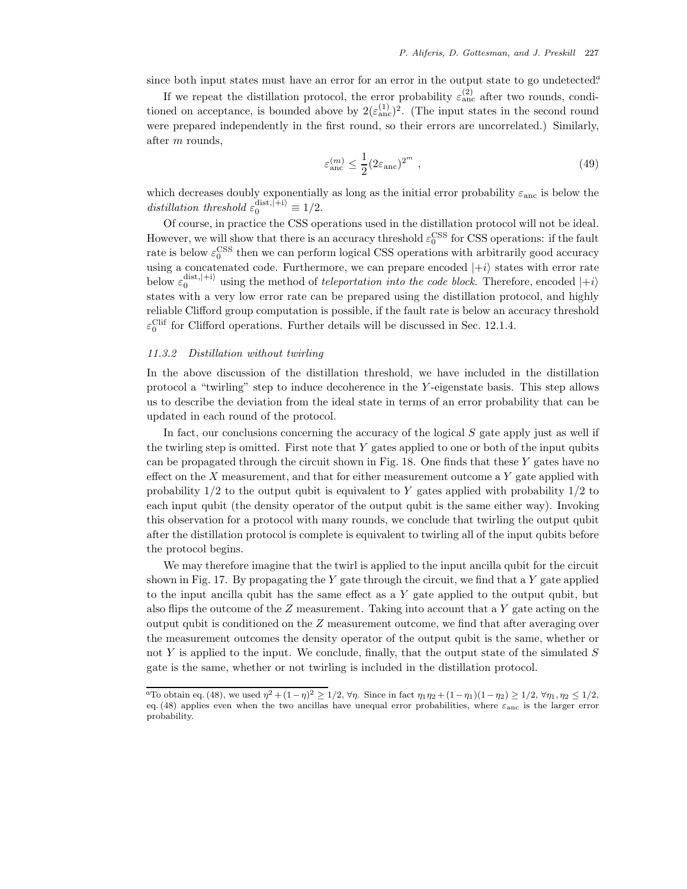since both input states must have an error for an error in the output state to go undetected.[a]

If we repeat the distillation protocol, the error probability $\varepsilon_{\rm anc}^{(2)}$ after two rounds, conditioned on acceptance, is bounded above by $2(\varepsilon_{\rm anc}^{(1)})^2$. (The input states in the second round were prepared independently in the first round, so their errors are uncorrelated.) Similarly, after $m$ rounds,

$$\varepsilon_{\rm anc}^{(m)} \leq \frac{1}{2}(2\varepsilon_{\rm anc})^{2^m} \ , \tag{49}$$

which decreases doubly exponentially as long as the initial error probability $\varepsilon_{\rm anc}$ is below the *distillation threshold* $\varepsilon_0^{{\rm dist},|+{\rm i}\rangle} \equiv 1/2$.

Of course, in practice the CSS operations used in the distillation protocol will not be ideal. However, we will show that there is an accuracy threshold $\varepsilon_0^{\rm CSS}$ for CSS operations: if the fault rate is below $\varepsilon_0^{\rm CSS}$ then we can perform logical CSS operations with arbitrarily good accuracy using a concatenated code. Furthermore, we can prepare encoded $|+i\rangle$ states with error rate below $\varepsilon_0^{{\rm dist},|+{\rm i}\rangle}$ using the method of *teleportation into the code block*. Therefore, encoded $|+i\rangle$ states with a very low error rate can be prepared using the distillation protocol, and highly reliable Clifford group computation is possible, if the fault rate is below an accuracy threshold $\varepsilon_0^{\rm Clif}$ for Clifford operations. Further details will be discussed in Sec. 12.1.4.

### *11.3.2 Distillation without twirling*

In the above discussion of the distillation threshold, we have included in the distillation protocol a "twirling" step to induce decoherence in the $Y$-eigenstate basis. This step allows us to describe the deviation from the ideal state in terms of an error probability that can be updated in each round of the protocol.

In fact, our conclusions concerning the accuracy of the logical $S$ gate apply just as well if the twirling step is omitted. First note that $Y$ gates applied to one or both of the input qubits can be propagated through the circuit shown in Fig. 18. One finds that these $Y$ gates have no effect on the $X$ measurement, and that for either measurement outcome a $Y$ gate applied with probability $1/2$ to the output qubit is equivalent to $Y$ gates applied with probability $1/2$ to each input qubit (the density operator of the output qubit is the same either way). Invoking this observation for a protocol with many rounds, we conclude that twirling the output qubit after the distillation protocol is complete is equivalent to twirling all of the input qubits before the protocol begins.

We may therefore imagine that the twirl is applied to the input ancilla qubit for the circuit shown in Fig. 17. By propagating the $Y$ gate through the circuit, we find that a $Y$ gate applied to the input ancilla qubit has the same effect as a $Y$ gate applied to the output qubit, but also flips the outcome of the $Z$ measurement. Taking into account that a $Y$ gate acting on the output qubit is conditioned on the $Z$ measurement outcome, we find that after averaging over the measurement outcomes the density operator of the output qubit is the same, whether or not $Y$ is applied to the input. We conclude, finally, that the output state of the simulated $S$ gate is the same, whether or not twirling is included in the distillation protocol.

---

[a]To obtain eq. (48), we used $\eta^2 + (1-\eta)^2 \geq 1/2$, $\forall \eta$. Since in fact $\eta_1\eta_2 + (1-\eta_1)(1-\eta_2) \geq 1/2$, $\forall \eta_1, \eta_2 \leq 1/2$, eq. (48) applies even when the two ancillas have unequal error probabilities, where $\varepsilon_{\rm anc}$ is the larger error probability.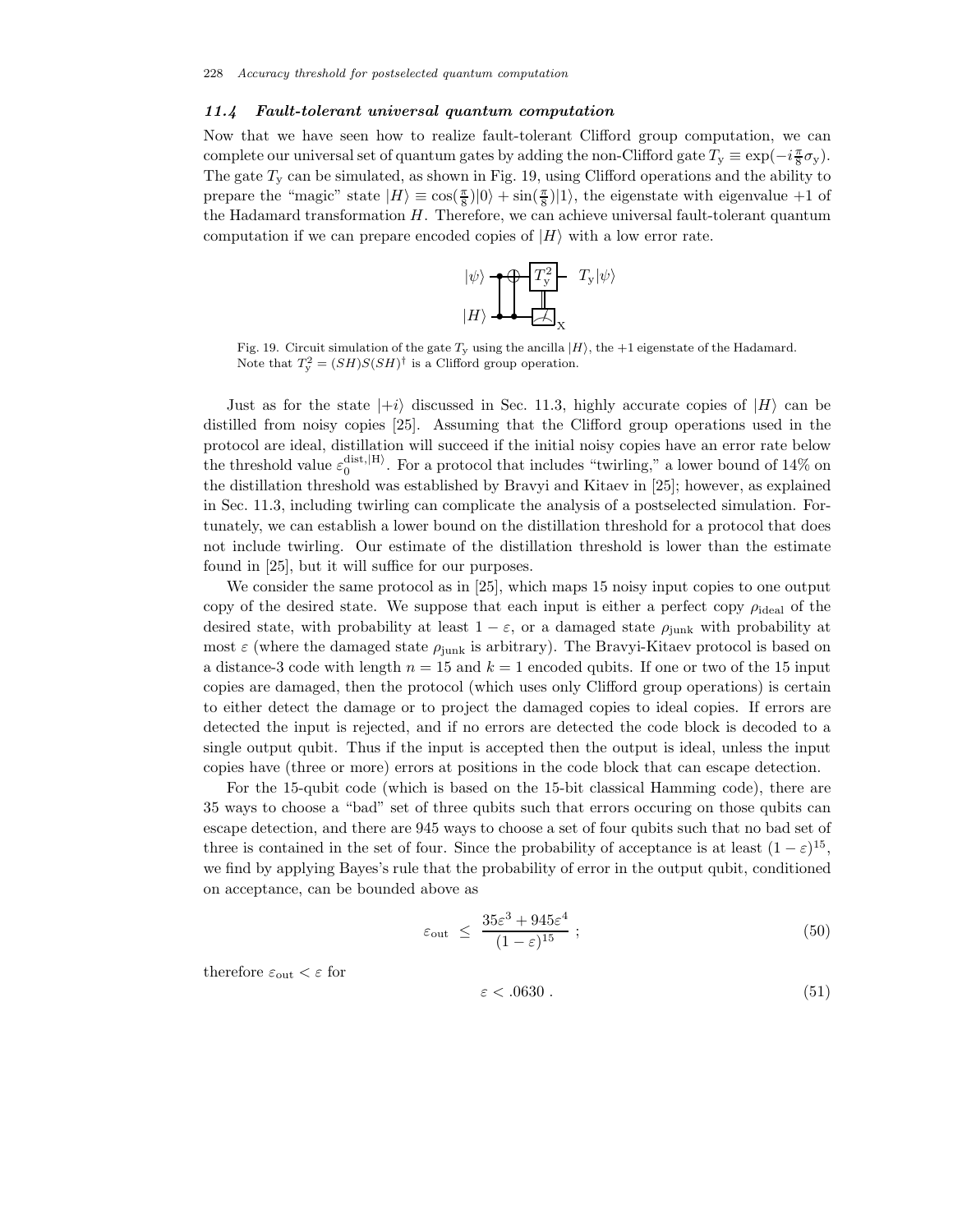### *11.4 Fault-tolerant universal quantum computation*

Now that we have seen how to realize fault-tolerant Clifford group computation, we can complete our universal set of quantum gates by adding the non-Clifford gate $T_y \equiv \exp(-i\frac{\pi}{8}\sigma_y)$. The gate $T_y$ can be simulated, as shown in Fig. 19, using Clifford operations and the ability to prepare the "magic" state $|H\rangle \equiv \cos(\frac{\pi}{8})|0\rangle + \sin(\frac{\pi}{8})|1\rangle$, the eigenstate with eigenvalue +1 of the Hadamard transformation $H$. Therefore, we can achieve universal fault-tolerant quantum computation if we can prepare encoded copies of $|H\rangle$ with a low error rate.

Fig. 19. Circuit simulation of the gate $T_y$ using the ancilla $|H\rangle$, the +1 eigenstate of the Hadamard. Note that $T_y^2 = (SH)S(SH)^\dagger$ is a Clifford group operation.

Just as for the state $|+i\rangle$ discussed in Sec. 11.3, highly accurate copies of $|H\rangle$ can be distilled from noisy copies [25]. Assuming that the Clifford group operations used in the protocol are ideal, distillation will succeed if the initial noisy copies have an error rate below the threshold value $\varepsilon_0^{\text{dist},|H\rangle}$. For a protocol that includes "twirling," a lower bound of 14% on the distillation threshold was established by Bravyi and Kitaev in [25]; however, as explained in Sec. 11.3, including twirling can complicate the analysis of a postselected simulation. Fortunately, we can establish a lower bound on the distillation threshold for a protocol that does not include twirling. Our estimate of the distillation threshold is lower than the estimate found in [25], but it will suffice for our purposes.

We consider the same protocol as in [25], which maps 15 noisy input copies to one output copy of the desired state. We suppose that each input is either a perfect copy $\rho_{\text{ideal}}$ of the desired state, with probability at least $1 - \varepsilon$, or a damaged state $\rho_{\text{junk}}$ with probability at most $\varepsilon$ (where the damaged state $\rho_{\text{junk}}$ is arbitrary). The Bravyi-Kitaev protocol is based on a distance-3 code with length $n = 15$ and $k = 1$ encoded qubits. If one or two of the 15 input copies are damaged, then the protocol (which uses only Clifford group operations) is certain to either detect the damage or to project the damaged copies to ideal copies. If errors are detected the input is rejected, and if no errors are detected the code block is decoded to a single output qubit. Thus if the input is accepted then the output is ideal, unless the input copies have (three or more) errors at positions in the code block that can escape detection.

For the 15-qubit code (which is based on the 15-bit classical Hamming code), there are 35 ways to choose a "bad" set of three qubits such that errors occuring on those qubits can escape detection, and there are 945 ways to choose a set of four qubits such that no bad set of three is contained in the set of four. Since the probability of acceptance is at least $(1-\varepsilon)^{15}$, we find by applying Bayes's rule that the probability of error in the output qubit, conditioned on acceptance, can be bounded above as

$$\varepsilon_{\text{out}} \le \frac{35\varepsilon^3 + 945\varepsilon^4}{(1-\varepsilon)^{15}} ; \tag{50}$$

therefore $\varepsilon_{\text{out}} < \varepsilon$ for

$$\varepsilon < .0630 . \tag{51}$$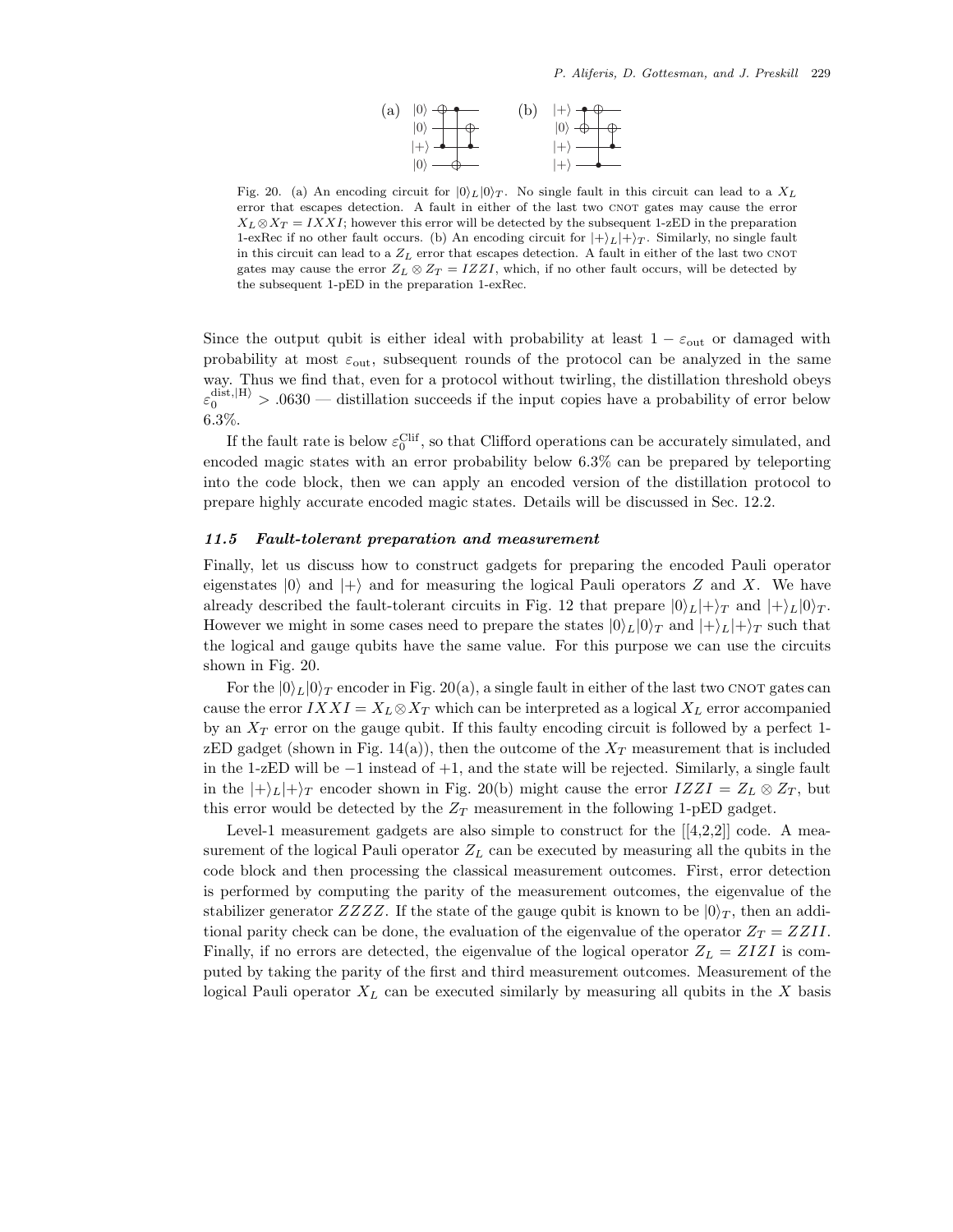(a) $|0\rangle$ $|0\rangle$ $|+\rangle$ $|0\rangle$ (b) $|+\rangle$ $|0\rangle$ $|+\rangle$ $|+\rangle$

Fig. 20. (a) An encoding circuit for $|0\rangle_L|0\rangle_T$. No single fault in this circuit can lead to a $X_L$ error that escapes detection. A fault in either of the last two CNOT gates may cause the error $X_L \otimes X_T = IXXI$; however this error will be detected by the subsequent 1-zED in the preparation 1-exRec if no other fault occurs. (b) An encoding circuit for $|+\rangle_L|+\rangle_T$. Similarly, no single fault in this circuit can lead to a $Z_L$ error that escapes detection. A fault in either of the last two CNOT gates may cause the error $Z_L \otimes Z_T = IZZI$, which, if no other fault occurs, will be detected by the subsequent 1-pED in the preparation 1-exRec.

Since the output qubit is either ideal with probability at least $1 - \varepsilon_{\rm out}$ or damaged with probability at most $\varepsilon_{\rm out}$, subsequent rounds of the protocol can be analyzed in the same way. Thus we find that, even for a protocol without twirling, the distillation threshold obeys $\varepsilon_0^{{\rm dist},|H\rangle} > .0630$ — distillation succeeds if the input copies have a probability of error below 6.3%.

If the fault rate is below $\varepsilon_0^{\rm Clif}$, so that Clifford operations can be accurately simulated, and encoded magic states with an error probability below 6.3% can be prepared by teleporting into the code block, then we can apply an encoded version of the distillation protocol to prepare highly accurate encoded magic states. Details will be discussed in Sec. 12.2.

### *11.5 Fault-tolerant preparation and measurement*

Finally, let us discuss how to construct gadgets for preparing the encoded Pauli operator eigenstates $|0\rangle$ and $|+\rangle$ and for measuring the logical Pauli operators $Z$ and $X$. We have already described the fault-tolerant circuits in Fig. 12 that prepare $|0\rangle_L|+\rangle_T$ and $|+\rangle_L|0\rangle_T$. However we might in some cases need to prepare the states $|0\rangle_L|0\rangle_T$ and $|+\rangle_L|+\rangle_T$ such that the logical and gauge qubits have the same value. For this purpose we can use the circuits shown in Fig. 20.

For the $|0\rangle_L|0\rangle_T$ encoder in Fig. 20(a), a single fault in either of the last two CNOT gates can cause the error $IXXI = X_L \otimes X_T$ which can be interpreted as a logical $X_L$ error accompanied by an $X_T$ error on the gauge qubit. If this faulty encoding circuit is followed by a perfect 1-zED gadget (shown in Fig. 14(a)), then the outcome of the $X_T$ measurement that is included in the 1-zED will be $-1$ instead of $+1$, and the state will be rejected. Similarly, a single fault in the $|+\rangle_L|+\rangle_T$ encoder shown in Fig. 20(b) might cause the error $IZZI = Z_L \otimes Z_T$, but this error would be detected by the $Z_T$ measurement in the following 1-pED gadget.

Level-1 measurement gadgets are also simple to construct for the [[4,2,2]] code. A measurement of the logical Pauli operator $Z_L$ can be executed by measuring all the qubits in the code block and then processing the classical measurement outcomes. First, error detection is performed by computing the parity of the measurement outcomes, the eigenvalue of the stabilizer generator $ZZZZ$. If the state of the gauge qubit is known to be $|0\rangle_T$, then an additional parity check can be done, the evaluation of the eigenvalue of the operator $Z_T = ZZII$. Finally, if no errors are detected, the eigenvalue of the logical operator $Z_L = ZIZI$ is computed by taking the parity of the first and third measurement outcomes. Measurement of the logical Pauli operator $X_L$ can be executed similarly by measuring all qubits in the $X$ basis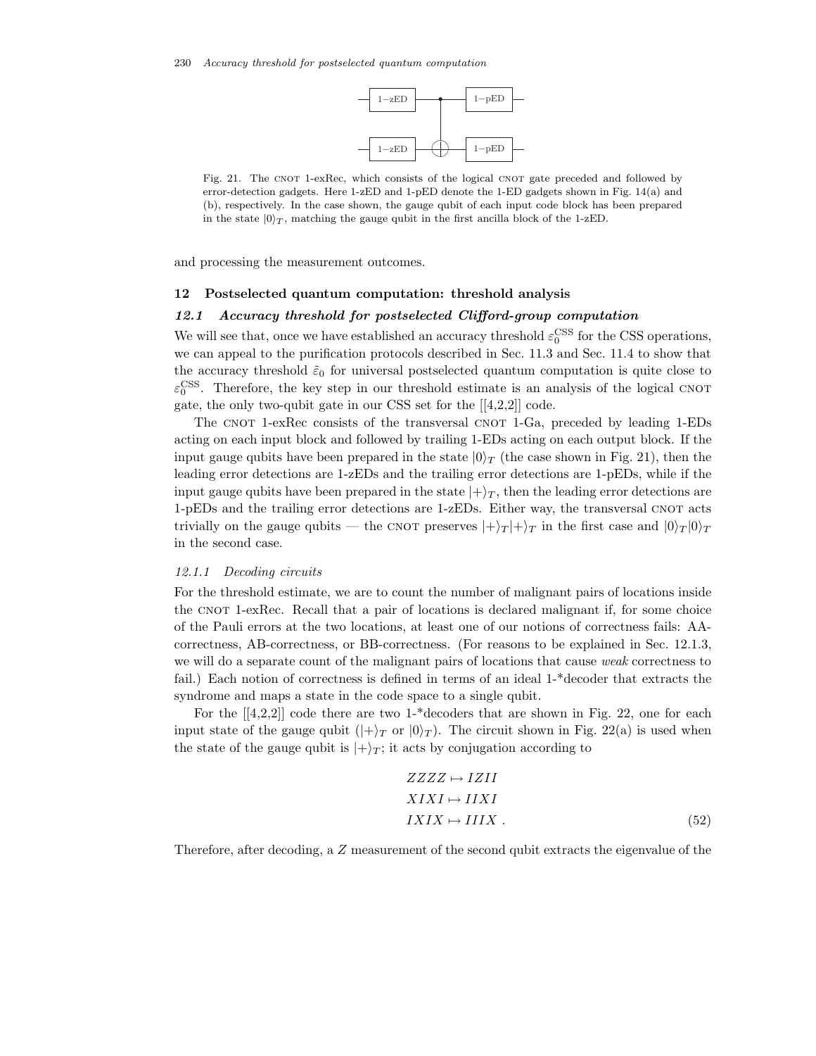Fig. 21. The CNOT 1-exRec, which consists of the logical CNOT gate preceded and followed by error-detection gadgets. Here 1-zED and 1-pED denote the 1-ED gadgets shown in Fig. 14(a) and (b), respectively. In the case shown, the gauge qubit of each input code block has been prepared in the state $|0\rangle_T$, matching the gauge qubit in the first ancilla block of the 1-zED.

and processing the measurement outcomes.

## 12 Postselected quantum computation: threshold analysis

### 12.1 Accuracy threshold for postselected Clifford-group computation

We will see that, once we have established an accuracy threshold $\varepsilon_0^{\rm CSS}$ for the CSS operations, we can appeal to the purification protocols described in Sec. 11.3 and Sec. 11.4 to show that the accuracy threshold $\tilde{\varepsilon}_0$ for universal postselected quantum computation is quite close to $\varepsilon_0^{\rm CSS}$. Therefore, the key step in our threshold estimate is an analysis of the logical CNOT gate, the only two-qubit gate in our CSS set for the [[4,2,2]] code.

The CNOT 1-exRec consists of the transversal CNOT 1-Ga, preceded by leading 1-EDs acting on each input block and followed by trailing 1-EDs acting on each output block. If the input gauge qubits have been prepared in the state $|0\rangle_T$ (the case shown in Fig. 21), then the leading error detections are 1-zEDs and the trailing error detections are 1-pEDs, while if the input gauge qubits have been prepared in the state $|+\rangle_T$, then the leading error detections are 1-pEDs and the trailing error detections are 1-zEDs. Either way, the transversal CNOT acts trivially on the gauge qubits — the CNOT preserves $|+\rangle_T|+\rangle_T$ in the first case and $|0\rangle_T|0\rangle_T$ in the second case.

#### 12.1.1 Decoding circuits

For the threshold estimate, we are to count the number of malignant pairs of locations inside the CNOT 1-exRec. Recall that a pair of locations is declared malignant if, for some choice of the Pauli errors at the two locations, at least one of our notions of correctness fails: AA-correctness, AB-correctness, or BB-correctness. (For reasons to be explained in Sec. 12.1.3, we will do a separate count of the malignant pairs of locations that cause *weak* correctness to fail.) Each notion of correctness is defined in terms of an ideal 1-*decoder that extracts the syndrome and maps a state in the code space to a single qubit.

For the [[4,2,2]] code there are two 1-*decoders that are shown in Fig. 22, one for each input state of the gauge qubit ($|+\rangle_T$ or $|0\rangle_T$). The circuit shown in Fig. 22(a) is used when the state of the gauge qubit is $|+\rangle_T$; it acts by conjugation according to

$$
\begin{aligned}
ZZZZ &\mapsto IZII \\
XIXI &\mapsto IIXI \\
IXIX &\mapsto IIIX\ .
\end{aligned}
\tag{52}
$$

Therefore, after decoding, a $Z$ measurement of the second qubit extracts the eigenvalue of the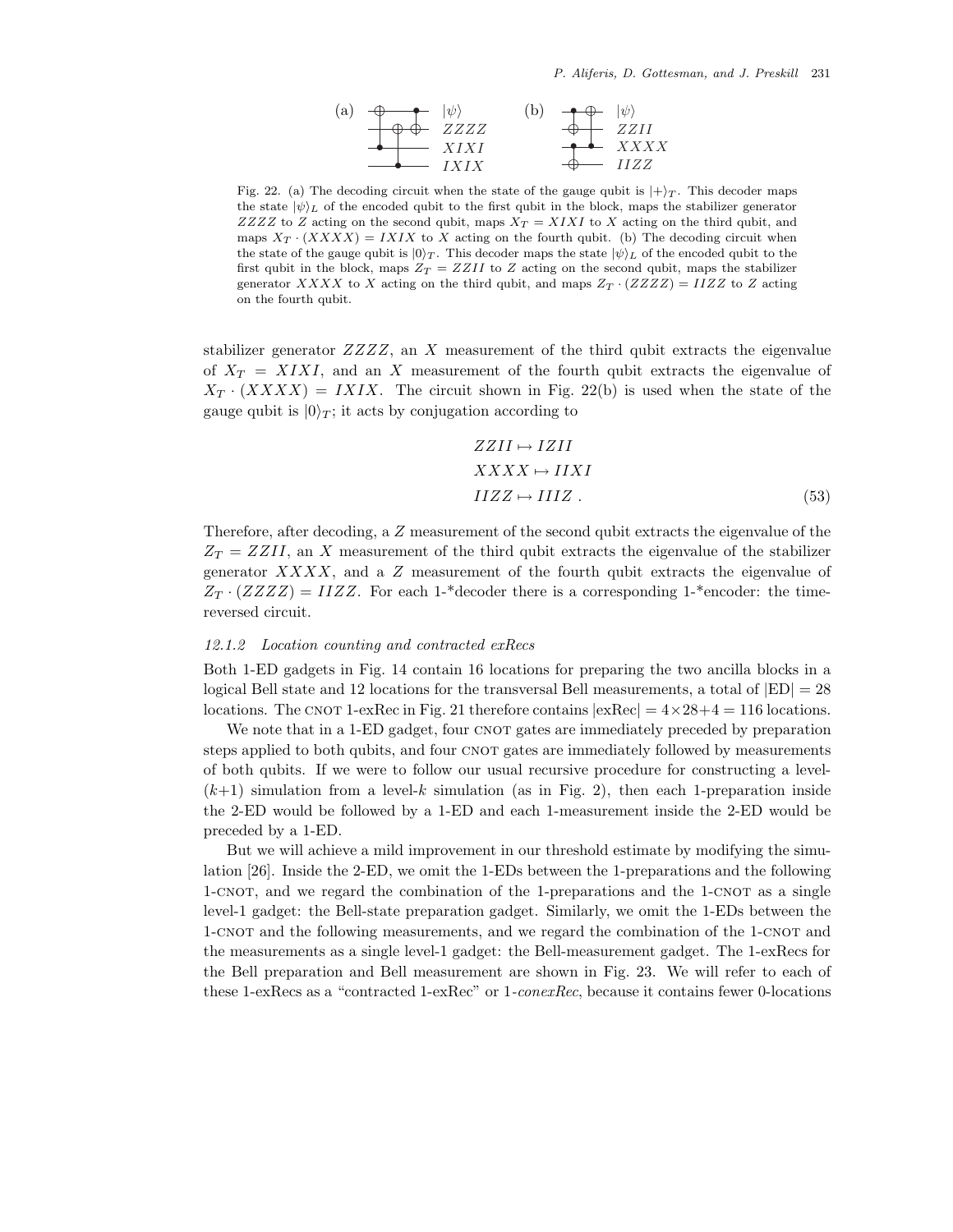Fig. 22. (a) The decoding circuit when the state of the gauge qubit is $|+\rangle_T$. This decoder maps the state $|\psi\rangle_L$ of the encoded qubit to the first qubit in the block, maps the stabilizer generator $ZZZZ$ to $Z$ acting on the second qubit, maps $X_T = XIXI$ to $X$ acting on the third qubit, and maps $X_T \cdot (XXXX) = IXIX$ to $X$ acting on the fourth qubit. (b) The decoding circuit when the state of the gauge qubit is $|0\rangle_T$. This decoder maps the state $|\psi\rangle_L$ of the encoded qubit to the first qubit in the block, maps $Z_T = ZZII$ to $Z$ acting on the second qubit, maps the stabilizer generator $XXXX$ to $X$ acting on the third qubit, and maps $Z_T \cdot (ZZZZ) = IIZZ$ to $Z$ acting on the fourth qubit.

stabilizer generator $ZZZZ$, an $X$ measurement of the third qubit extracts the eigenvalue of $X_T = XIXI$, and an $X$ measurement of the fourth qubit extracts the eigenvalue of $X_T \cdot (XXXX) = IXIX$. The circuit shown in Fig. 22(b) is used when the state of the gauge qubit is $|0\rangle_T$; it acts by conjugation according to

$$
\begin{aligned}
ZZII &\mapsto IZII \\
XXXX &\mapsto IIXI \\
IIZZ &\mapsto IIIZ \ .
\end{aligned} \tag{53}
$$

Therefore, after decoding, a $Z$ measurement of the second qubit extracts the eigenvalue of the $Z_T = ZZII$, an $X$ measurement of the third qubit extracts the eigenvalue of the stabilizer generator $XXXX$, and a $Z$ measurement of the fourth qubit extracts the eigenvalue of $Z_T \cdot (ZZZZ) = IIZZ$. For each 1-*decoder there is a corresponding 1-*encoder: the time-reversed circuit.

### 12.1.2 Location counting and contracted exRecs

Both 1-ED gadgets in Fig. 14 contain 16 locations for preparing the two ancilla blocks in a logical Bell state and 12 locations for the transversal Bell measurements, a total of $|\mathrm{ED}| = 28$ locations. The CNOT 1-exRec in Fig. 21 therefore contains $|\mathrm{exRec}| = 4\times 28+4 = 116$ locations.

We note that in a 1-ED gadget, four CNOT gates are immediately preceded by preparation steps applied to both qubits, and four CNOT gates are immediately followed by measurements of both qubits. If we were to follow our usual recursive procedure for constructing a level-$(k+1)$ simulation from a level-$k$ simulation (as in Fig. 2), then each 1-preparation inside the 2-ED would be followed by a 1-ED and each 1-measurement inside the 2-ED would be preceded by a 1-ED.

But we will achieve a mild improvement in our threshold estimate by modifying the simulation [26]. Inside the 2-ED, we omit the 1-EDs between the 1-preparations and the following 1-CNOT, and we regard the combination of the 1-preparations and the 1-CNOT as a single level-1 gadget: the Bell-state preparation gadget. Similarly, we omit the 1-EDs between the 1-CNOT and the following measurements, and we regard the combination of the 1-CNOT and the measurements as a single level-1 gadget: the Bell-measurement gadget. The 1-exRecs for the Bell preparation and Bell measurement are shown in Fig. 23. We will refer to each of these 1-exRecs as a "contracted 1-exRec" or 1-*conexRec*, because it contains fewer 0-locations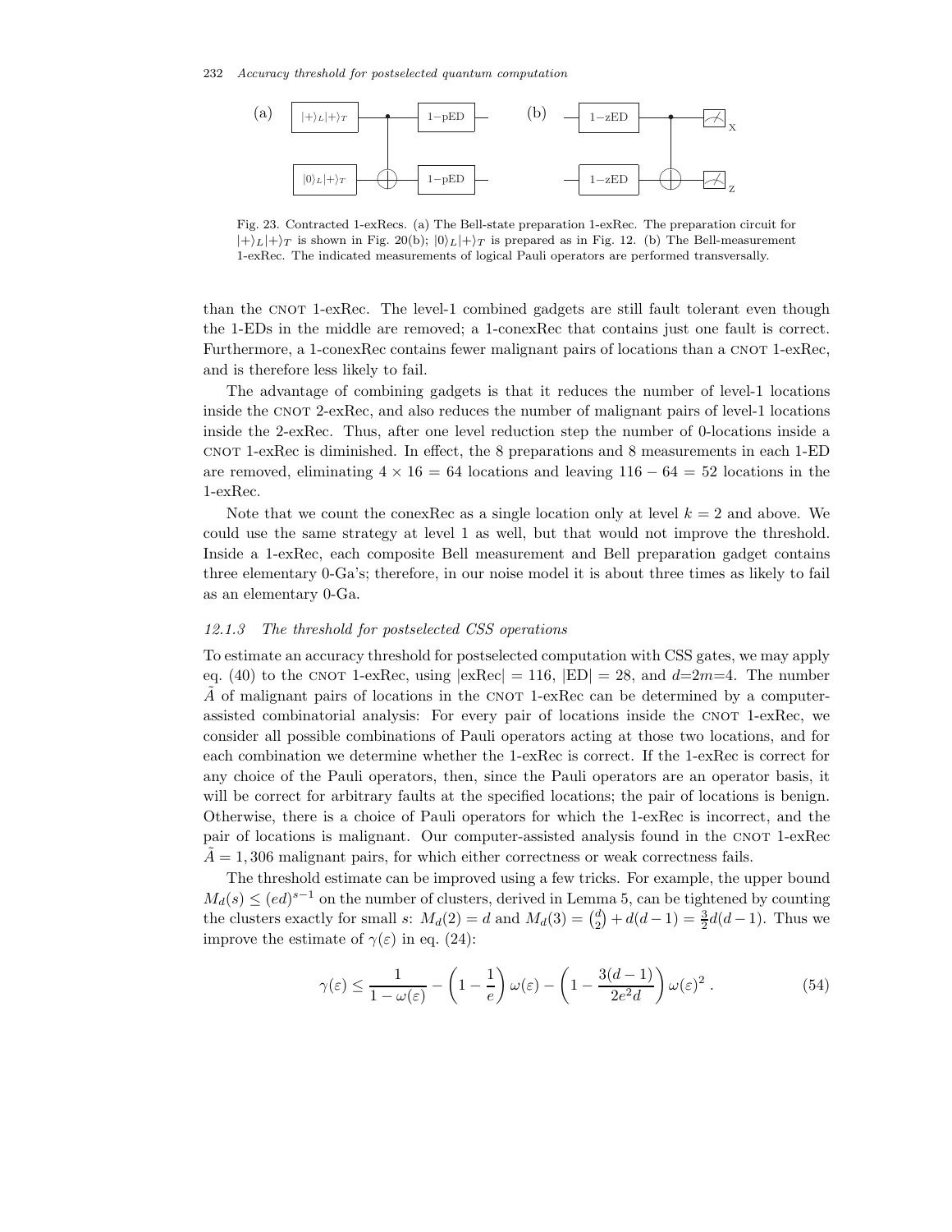(a) $|+\rangle_L|+\rangle_T$ — 1−pED; $|0\rangle_L|+\rangle_T$ — 1−pED (b) 1−zED, 1−zED, X, Z

Fig. 23. Contracted 1-exRecs. (a) The Bell-state preparation 1-exRec. The preparation circuit for $|+\rangle_L|+\rangle_T$ is shown in Fig. 20(b); $|0\rangle_L|+\rangle_T$ is prepared as in Fig. 12. (b) The Bell-measurement 1-exRec. The indicated measurements of logical Pauli operators are performed transversally.

than the CNOT 1-exRec. The level-1 combined gadgets are still fault tolerant even though the 1-EDs in the middle are removed; a 1-conexRec that contains just one fault is correct. Furthermore, a 1-conexRec contains fewer malignant pairs of locations than a CNOT 1-exRec, and is therefore less likely to fail.

The advantage of combining gadgets is that it reduces the number of level-1 locations inside the CNOT 2-exRec, and also reduces the number of malignant pairs of level-1 locations inside the 2-exRec. Thus, after one level reduction step the number of 0-locations inside a CNOT 1-exRec is diminished. In effect, the 8 preparations and 8 measurements in each 1-ED are removed, eliminating $4 \times 16 = 64$ locations and leaving $116 - 64 = 52$ locations in the 1-exRec.

Note that we count the conexRec as a single location only at level $k = 2$ and above. We could use the same strategy at level 1 as well, but that would not improve the threshold. Inside a 1-exRec, each composite Bell measurement and Bell preparation gadget contains three elementary 0-Ga's; therefore, in our noise model it is about three times as likely to fail as an elementary 0-Ga.

### *12.1.3 The threshold for postselected CSS operations*

To estimate an accuracy threshold for postselected computation with CSS gates, we may apply eq. (40) to the CNOT 1-exRec, using $|\text{exRec}| = 116$, $|\text{ED}| = 28$, and $d{=}2m{=}4$. The number $\tilde{A}$ of malignant pairs of locations in the CNOT 1-exRec can be determined by a computer-assisted combinatorial analysis: For every pair of locations inside the CNOT 1-exRec, we consider all possible combinations of Pauli operators acting at those two locations, and for each combination we determine whether the 1-exRec is correct. If the 1-exRec is correct for any choice of the Pauli operators, then, since the Pauli operators are an operator basis, it will be correct for arbitrary faults at the specified locations; the pair of locations is benign. Otherwise, there is a choice of Pauli operators for which the 1-exRec is incorrect, and the pair of locations is malignant. Our computer-assisted analysis found in the CNOT 1-exRec $\tilde{A} = 1,306$ malignant pairs, for which either correctness or weak correctness fails.

The threshold estimate can be improved using a few tricks. For example, the upper bound $M_d(s) \leq (ed)^{s-1}$ on the number of clusters, derived in Lemma 5, can be tightened by counting the clusters exactly for small $s$: $M_d(2) = d$ and $M_d(3) = \binom{d}{2} + d(d-1) = \frac{3}{2}d(d-1)$. Thus we improve the estimate of $\gamma(\varepsilon)$ in eq. (24):

$$\gamma(\varepsilon) \leq \frac{1}{1-\omega(\varepsilon)} - \left(1 - \frac{1}{e}\right)\omega(\varepsilon) - \left(1 - \frac{3(d-1)}{2e^2 d}\right)\omega(\varepsilon)^2 . \tag{54}$$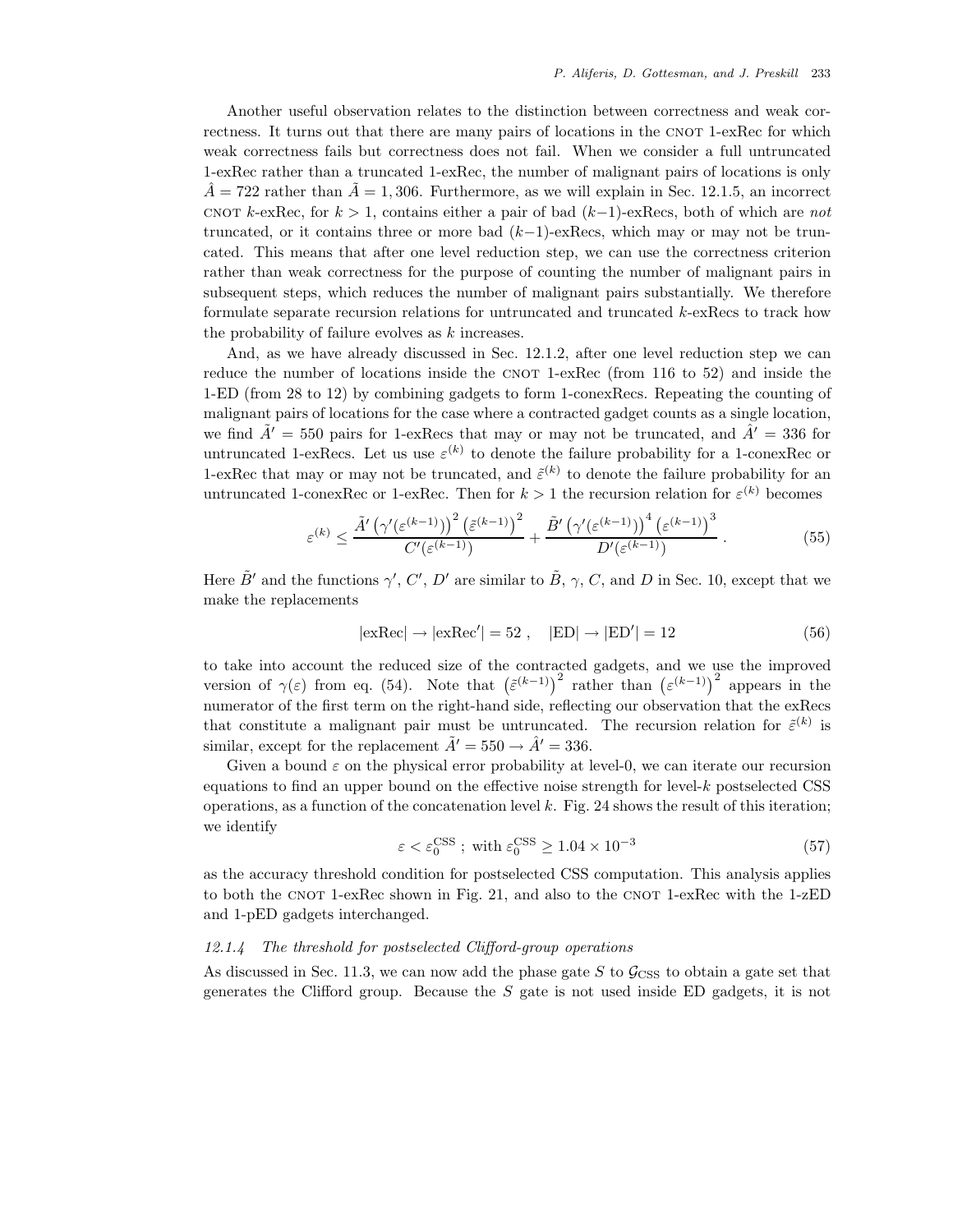Another useful observation relates to the distinction between correctness and weak correctness. It turns out that there are many pairs of locations in the CNOT 1-exRec for which weak correctness fails but correctness does not fail. When we consider a full untruncated 1-exRec rather than a truncated 1-exRec, the number of malignant pairs of locations is only $\hat{A} = 722$ rather than $\tilde{A} = 1,306$. Furthermore, as we will explain in Sec. 12.1.5, an incorrect CNOT $k$-exRec, for $k > 1$, contains either a pair of bad $(k-1)$-exRecs, both of which are *not* truncated, or it contains three or more bad $(k-1)$-exRecs, which may or may not be truncated. This means that after one level reduction step, we can use the correctness criterion rather than weak correctness for the purpose of counting the number of malignant pairs in subsequent steps, which reduces the number of malignant pairs substantially. We therefore formulate separate recursion relations for untruncated and truncated $k$-exRecs to track how the probability of failure evolves as $k$ increases.

And, as we have already discussed in Sec. 12.1.2, after one level reduction step we can reduce the number of locations inside the CNOT 1-exRec (from 116 to 52) and inside the 1-ED (from 28 to 12) by combining gadgets to form 1-conexRecs. Repeating the counting of malignant pairs of locations for the case where a contracted gadget counts as a single location, we find $\tilde{A}' = 550$ pairs for 1-exRecs that may or may not be truncated, and $\hat{A}' = 336$ for untruncated 1-exRecs. Let us use $\varepsilon^{(k)}$ to denote the failure probability for a 1-conexRec or 1-exRec that may or may not be truncated, and $\tilde{\varepsilon}^{(k)}$ to denote the failure probability for an untruncated 1-conexRec or 1-exRec. Then for $k > 1$ the recursion relation for $\varepsilon^{(k)}$ becomes

$$\varepsilon^{(k)} \leq \frac{\tilde{A}' \left(\gamma'(\varepsilon^{(k-1)})\right)^2 \left(\tilde{\varepsilon}^{(k-1)}\right)^2}{C'(\varepsilon^{(k-1)})} + \frac{\tilde{B}' \left(\gamma'(\varepsilon^{(k-1)})\right)^4 \left(\varepsilon^{(k-1)}\right)^3}{D'(\varepsilon^{(k-1)})} . \tag{55}$$

Here $\tilde{B}'$ and the functions $\gamma'$, $C'$, $D'$ are similar to $\tilde{B}$, $\gamma$, $C$, and $D$ in Sec. 10, except that we make the replacements

$$|\text{exRec}| \to |\text{exRec}'| = 52 \ , \quad |\text{ED}| \to |\text{ED}'| = 12 \tag{56}$$

to take into account the reduced size of the contracted gadgets, and we use the improved version of $\gamma(\varepsilon)$ from eq. (54). Note that $\left(\tilde{\varepsilon}^{(k-1)}\right)^2$ rather than $\left(\varepsilon^{(k-1)}\right)^2$ appears in the numerator of the first term on the right-hand side, reflecting our observation that the exRecs that constitute a malignant pair must be untruncated. The recursion relation for $\tilde{\varepsilon}^{(k)}$ is similar, except for the replacement $\tilde{A}' = 550 \to \hat{A}' = 336$.

Given a bound $\varepsilon$ on the physical error probability at level-0, we can iterate our recursion equations to find an upper bound on the effective noise strength for level-$k$ postselected CSS operations, as a function of the concatenation level $k$. Fig. 24 shows the result of this iteration; we identify

$$\varepsilon < \varepsilon_0^{\text{CSS}} \ ; \text{ with } \varepsilon_0^{\text{CSS}} \geq 1.04 \times 10^{-3} \tag{57}$$

as the accuracy threshold condition for postselected CSS computation. This analysis applies to both the CNOT 1-exRec shown in Fig. 21, and also to the CNOT 1-exRec with the 1-zED and 1-pED gadgets interchanged.

### 12.1.4 The threshold for postselected Clifford-group operations

As discussed in Sec. 11.3, we can now add the phase gate $S$ to $\mathcal{G}_{\text{CSS}}$ to obtain a gate set that generates the Clifford group. Because the $S$ gate is not used inside ED gadgets, it is not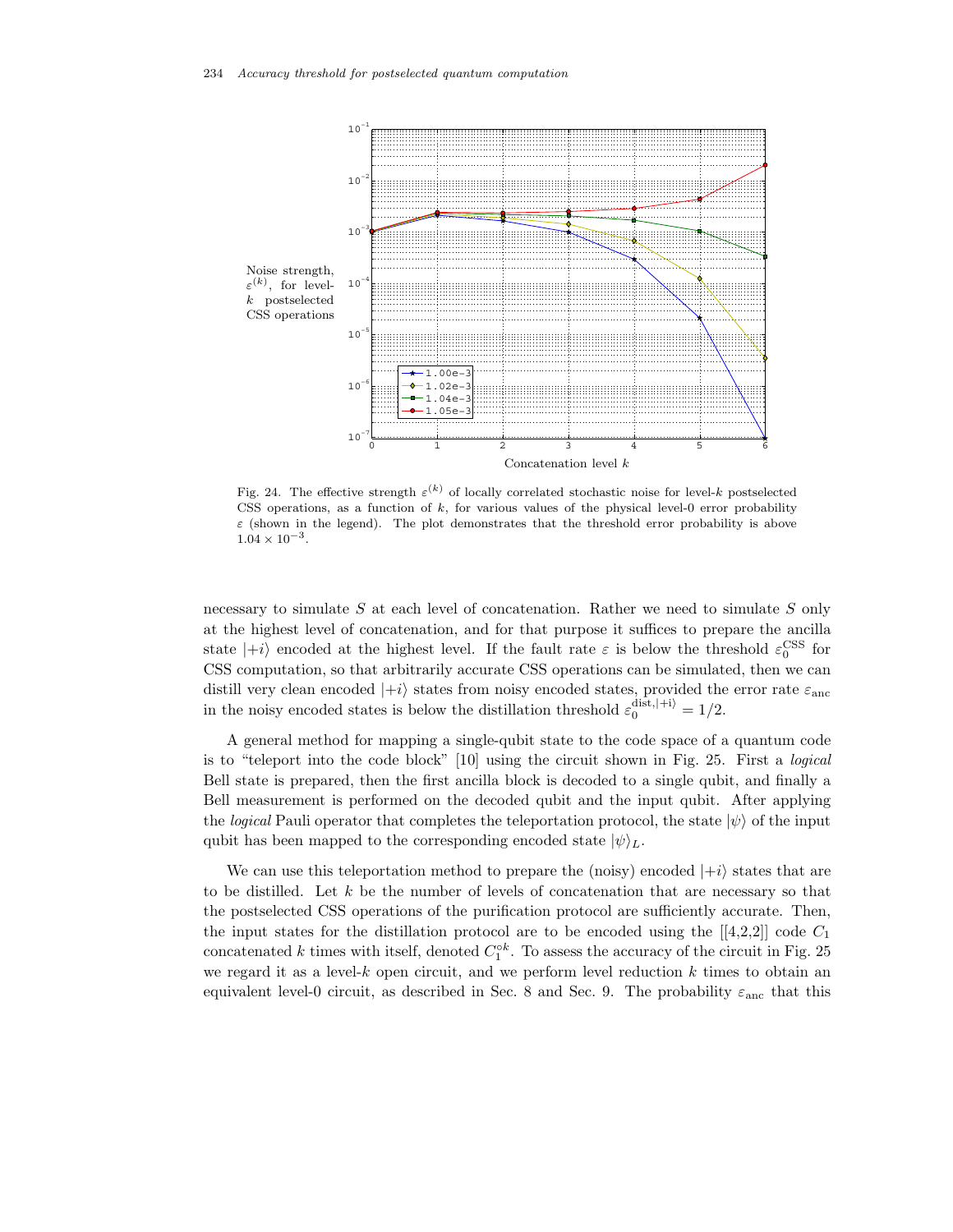Fig. 24. The effective strength $\varepsilon^{(k)}$ of locally correlated stochastic noise for level-$k$ postselected CSS operations, as a function of $k$, for various values of the physical level-0 error probability $\varepsilon$ (shown in the legend). The plot demonstrates that the threshold error probability is above $1.04 \times 10^{-3}$.

necessary to simulate $S$ at each level of concatenation. Rather we need to simulate $S$ only at the highest level of concatenation, and for that purpose it suffices to prepare the ancilla state $|+i\rangle$ encoded at the highest level. If the fault rate $\varepsilon$ is below the threshold $\varepsilon_0^{\mathrm{CSS}}$ for CSS computation, so that arbitrarily accurate CSS operations can be simulated, then we can distill very clean encoded $|+i\rangle$ states from noisy encoded states, provided the error rate $\varepsilon_{\mathrm{anc}}$ in the noisy encoded states is below the distillation threshold $\varepsilon_0^{\mathrm{dist},|+i\rangle} = 1/2$.

A general method for mapping a single-qubit state to the code space of a quantum code is to "teleport into the code block" [10] using the circuit shown in Fig. 25. First a *logical* Bell state is prepared, then the first ancilla block is decoded to a single qubit, and finally a Bell measurement is performed on the decoded qubit and the input qubit. After applying the *logical* Pauli operator that completes the teleportation protocol, the state $|\psi\rangle$ of the input qubit has been mapped to the corresponding encoded state $|\psi\rangle_L$.

We can use this teleportation method to prepare the (noisy) encoded $|+i\rangle$ states that are to be distilled. Let $k$ be the number of levels of concatenation that are necessary so that the postselected CSS operations of the purification protocol are sufficiently accurate. Then, the input states for the distillation protocol are to be encoded using the [[4,2,2]] code $C_1$ concatenated $k$ times with itself, denoted $C_1^{\circ k}$. To assess the accuracy of the circuit in Fig. 25 we regard it as a level-$k$ open circuit, and we perform level reduction $k$ times to obtain an equivalent level-0 circuit, as described in Sec. 8 and Sec. 9. The probability $\varepsilon_{\mathrm{anc}}$ that this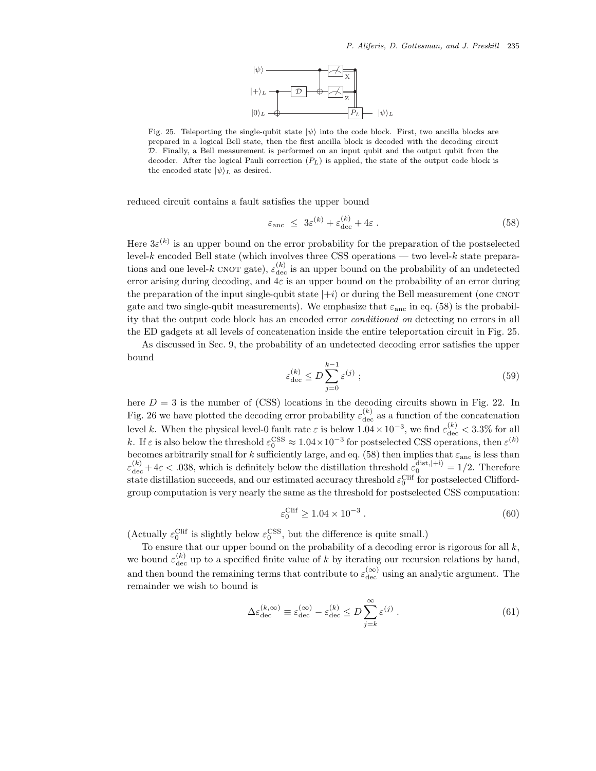Fig. 25. Teleporting the single-qubit state $|\psi\rangle$ into the code block. First, two ancilla blocks are prepared in a logical Bell state, then the first ancilla block is decoded with the decoding circuit $\mathcal{D}$. Finally, a Bell measurement is performed on an input qubit and the output qubit from the decoder. After the logical Pauli correction ($P_L$) is applied, the state of the output code block is the encoded state $|\psi\rangle_L$ as desired.

reduced circuit contains a fault satisfies the upper bound

$$\varepsilon_{\rm anc} \ \le \ 3\varepsilon^{(k)} + \varepsilon^{(k)}_{\rm dec} + 4\varepsilon \ . \tag{58}$$

Here $3\varepsilon^{(k)}$ is an upper bound on the error probability for the preparation of the postselected level-$k$ encoded Bell state (which involves three CSS operations — two level-$k$ state preparations and one level-$k$ CNOT gate), $\varepsilon^{(k)}_{\rm dec}$ is an upper bound on the probability of an undetected error arising during decoding, and $4\varepsilon$ is an upper bound on the probability of an error during the preparation of the input single-qubit state $|{+i}\rangle$ or during the Bell measurement (one CNOT gate and two single-qubit measurements). We emphasize that $\varepsilon_{\rm anc}$ in eq. (58) is the probability that the output code block has an encoded error *conditioned on* detecting no errors in all the ED gadgets at all levels of concatenation inside the entire teleportation circuit in Fig. 25.

As discussed in Sec. 9, the probability of an undetected decoding error satisfies the upper bound

$$\varepsilon^{(k)}_{\rm dec} \le D\sum_{j=0}^{k-1}\varepsilon^{(j)} \ ; \tag{59}$$

here $D = 3$ is the number of (CSS) locations in the decoding circuits shown in Fig. 22. In Fig. 26 we have plotted the decoding error probability $\varepsilon^{(k)}_{\rm dec}$ as a function of the concatenation level $k$. When the physical level-0 fault rate $\varepsilon$ is below $1.04\times10^{-3}$, we find $\varepsilon^{(k)}_{\rm dec} < 3.3\%$ for all $k$. If $\varepsilon$ is also below the threshold $\varepsilon_0^{\rm CSS} \approx 1.04\times10^{-3}$ for postselected CSS operations, then $\varepsilon^{(k)}$ becomes arbitrarily small for $k$ sufficiently large, and eq. (58) then implies that $\varepsilon_{\rm anc}$ is less than $\varepsilon^{(k)}_{\rm dec} + 4\varepsilon < .038$, which is definitely below the distillation threshold $\varepsilon_0^{{\rm dist},|+i\rangle} = 1/2$. Therefore state distillation succeeds, and our estimated accuracy threshold $\varepsilon_0^{\rm Clif}$ for postselected Clifford-group computation is very nearly the same as the threshold for postselected CSS computation:

$$\varepsilon_0^{\rm Clif} \ge 1.04\times10^{-3} \ . \tag{60}$$

(Actually $\varepsilon_0^{\rm Clif}$ is slightly below $\varepsilon_0^{\rm CSS}$, but the difference is quite small.)

To ensure that our upper bound on the probability of a decoding error is rigorous for all $k$, we bound $\varepsilon^{(k)}_{\rm dec}$ up to a specified finite value of $k$ by iterating our recursion relations by hand, and then bound the remaining terms that contribute to $\varepsilon^{(\infty)}_{\rm dec}$ using an analytic argument. The remainder we wish to bound is

$$\Delta\varepsilon^{(k,\infty)}_{\rm dec} \equiv \varepsilon^{(\infty)}_{\rm dec} - \varepsilon^{(k)}_{\rm dec} \le D\sum_{j=k}^{\infty}\varepsilon^{(j)} \ . \tag{61}$$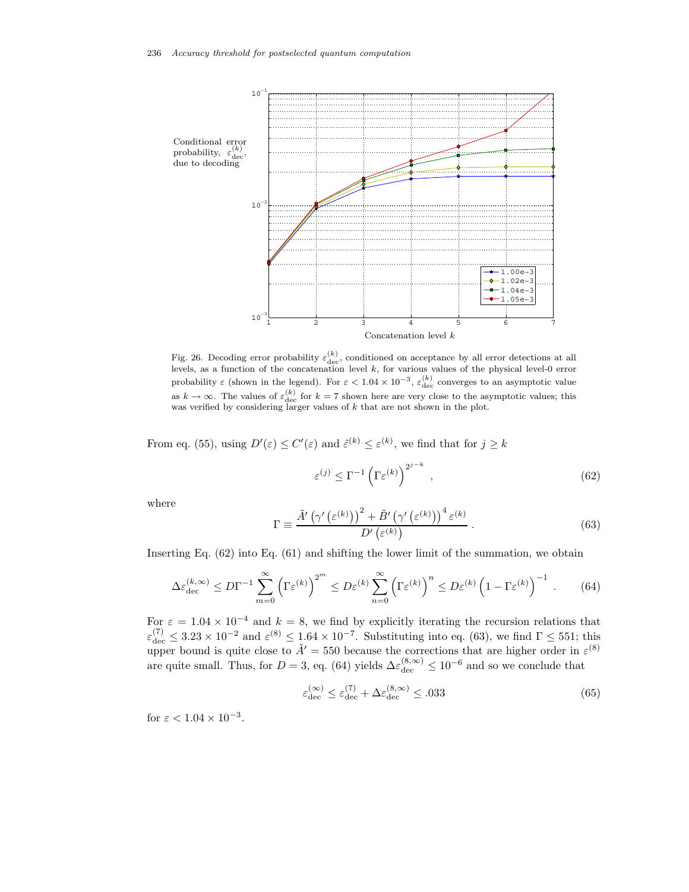Fig. 26. Decoding error probability $\varepsilon_{\rm dec}^{(k)}$, conditioned on acceptance by all error detections at all levels, as a function of the concatenation level $k$, for various values of the physical level-0 error probability $\varepsilon$ (shown in the legend). For $\varepsilon < 1.04 \times 10^{-3}$, $\varepsilon_{\rm dec}^{(k)}$ converges to an asymptotic value as $k \to \infty$. The values of $\varepsilon_{\rm dec}^{(k)}$ for $k = 7$ shown here are very close to the asymptotic values; this was verified by considering larger values of $k$ that are not shown in the plot.

From eq. (55), using $D'(\varepsilon) \le C'(\varepsilon)$ and $\tilde{\varepsilon}^{(k)} \le \varepsilon^{(k)}$, we find that for $j \ge k$

$$\varepsilon^{(j)} \le \Gamma^{-1}\left(\Gamma\varepsilon^{(k)}\right)^{2^{j-k}} , \tag{62}$$

where

$$\Gamma \equiv \frac{\tilde{A}'\left(\gamma'\left(\varepsilon^{(k)}\right)\right)^2 + \tilde{B}'\left(\gamma'\left(\varepsilon^{(k)}\right)\right)^4 \varepsilon^{(k)}}{D'\left(\varepsilon^{(k)}\right)} . \tag{63}$$

Inserting Eq. (62) into Eq. (61) and shifting the lower limit of the summation, we obtain

$$\Delta\varepsilon_{\rm dec}^{(k,\infty)} \le D\Gamma^{-1}\sum_{m=0}^{\infty}\left(\Gamma\varepsilon^{(k)}\right)^{2^m} \le D\varepsilon^{(k)}\sum_{n=0}^{\infty}\left(\Gamma\varepsilon^{(k)}\right)^n \le D\varepsilon^{(k)}\left(1-\Gamma\varepsilon^{(k)}\right)^{-1} . \tag{64}$$

For $\varepsilon = 1.04 \times 10^{-4}$ and $k = 8$, we find by explicitly iterating the recursion relations that $\varepsilon_{\rm dec}^{(7)} \le 3.23 \times 10^{-2}$ and $\varepsilon^{(8)} \le 1.64 \times 10^{-7}$. Substituting into eq. (63), we find $\Gamma \le 551$; this upper bound is quite close to $\tilde{A}' = 550$ because the corrections that are higher order in $\varepsilon^{(8)}$ are quite small. Thus, for $D = 3$, eq. (64) yields $\Delta\varepsilon_{\rm dec}^{(8,\infty)} \le 10^{-6}$ and so we conclude that

$$\varepsilon_{\rm dec}^{(\infty)} \le \varepsilon_{\rm dec}^{(7)} + \Delta\varepsilon_{\rm dec}^{(8,\infty)} \le .033 \tag{65}$$

for $\varepsilon < 1.04 \times 10^{-3}$.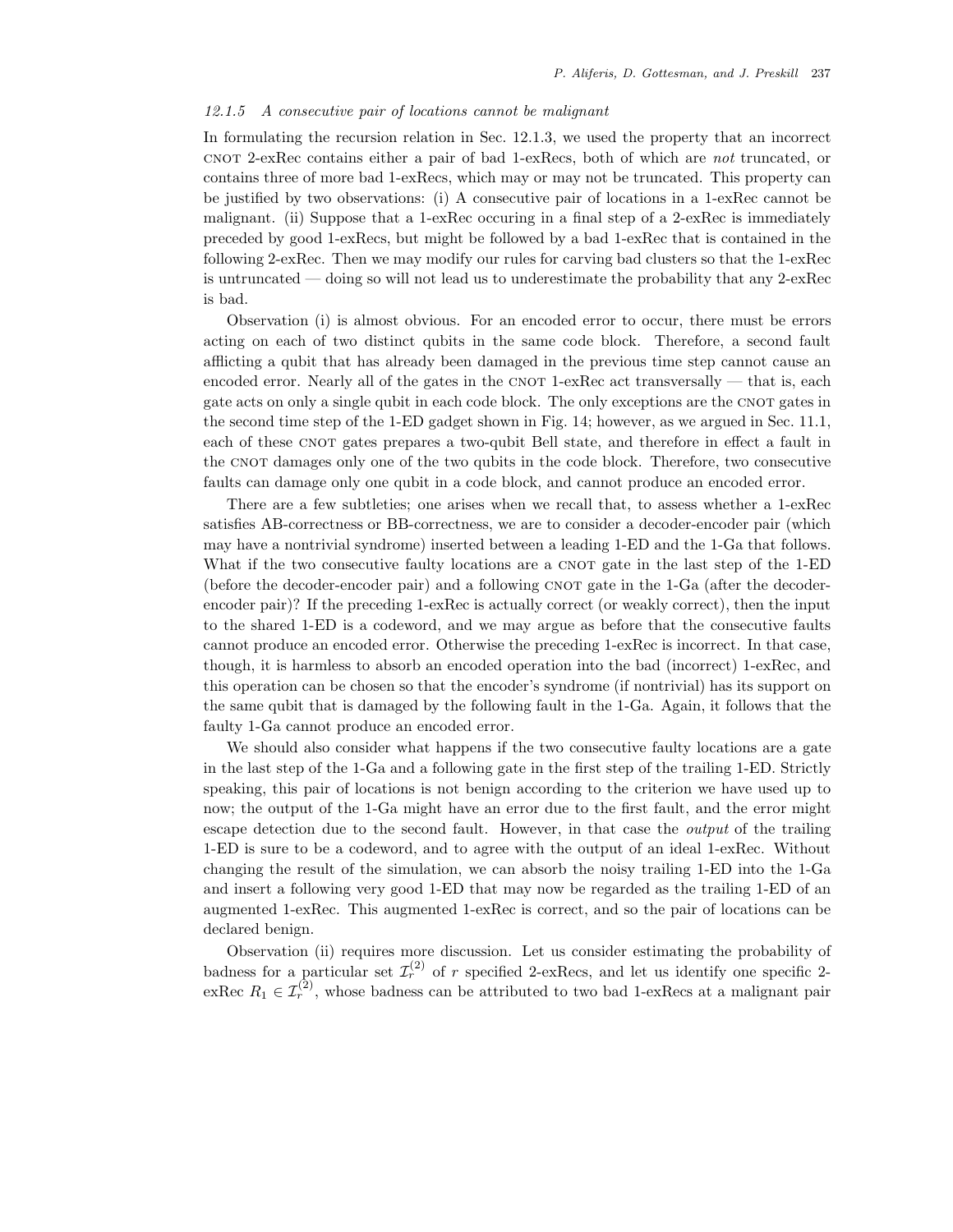#### 12.1.5 A consecutive pair of locations cannot be malignant

In formulating the recursion relation in Sec. 12.1.3, we used the property that an incorrect CNOT 2-exRec contains either a pair of bad 1-exRecs, both of which are *not* truncated, or contains three of more bad 1-exRecs, which may or may not be truncated. This property can be justified by two observations: (i) A consecutive pair of locations in a 1-exRec cannot be malignant. (ii) Suppose that a 1-exRec occuring in a final step of a 2-exRec is immediately preceded by good 1-exRecs, but might be followed by a bad 1-exRec that is contained in the following 2-exRec. Then we may modify our rules for carving bad clusters so that the 1-exRec is untruncated — doing so will not lead us to underestimate the probability that any 2-exRec is bad.

Observation (i) is almost obvious. For an encoded error to occur, there must be errors acting on each of two distinct qubits in the same code block. Therefore, a second fault afflicting a qubit that has already been damaged in the previous time step cannot cause an encoded error. Nearly all of the gates in the CNOT 1-exRec act transversally — that is, each gate acts on only a single qubit in each code block. The only exceptions are the CNOT gates in the second time step of the 1-ED gadget shown in Fig. 14; however, as we argued in Sec. 11.1, each of these CNOT gates prepares a two-qubit Bell state, and therefore in effect a fault in the CNOT damages only one of the two qubits in the code block. Therefore, two consecutive faults can damage only one qubit in a code block, and cannot produce an encoded error.

There are a few subtleties; one arises when we recall that, to assess whether a 1-exRec satisfies AB-correctness or BB-correctness, we are to consider a decoder-encoder pair (which may have a nontrivial syndrome) inserted between a leading 1-ED and the 1-Ga that follows. What if the two consecutive faulty locations are a CNOT gate in the last step of the 1-ED (before the decoder-encoder pair) and a following CNOT gate in the 1-Ga (after the decoder-encoder pair)? If the preceding 1-exRec is actually correct (or weakly correct), then the input to the shared 1-ED is a codeword, and we may argue as before that the consecutive faults cannot produce an encoded error. Otherwise the preceding 1-exRec is incorrect. In that case, though, it is harmless to absorb an encoded operation into the bad (incorrect) 1-exRec, and this operation can be chosen so that the encoder's syndrome (if nontrivial) has its support on the same qubit that is damaged by the following fault in the 1-Ga. Again, it follows that the faulty 1-Ga cannot produce an encoded error.

We should also consider what happens if the two consecutive faulty locations are a gate in the last step of the 1-Ga and a following gate in the first step of the trailing 1-ED. Strictly speaking, this pair of locations is not benign according to the criterion we have used up to now; the output of the 1-Ga might have an error due to the first fault, and the error might escape detection due to the second fault. However, in that case the *output* of the trailing 1-ED is sure to be a codeword, and to agree with the output of an ideal 1-exRec. Without changing the result of the simulation, we can absorb the noisy trailing 1-ED into the 1-Ga and insert a following very good 1-ED that may now be regarded as the trailing 1-ED of an augmented 1-exRec. This augmented 1-exRec is correct, and so the pair of locations can be declared benign.

Observation (ii) requires more discussion. Let us consider estimating the probability of badness for a particular set $\mathcal{I}_r^{(2)}$ of $r$ specified 2-exRecs, and let us identify one specific 2-exRec $R_1 \in \mathcal{I}_r^{(2)}$, whose badness can be attributed to two bad 1-exRecs at a malignant pair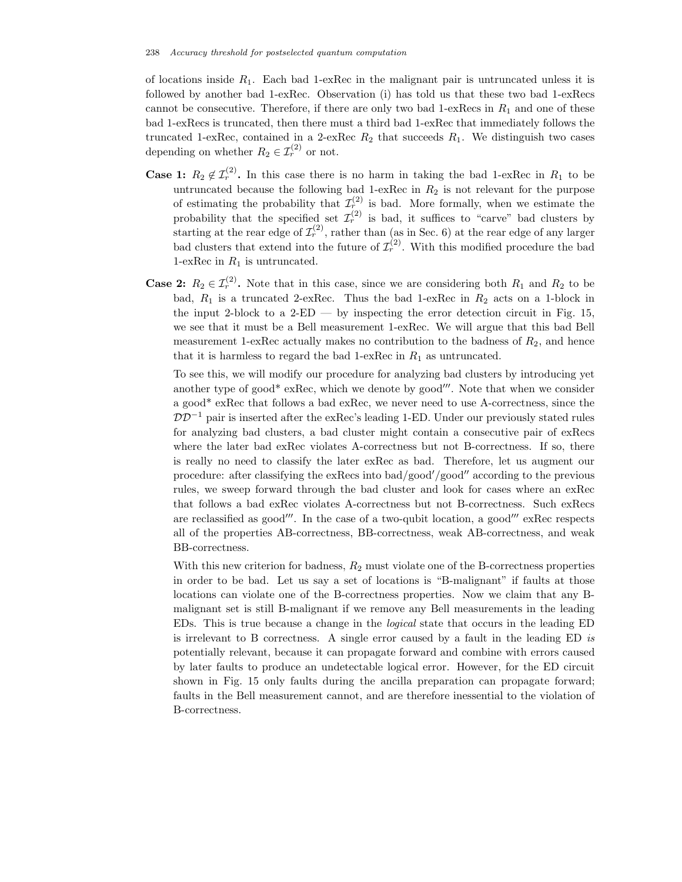of locations inside $R_1$. Each bad 1-exRec in the malignant pair is untruncated unless it is followed by another bad 1-exRec. Observation (i) has told us that these two bad 1-exRecs cannot be consecutive. Therefore, if there are only two bad 1-exRecs in $R_1$ and one of these bad 1-exRecs is truncated, then there must a third bad 1-exRec that immediately follows the truncated 1-exRec, contained in a 2-exRec $R_2$ that succeeds $R_1$. We distinguish two cases depending on whether $R_2 \in \mathcal{I}_r^{(2)}$ or not.

**Case 1: $R_2 \notin \mathcal{I}_r^{(2)}$.** In this case there is no harm in taking the bad 1-exRec in $R_1$ to be untruncated because the following bad 1-exRec in $R_2$ is not relevant for the purpose of estimating the probability that $\mathcal{I}_r^{(2)}$ is bad. More formally, when we estimate the probability that the specified set $\mathcal{I}_r^{(2)}$ is bad, it suffices to "carve" bad clusters by starting at the rear edge of $\mathcal{I}_r^{(2)}$, rather than (as in Sec. 6) at the rear edge of any larger bad clusters that extend into the future of $\mathcal{I}_r^{(2)}$. With this modified procedure the bad 1-exRec in $R_1$ is untruncated.

**Case 2: $R_2 \in \mathcal{I}_r^{(2)}$.** Note that in this case, since we are considering both $R_1$ and $R_2$ to be bad, $R_1$ is a truncated 2-exRec. Thus the bad 1-exRec in $R_2$ acts on a 1-block in the input 2-block to a 2-ED — by inspecting the error detection circuit in Fig. 15, we see that it must be a Bell measurement 1-exRec. We will argue that this bad Bell measurement 1-exRec actually makes no contribution to the badness of $R_2$, and hence that it is harmless to regard the bad 1-exRec in $R_1$ as untruncated.

To see this, we will modify our procedure for analyzing bad clusters by introducing yet another type of good* exRec, which we denote by good‴. Note that when we consider a good* exRec that follows a bad exRec, we never need to use A-correctness, since the $\mathcal{D}\mathcal{D}^{-1}$ pair is inserted after the exRec's leading 1-ED. Under our previously stated rules for analyzing bad clusters, a bad cluster might contain a consecutive pair of exRecs where the later bad exRec violates A-correctness but not B-correctness. If so, there is really no need to classify the later exRec as bad. Therefore, let us augment our procedure: after classifying the exRecs into bad/good′/good″ according to the previous rules, we sweep forward through the bad cluster and look for cases where an exRec that follows a bad exRec violates A-correctness but not B-correctness. Such exRecs are reclassified as good‴. In the case of a two-qubit location, a good‴ exRec respects all of the properties AB-correctness, BB-correctness, weak AB-correctness, and weak BB-correctness.

With this new criterion for badness, $R_2$ must violate one of the B-correctness properties in order to be bad. Let us say a set of locations is "B-malignant" if faults at those locations can violate one of the B-correctness properties. Now we claim that any B-malignant set is still B-malignant if we remove any Bell measurements in the leading EDs. This is true because a change in the *logical* state that occurs in the leading ED is irrelevant to B correctness. A single error caused by a fault in the leading ED *is* potentially relevant, because it can propagate forward and combine with errors caused by later faults to produce an undetectable logical error. However, for the ED circuit shown in Fig. 15 only faults during the ancilla preparation can propagate forward; faults in the Bell measurement cannot, and are therefore inessential to the violation of B-correctness.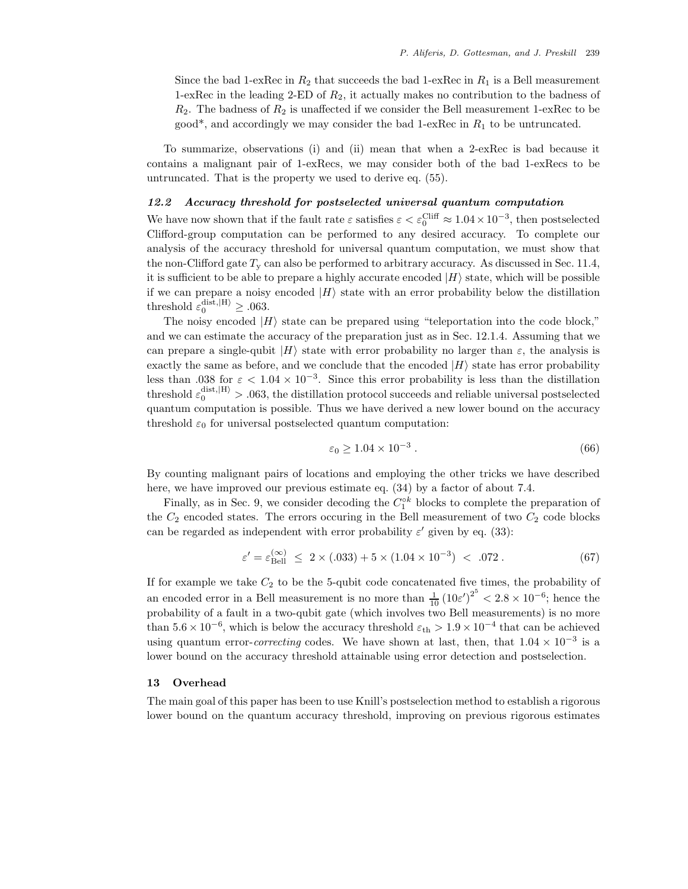Since the bad 1-exRec in $R_2$ that succeeds the bad 1-exRec in $R_1$ is a Bell measurement 1-exRec in the leading 2-ED of $R_2$, it actually makes no contribution to the badness of $R_2$. The badness of $R_2$ is unaffected if we consider the Bell measurement 1-exRec to be good*, and accordingly we may consider the bad 1-exRec in $R_1$ to be untruncated.

To summarize, observations (i) and (ii) mean that when a 2-exRec is bad because it contains a malignant pair of 1-exRecs, we may consider both of the bad 1-exRecs to be untruncated. That is the property we used to derive eq. (55).

### *12.2 Accuracy threshold for postselected universal quantum computation*

We have now shown that if the fault rate $\varepsilon$ satisfies $\varepsilon < \varepsilon_0^{\rm Cliff} \approx 1.04\times 10^{-3}$, then postselected Clifford-group computation can be performed to any desired accuracy. To complete our analysis of the accuracy threshold for universal quantum computation, we must show that the non-Clifford gate $T_{\rm y}$ can also be performed to arbitrary accuracy. As discussed in Sec. 11.4, it is sufficient to be able to prepare a highly accurate encoded $|H\rangle$ state, which will be possible if we can prepare a noisy encoded $|H\rangle$ state with an error probability below the distillation threshold $\varepsilon_0^{{\rm dist},|{\rm H}\rangle} \geq .063$.

The noisy encoded $|H\rangle$ state can be prepared using "teleportation into the code block," and we can estimate the accuracy of the preparation just as in Sec. 12.1.4. Assuming that we can prepare a single-qubit $|H\rangle$ state with error probability no larger than $\varepsilon$, the analysis is exactly the same as before, and we conclude that the encoded $|H\rangle$ state has error probability less than .038 for $\varepsilon < 1.04\times 10^{-3}$. Since this error probability is less than the distillation threshold $\varepsilon_0^{{\rm dist},|{\rm H}\rangle} > .063$, the distillation protocol succeeds and reliable universal postselected quantum computation is possible. Thus we have derived a new lower bound on the accuracy threshold $\varepsilon_0$ for universal postselected quantum computation:

$$\varepsilon_0 \geq 1.04\times 10^{-3}\ . \tag{66}$$

By counting malignant pairs of locations and employing the other tricks we have described here, we have improved our previous estimate eq. (34) by a factor of about 7.4.

Finally, as in Sec. 9, we consider decoding the $C_1^{\circ k}$ blocks to complete the preparation of the $C_2$ encoded states. The errors occuring in the Bell measurement of two $C_2$ code blocks can be regarded as independent with error probability $\varepsilon'$ given by eq. (33):

$$\varepsilon' = \varepsilon_{\rm Bell}^{(\infty)} \ \leq\ 2\times(.033) + 5\times(1.04\times 10^{-3})\ <\ .072\ . \tag{67}$$

If for example we take $C_2$ to be the 5-qubit code concatenated five times, the probability of an encoded error in a Bell measurement is no more than $\frac{1}{10}\left(10\varepsilon'\right)^{2^5} < 2.8\times 10^{-6}$; hence the probability of a fault in a two-qubit gate (which involves two Bell measurements) is no more than $5.6\times 10^{-6}$, which is below the accuracy threshold $\varepsilon_{\rm th} > 1.9\times 10^{-4}$ that can be achieved using quantum error-*correcting* codes. We have shown at last, then, that $1.04\times 10^{-3}$ is a lower bound on the accuracy threshold attainable using error detection and postselection.

## 13 Overhead

The main goal of this paper has been to use Knill's postselection method to establish a rigorous lower bound on the quantum accuracy threshold, improving on previous rigorous estimates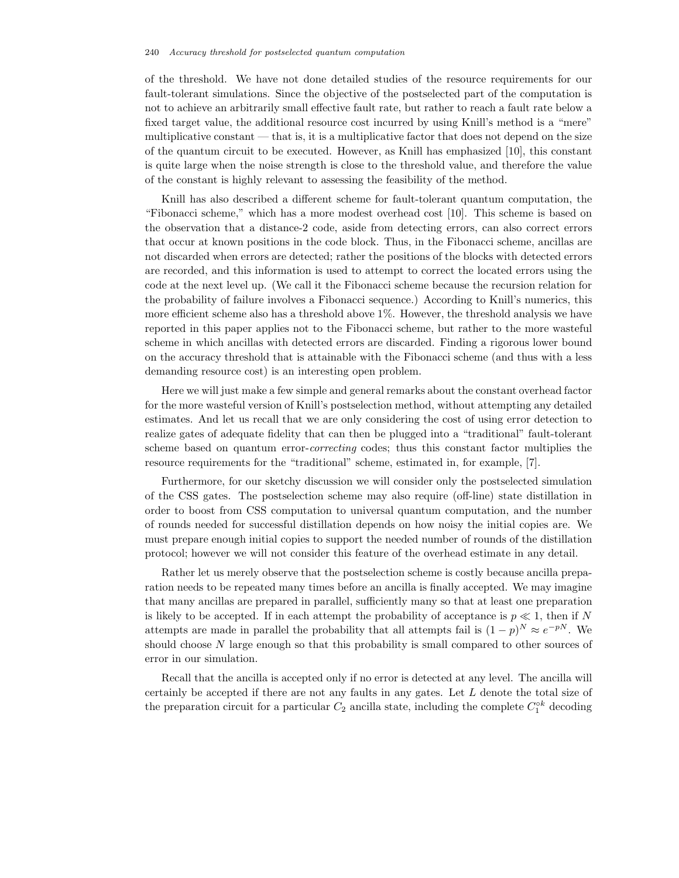of the threshold. We have not done detailed studies of the resource requirements for our fault-tolerant simulations. Since the objective of the postselected part of the computation is not to achieve an arbitrarily small effective fault rate, but rather to reach a fault rate below a fixed target value, the additional resource cost incurred by using Knill's method is a "mere" multiplicative constant — that is, it is a multiplicative factor that does not depend on the size of the quantum circuit to be executed. However, as Knill has emphasized [10], this constant is quite large when the noise strength is close to the threshold value, and therefore the value of the constant is highly relevant to assessing the feasibility of the method.

Knill has also described a different scheme for fault-tolerant quantum computation, the "Fibonacci scheme," which has a more modest overhead cost [10]. This scheme is based on the observation that a distance-2 code, aside from detecting errors, can also correct errors that occur at known positions in the code block. Thus, in the Fibonacci scheme, ancillas are not discarded when errors are detected; rather the positions of the blocks with detected errors are recorded, and this information is used to attempt to correct the located errors using the code at the next level up. (We call it the Fibonacci scheme because the recursion relation for the probability of failure involves a Fibonacci sequence.) According to Knill's numerics, this more efficient scheme also has a threshold above 1%. However, the threshold analysis we have reported in this paper applies not to the Fibonacci scheme, but rather to the more wasteful scheme in which ancillas with detected errors are discarded. Finding a rigorous lower bound on the accuracy threshold that is attainable with the Fibonacci scheme (and thus with a less demanding resource cost) is an interesting open problem.

Here we will just make a few simple and general remarks about the constant overhead factor for the more wasteful version of Knill's postselection method, without attempting any detailed estimates. And let us recall that we are only considering the cost of using error detection to realize gates of adequate fidelity that can then be plugged into a "traditional" fault-tolerant scheme based on quantum error-*correcting* codes; thus this constant factor multiplies the resource requirements for the "traditional" scheme, estimated in, for example, [7].

Furthermore, for our sketchy discussion we will consider only the postselected simulation of the CSS gates. The postselection scheme may also require (off-line) state distillation in order to boost from CSS computation to universal quantum computation, and the number of rounds needed for successful distillation depends on how noisy the initial copies are. We must prepare enough initial copies to support the needed number of rounds of the distillation protocol; however we will not consider this feature of the overhead estimate in any detail.

Rather let us merely observe that the postselection scheme is costly because ancilla preparation needs to be repeated many times before an ancilla is finally accepted. We may imagine that many ancillas are prepared in parallel, sufficiently many so that at least one preparation is likely to be accepted. If in each attempt the probability of acceptance is $p \ll 1$, then if $N$ attempts are made in parallel the probability that all attempts fail is $(1-p)^N \approx e^{-pN}$. We should choose $N$ large enough so that this probability is small compared to other sources of error in our simulation.

Recall that the ancilla is accepted only if no error is detected at any level. The ancilla will certainly be accepted if there are not any faults in any gates. Let $L$ denote the total size of the preparation circuit for a particular $C_2$ ancilla state, including the complete $C_1^{\circ k}$ decoding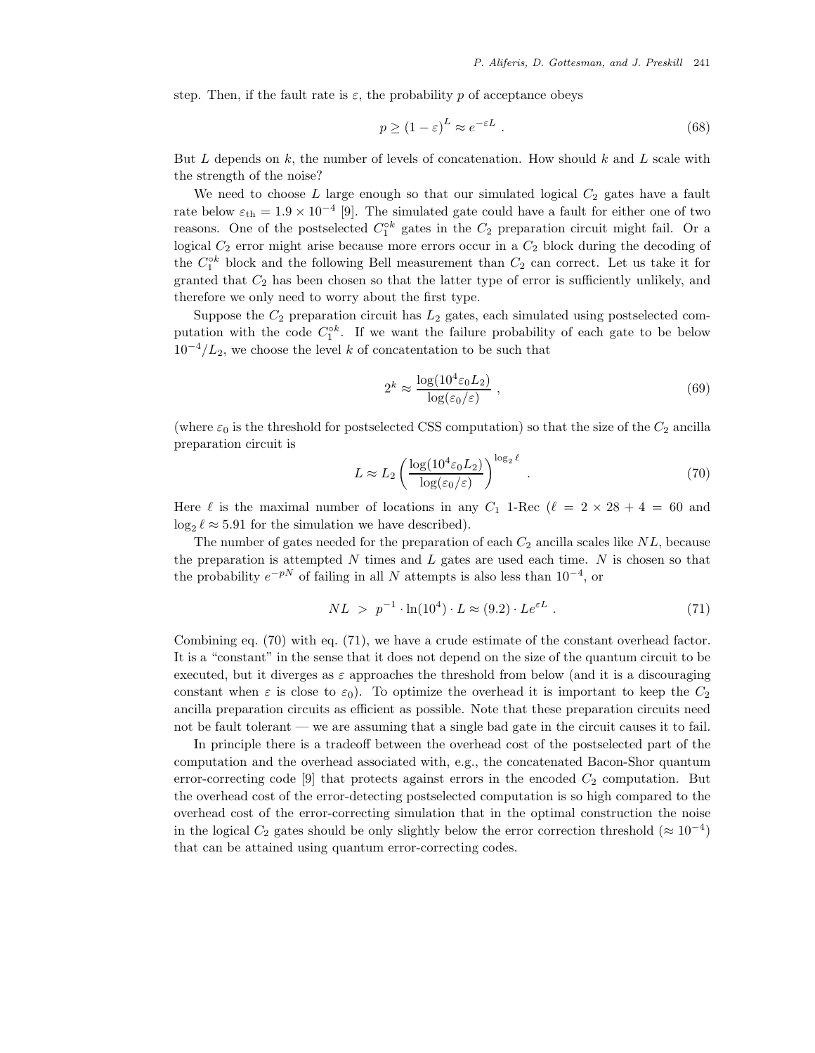step. Then, if the fault rate is $\varepsilon$, the probability $p$ of acceptance obeys

$$p \geq (1-\varepsilon)^L \approx e^{-\varepsilon L} . \tag{68}$$

But $L$ depends on $k$, the number of levels of concatenation. How should $k$ and $L$ scale with the strength of the noise?

We need to choose $L$ large enough so that our simulated logical $C_2$ gates have a fault rate below $\varepsilon_{\rm th} = 1.9 \times 10^{-4}$ [9]. The simulated gate could have a fault for either one of two reasons. One of the postselected $C_1^{\circ k}$ gates in the $C_2$ preparation circuit might fail. Or a logical $C_2$ error might arise because more errors occur in a $C_2$ block during the decoding of the $C_1^{\circ k}$ block and the following Bell measurement than $C_2$ can correct. Let us take it for granted that $C_2$ has been chosen so that the latter type of error is sufficiently unlikely, and therefore we only need to worry about the first type.

Suppose the $C_2$ preparation circuit has $L_2$ gates, each simulated using postselected computation with the code $C_1^{\circ k}$. If we want the failure probability of each gate to be below $10^{-4}/L_2$, we choose the level $k$ of concatentation to be such that

$$2^k \approx \frac{\log(10^4 \varepsilon_0 L_2)}{\log(\varepsilon_0/\varepsilon)} , \tag{69}$$

(where $\varepsilon_0$ is the threshold for postselected CSS computation) so that the size of the $C_2$ ancilla preparation circuit is

$$L \approx L_2 \left( \frac{\log(10^4 \varepsilon_0 L_2)}{\log(\varepsilon_0/\varepsilon)} \right)^{\log_2 \ell} . \tag{70}$$

Here $\ell$ is the maximal number of locations in any $C_1$ 1-Rec ($\ell = 2 \times 28 + 4 = 60$ and $\log_2 \ell \approx 5.91$ for the simulation we have described).

The number of gates needed for the preparation of each $C_2$ ancilla scales like $NL$, because the preparation is attempted $N$ times and $L$ gates are used each time. $N$ is chosen so that the probability $e^{-pN}$ of failing in all $N$ attempts is also less than $10^{-4}$, or

$$NL \ > \ p^{-1} \cdot \ln(10^4) \cdot L \approx (9.2) \cdot L e^{\varepsilon L} . \tag{71}$$

Combining eq. (70) with eq. (71), we have a crude estimate of the constant overhead factor. It is a "constant" in the sense that it does not depend on the size of the quantum circuit to be executed, but it diverges as $\varepsilon$ approaches the threshold from below (and it is a discouraging constant when $\varepsilon$ is close to $\varepsilon_0$). To optimize the overhead it is important to keep the $C_2$ ancilla preparation circuits as efficient as possible. Note that these preparation circuits need not be fault tolerant — we are assuming that a single bad gate in the circuit causes it to fail.

In principle there is a tradeoff between the overhead cost of the postselected part of the computation and the overhead associated with, e.g., the concatenated Bacon-Shor quantum error-correcting code [9] that protects against errors in the encoded $C_2$ computation. But the overhead cost of the error-detecting postselected computation is so high compared to the overhead cost of the error-correcting simulation that in the optimal construction the noise in the logical $C_2$ gates should be only slightly below the error correction threshold ($\approx 10^{-4}$) that can be attained using quantum error-correcting codes.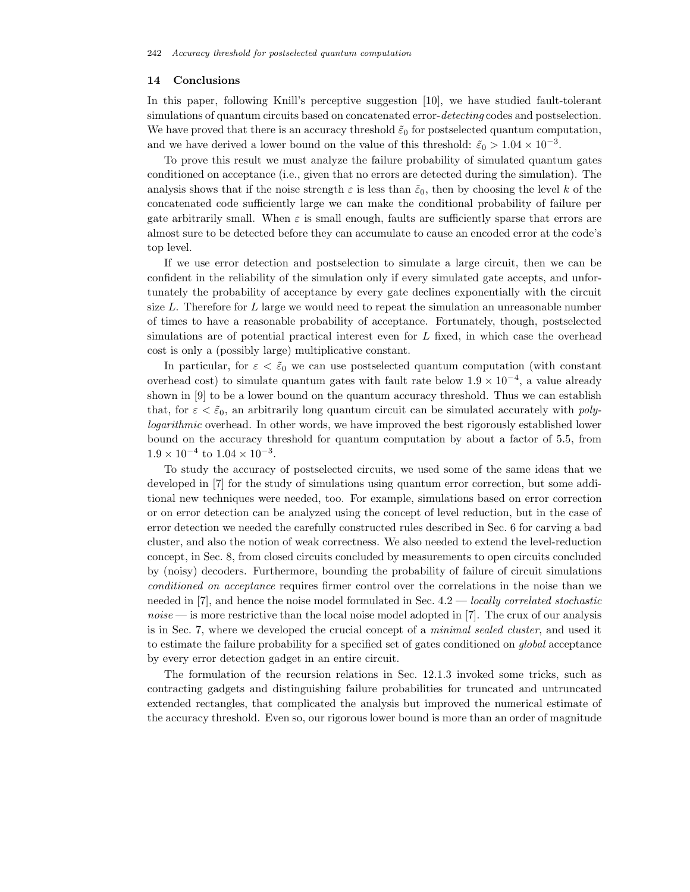## 14 Conclusions

In this paper, following Knill's perceptive suggestion [10], we have studied fault-tolerant simulations of quantum circuits based on concatenated error-*detecting* codes and postselection. We have proved that there is an accuracy threshold $\tilde{\varepsilon}_0$ for postselected quantum computation, and we have derived a lower bound on the value of this threshold: $\tilde{\varepsilon}_0 > 1.04 \times 10^{-3}$.

To prove this result we must analyze the failure probability of simulated quantum gates conditioned on acceptance (i.e., given that no errors are detected during the simulation). The analysis shows that if the noise strength $\varepsilon$ is less than $\tilde{\varepsilon}_0$, then by choosing the level $k$ of the concatenated code sufficiently large we can make the conditional probability of failure per gate arbitrarily small. When $\varepsilon$ is small enough, faults are sufficiently sparse that errors are almost sure to be detected before they can accumulate to cause an encoded error at the code's top level.

If we use error detection and postselection to simulate a large circuit, then we can be confident in the reliability of the simulation only if every simulated gate accepts, and unfortunately the probability of acceptance by every gate declines exponentially with the circuit size $L$. Therefore for $L$ large we would need to repeat the simulation an unreasonable number of times to have a reasonable probability of acceptance. Fortunately, though, postselected simulations are of potential practical interest even for $L$ fixed, in which case the overhead cost is only a (possibly large) multiplicative constant.

In particular, for $\varepsilon < \tilde{\varepsilon}_0$ we can use postselected quantum computation (with constant overhead cost) to simulate quantum gates with fault rate below $1.9 \times 10^{-4}$, a value already shown in [9] to be a lower bound on the quantum accuracy threshold. Thus we can establish that, for $\varepsilon < \tilde{\varepsilon}_0$, an arbitrarily long quantum circuit can be simulated accurately with *polylogarithmic* overhead. In other words, we have improved the best rigorously established lower bound on the accuracy threshold for quantum computation by about a factor of 5.5, from $1.9 \times 10^{-4}$ to $1.04 \times 10^{-3}$.

To study the accuracy of postselected circuits, we used some of the same ideas that we developed in [7] for the study of simulations using quantum error correction, but some additional new techniques were needed, too. For example, simulations based on error correction or on error detection can be analyzed using the concept of level reduction, but in the case of error detection we needed the carefully constructed rules described in Sec. 6 for carving a bad cluster, and also the notion of weak correctness. We also needed to extend the level-reduction concept, in Sec. 8, from closed circuits concluded by measurements to open circuits concluded by (noisy) decoders. Furthermore, bounding the probability of failure of circuit simulations *conditioned on acceptance* requires firmer control over the correlations in the noise than we needed in [7], and hence the noise model formulated in Sec. 4.2 — *locally correlated stochastic noise* — is more restrictive than the local noise model adopted in [7]. The crux of our analysis is in Sec. 7, where we developed the crucial concept of a *minimal sealed cluster*, and used it to estimate the failure probability for a specified set of gates conditioned on *global* acceptance by every error detection gadget in an entire circuit.

The formulation of the recursion relations in Sec. 12.1.3 invoked some tricks, such as contracting gadgets and distinguishing failure probabilities for truncated and untruncated extended rectangles, that complicated the analysis but improved the numerical estimate of the accuracy threshold. Even so, our rigorous lower bound is more than an order of magnitude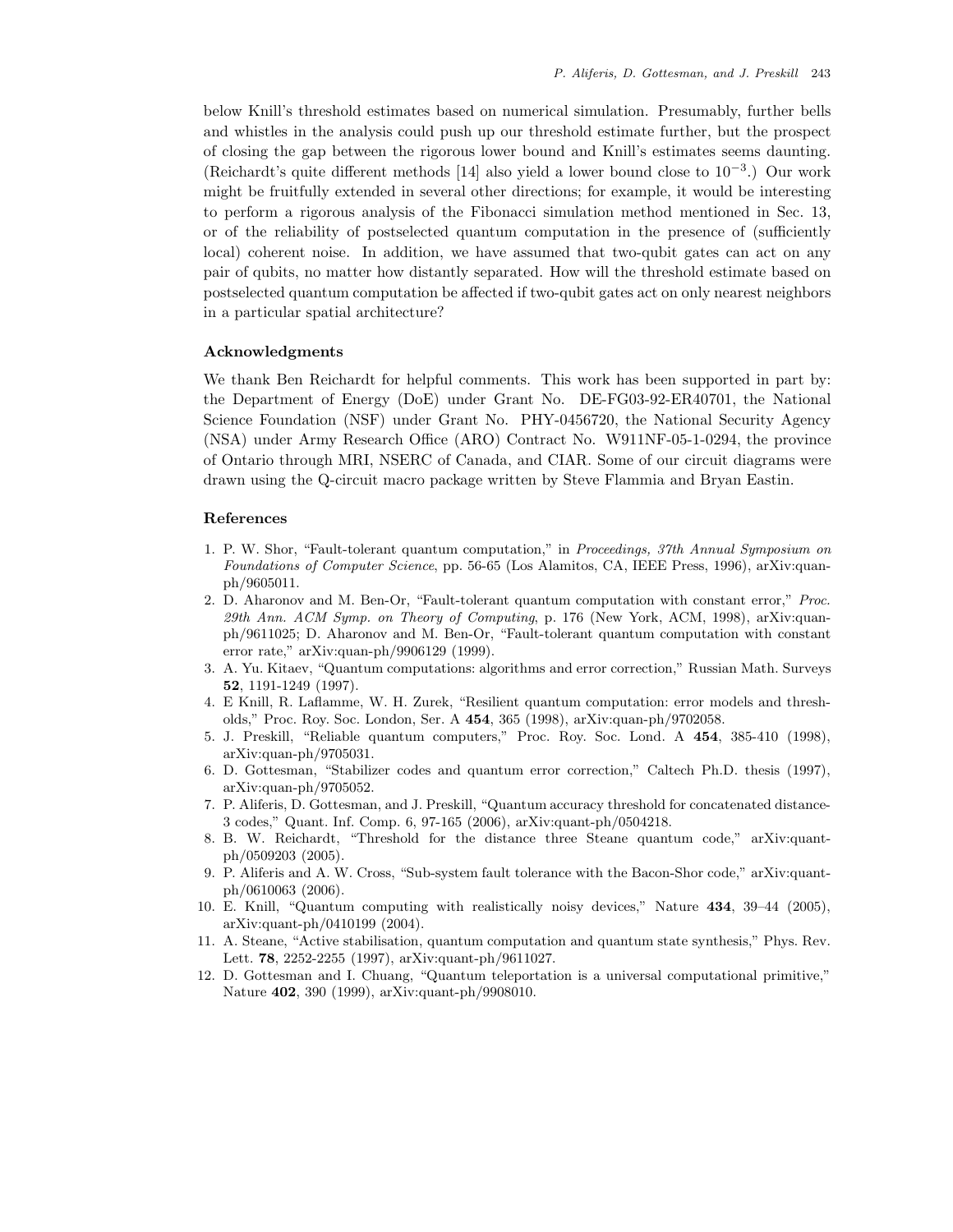below Knill's threshold estimates based on numerical simulation. Presumably, further bells and whistles in the analysis could push up our threshold estimate further, but the prospect of closing the gap between the rigorous lower bound and Knill's estimates seems daunting. (Reichardt's quite different methods [14] also yield a lower bound close to $10^{-3}$.) Our work might be fruitfully extended in several other directions; for example, it would be interesting to perform a rigorous analysis of the Fibonacci simulation method mentioned in Sec. 13, or of the reliability of postselected quantum computation in the presence of (sufficiently local) coherent noise. In addition, we have assumed that two-qubit gates can act on any pair of qubits, no matter how distantly separated. How will the threshold estimate based on postselected quantum computation be affected if two-qubit gates act on only nearest neighbors in a particular spatial architecture?

### Acknowledgments

We thank Ben Reichardt for helpful comments. This work has been supported in part by: the Department of Energy (DoE) under Grant No. DE-FG03-92-ER40701, the National Science Foundation (NSF) under Grant No. PHY-0456720, the National Security Agency (NSA) under Army Research Office (ARO) Contract No. W911NF-05-1-0294, the province of Ontario through MRI, NSERC of Canada, and CIAR. Some of our circuit diagrams were drawn using the Q-circuit macro package written by Steve Flammia and Bryan Eastin.

### References

1. P. W. Shor, "Fault-tolerant quantum computation," in *Proceedings, 37th Annual Symposium on Foundations of Computer Science*, pp. 56-65 (Los Alamitos, CA, IEEE Press, 1996), arXiv:quan-ph/9605011.
2. D. Aharonov and M. Ben-Or, "Fault-tolerant quantum computation with constant error," *Proc. 29th Ann. ACM Symp. on Theory of Computing*, p. 176 (New York, ACM, 1998), arXiv:quan-ph/9611025; D. Aharonov and M. Ben-Or, "Fault-tolerant quantum computation with constant error rate," arXiv:quan-ph/9906129 (1999).
3. A. Yu. Kitaev, "Quantum computations: algorithms and error correction," Russian Math. Surveys **52**, 1191-1249 (1997).
4. E Knill, R. Laflamme, W. H. Zurek, "Resilient quantum computation: error models and thresholds," Proc. Roy. Soc. London, Ser. A **454**, 365 (1998), arXiv:quan-ph/9702058.
5. J. Preskill, "Reliable quantum computers," Proc. Roy. Soc. Lond. A **454**, 385-410 (1998), arXiv:quan-ph/9705031.
6. D. Gottesman, "Stabilizer codes and quantum error correction," Caltech Ph.D. thesis (1997), arXiv:quan-ph/9705052.
7. P. Aliferis, D. Gottesman, and J. Preskill, "Quantum accuracy threshold for concatenated distance-3 codes," Quant. Inf. Comp. 6, 97-165 (2006), arXiv:quant-ph/0504218.
8. B. W. Reichardt, "Threshold for the distance three Steane quantum code," arXiv:quant-ph/0509203 (2005).
9. P. Aliferis and A. W. Cross, "Sub-system fault tolerance with the Bacon-Shor code," arXiv:quant-ph/0610063 (2006).
10. E. Knill, "Quantum computing with realistically noisy devices," Nature **434**, 39–44 (2005), arXiv:quant-ph/0410199 (2004).
11. A. Steane, "Active stabilisation, quantum computation and quantum state synthesis," Phys. Rev. Lett. **78**, 2252-2255 (1997), arXiv:quant-ph/9611027.
12. D. Gottesman and I. Chuang, "Quantum teleportation is a universal computational primitive," Nature **402**, 390 (1999), arXiv:quant-ph/9908010.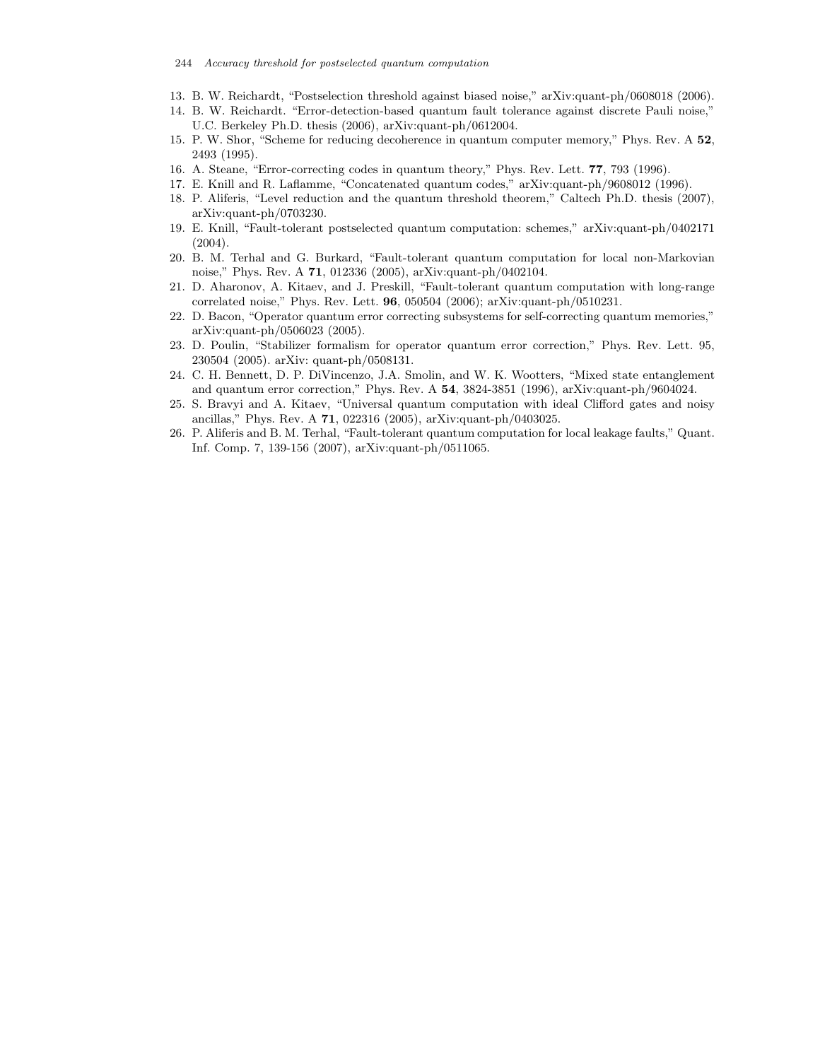13. B. W. Reichardt, "Postselection threshold against biased noise," arXiv:quant-ph/0608018 (2006).
14. B. W. Reichardt. "Error-detection-based quantum fault tolerance against discrete Pauli noise," U.C. Berkeley Ph.D. thesis (2006), arXiv:quant-ph/0612004.
15. P. W. Shor, "Scheme for reducing decoherence in quantum computer memory," Phys. Rev. A **52**, 2493 (1995).
16. A. Steane, "Error-correcting codes in quantum theory," Phys. Rev. Lett. **77**, 793 (1996).
17. E. Knill and R. Laflamme, "Concatenated quantum codes," arXiv:quant-ph/9608012 (1996).
18. P. Aliferis, "Level reduction and the quantum threshold theorem," Caltech Ph.D. thesis (2007), arXiv:quant-ph/0703230.
19. E. Knill, "Fault-tolerant postselected quantum computation: schemes," arXiv:quant-ph/0402171 (2004).
20. B. M. Terhal and G. Burkard, "Fault-tolerant quantum computation for local non-Markovian noise," Phys. Rev. A **71**, 012336 (2005), arXiv:quant-ph/0402104.
21. D. Aharonov, A. Kitaev, and J. Preskill, "Fault-tolerant quantum computation with long-range correlated noise," Phys. Rev. Lett. **96**, 050504 (2006); arXiv:quant-ph/0510231.
22. D. Bacon, "Operator quantum error correcting subsystems for self-correcting quantum memories," arXiv:quant-ph/0506023 (2005).
23. D. Poulin, "Stabilizer formalism for operator quantum error correction," Phys. Rev. Lett. 95, 230504 (2005). arXiv: quant-ph/0508131.
24. C. H. Bennett, D. P. DiVincenzo, J.A. Smolin, and W. K. Wootters, "Mixed state entanglement and quantum error correction," Phys. Rev. A **54**, 3824-3851 (1996), arXiv:quant-ph/9604024.
25. S. Bravyi and A. Kitaev, "Universal quantum computation with ideal Clifford gates and noisy ancillas," Phys. Rev. A **71**, 022316 (2005), arXiv:quant-ph/0403025.
26. P. Aliferis and B. M. Terhal, "Fault-tolerant quantum computation for local leakage faults," Quant. Inf. Comp. 7, 139-156 (2007), arXiv:quant-ph/0511065.